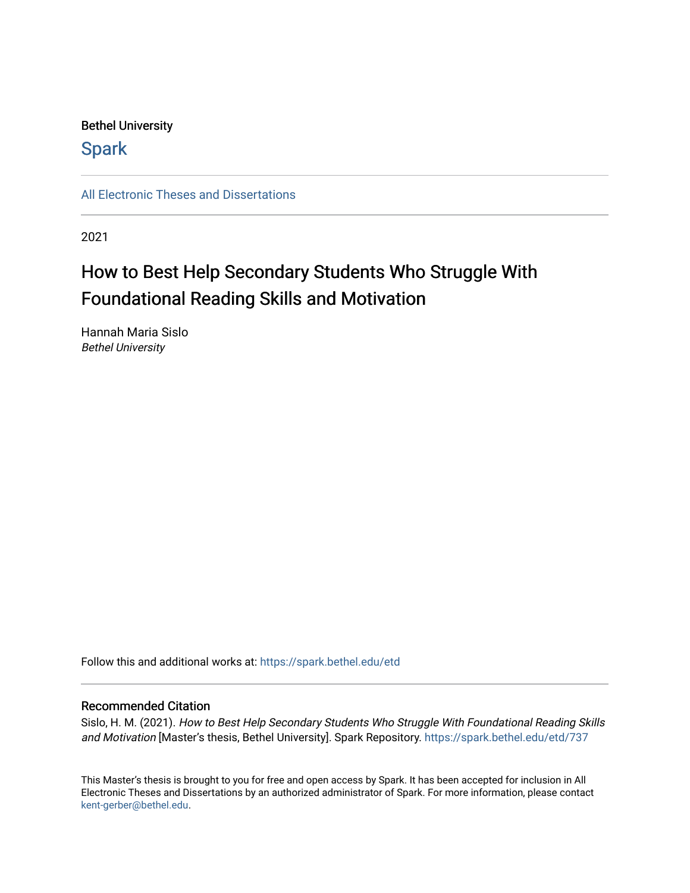Bethel University

Spark

All Electronic Theses and Dissertations

2021

# How to Best Help Secondary Students Who Struggle With Foundational Reading Skills and Motivation

Hannah Maria Sislo
*Bethel University*

Follow this and additional works at: https://spark.bethel.edu/etd

## Recommended Citation

Sislo, H. M. (2021). *How to Best Help Secondary Students Who Struggle With Foundational Reading Skills and Motivation* [Master's thesis, Bethel University]. Spark Repository. https://spark.bethel.edu/etd/737

This Master's thesis is brought to you for free and open access by Spark. It has been accepted for inclusion in All Electronic Theses and Dissertations by an authorized administrator of Spark. For more information, please contact kent-gerber@bethel.edu.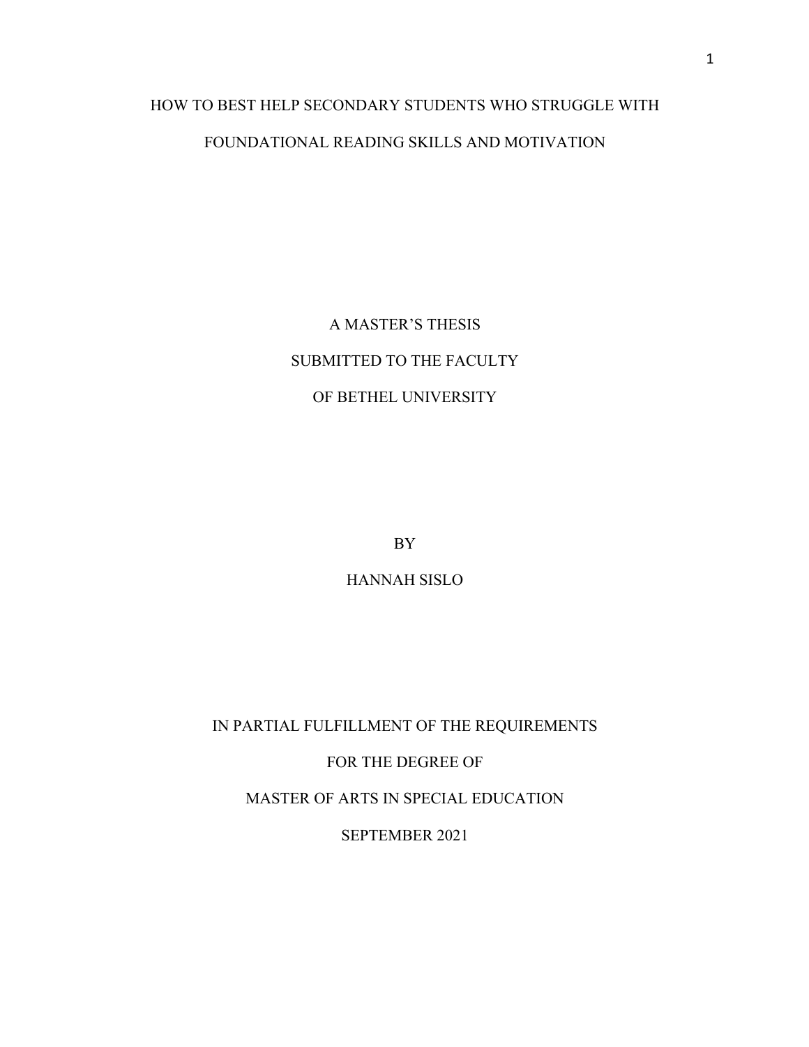# HOW TO BEST HELP SECONDARY STUDENTS WHO STRUGGLE WITH FOUNDATIONAL READING SKILLS AND MOTIVATION

A MASTER'S THESIS

SUBMITTED TO THE FACULTY

OF BETHEL UNIVERSITY

BY

HANNAH SISLO

IN PARTIAL FULFILLMENT OF THE REQUIREMENTS

FOR THE DEGREE OF

MASTER OF ARTS IN SPECIAL EDUCATION

SEPTEMBER 2021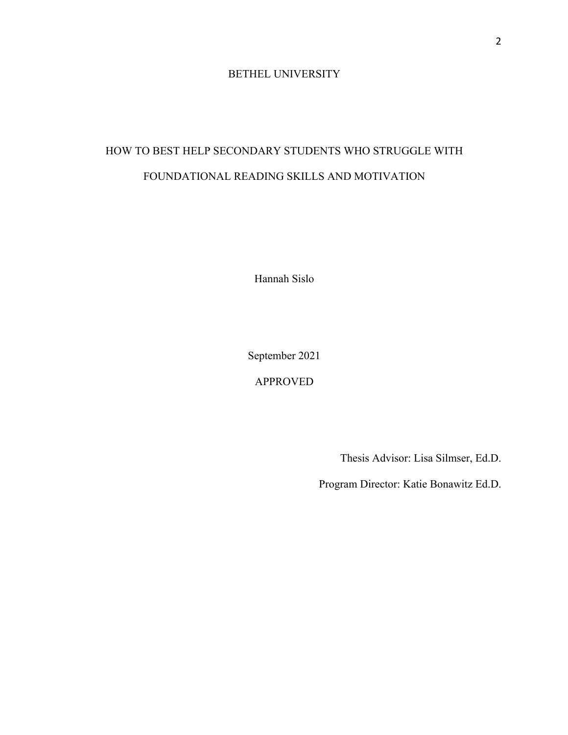BETHEL UNIVERSITY

HOW TO BEST HELP SECONDARY STUDENTS WHO STRUGGLE WITH FOUNDATIONAL READING SKILLS AND MOTIVATION

Hannah Sislo

September 2021

APPROVED

Thesis Advisor: Lisa Silmser, Ed.D.

Program Director: Katie Bonawitz Ed.D.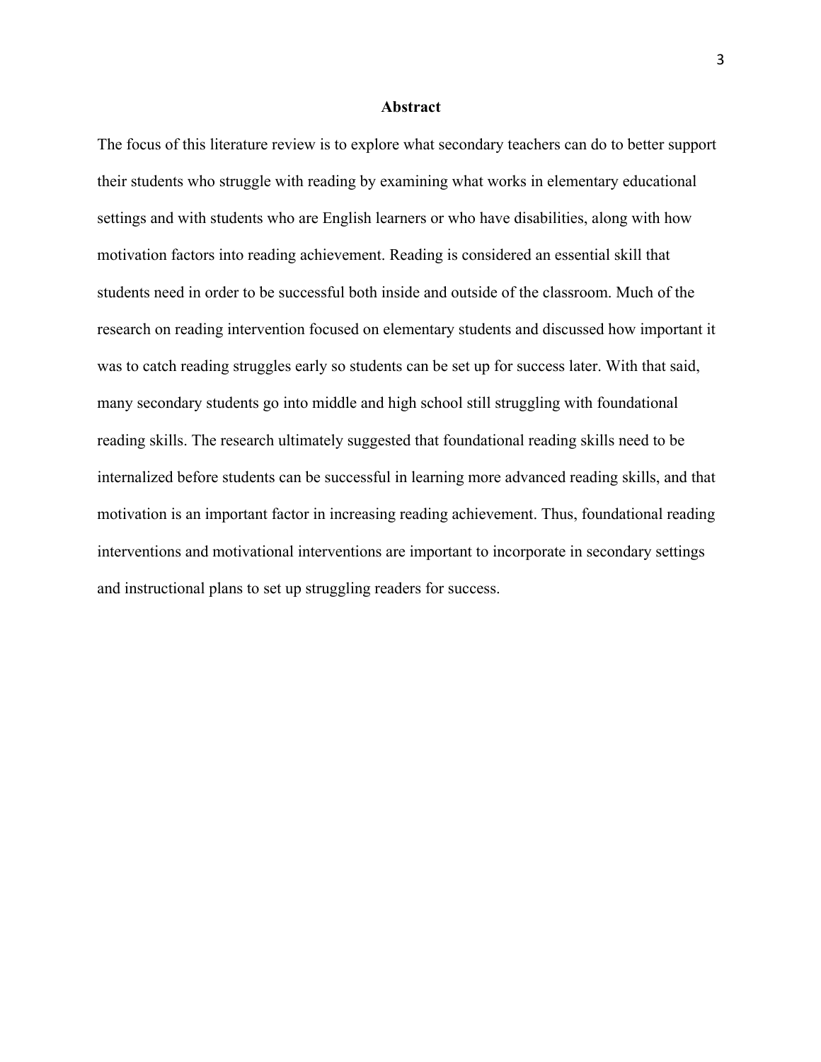## Abstract

The focus of this literature review is to explore what secondary teachers can do to better support their students who struggle with reading by examining what works in elementary educational settings and with students who are English learners or who have disabilities, along with how motivation factors into reading achievement. Reading is considered an essential skill that students need in order to be successful both inside and outside of the classroom. Much of the research on reading intervention focused on elementary students and discussed how important it was to catch reading struggles early so students can be set up for success later. With that said, many secondary students go into middle and high school still struggling with foundational reading skills. The research ultimately suggested that foundational reading skills need to be internalized before students can be successful in learning more advanced reading skills, and that motivation is an important factor in increasing reading achievement. Thus, foundational reading interventions and motivational interventions are important to incorporate in secondary settings and instructional plans to set up struggling readers for success.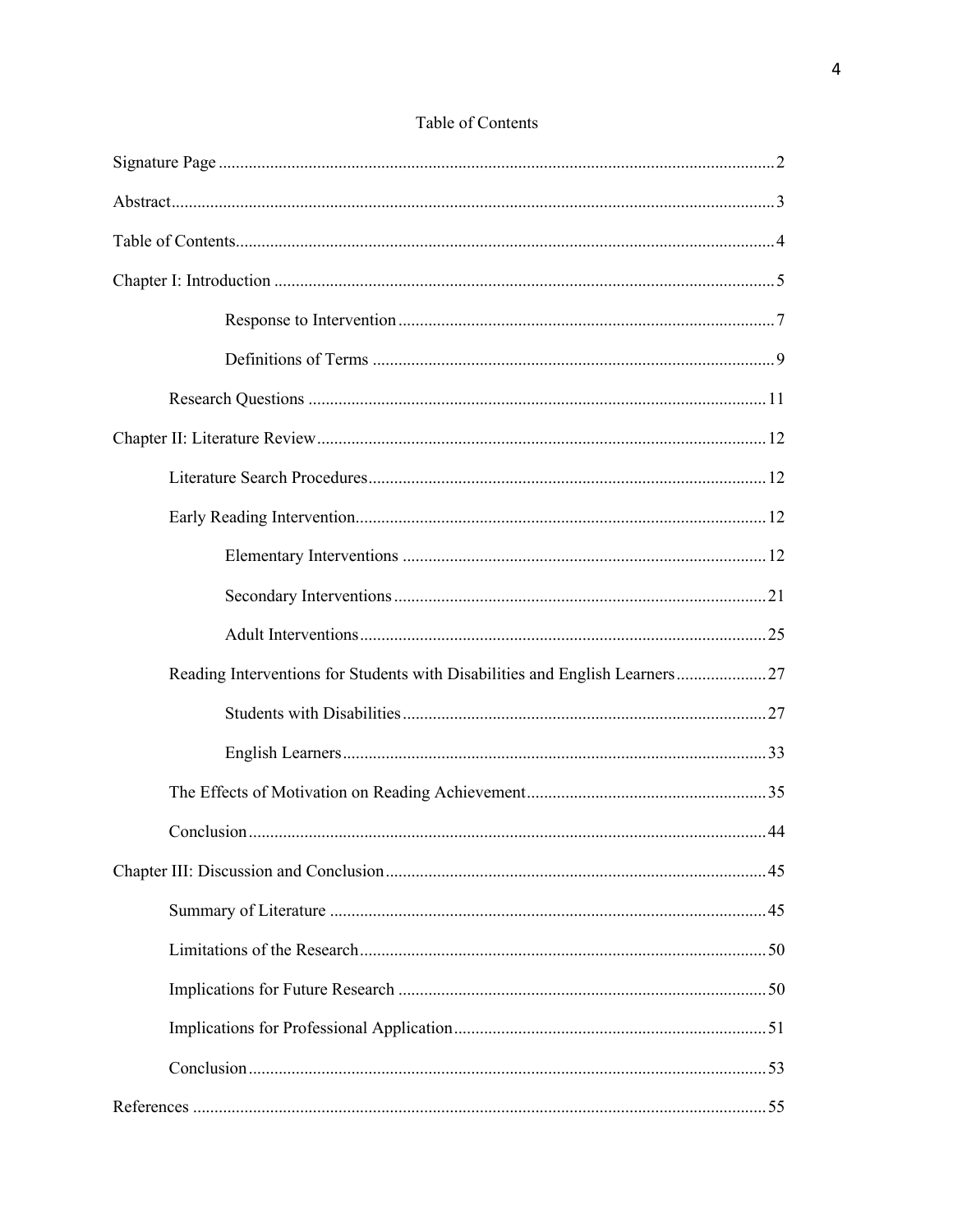# Table of Contents

Signature Page ........ 2

Abstract ........ 3

Table of Contents ........ 4

Chapter I: Introduction ........ 5

- Response to Intervention ........ 7
- Definitions of Terms ........ 9

Research Questions ........ 11

Chapter II: Literature Review ........ 12

- Literature Search Procedures ........ 12
- Early Reading Intervention ........ 12
  - Elementary Interventions ........ 12
  - Secondary Interventions ........ 21
  - Adult Interventions ........ 25
- Reading Interventions for Students with Disabilities and English Learners ........ 27
  - Students with Disabilities ........ 27
  - English Learners ........ 33
- The Effects of Motivation on Reading Achievement ........ 35
- Conclusion ........ 44

Chapter III: Discussion and Conclusion ........ 45

- Summary of Literature ........ 45
- Limitations of the Research ........ 50
- Implications for Future Research ........ 50
- Implications for Professional Application ........ 51
- Conclusion ........ 53

References ........ 55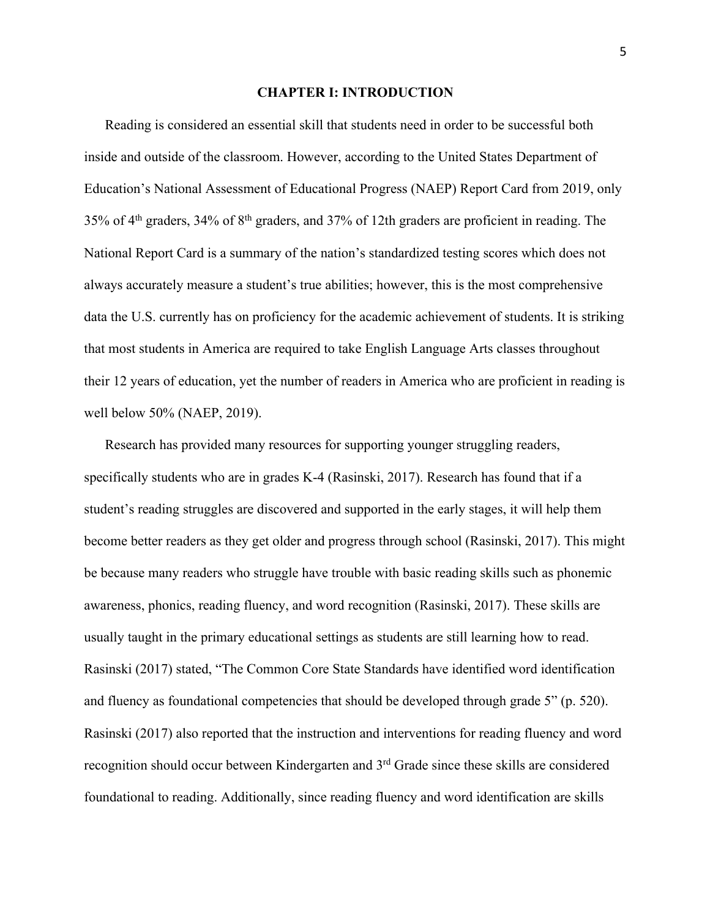# CHAPTER I: INTRODUCTION

Reading is considered an essential skill that students need in order to be successful both inside and outside of the classroom. However, according to the United States Department of Education's National Assessment of Educational Progress (NAEP) Report Card from 2019, only 35% of 4th graders, 34% of 8th graders, and 37% of 12th graders are proficient in reading. The National Report Card is a summary of the nation's standardized testing scores which does not always accurately measure a student's true abilities; however, this is the most comprehensive data the U.S. currently has on proficiency for the academic achievement of students. It is striking that most students in America are required to take English Language Arts classes throughout their 12 years of education, yet the number of readers in America who are proficient in reading is well below 50% (NAEP, 2019).

Research has provided many resources for supporting younger struggling readers, specifically students who are in grades K-4 (Rasinski, 2017). Research has found that if a student's reading struggles are discovered and supported in the early stages, it will help them become better readers as they get older and progress through school (Rasinski, 2017). This might be because many readers who struggle have trouble with basic reading skills such as phonemic awareness, phonics, reading fluency, and word recognition (Rasinski, 2017). These skills are usually taught in the primary educational settings as students are still learning how to read. Rasinski (2017) stated, "The Common Core State Standards have identified word identification and fluency as foundational competencies that should be developed through grade 5" (p. 520). Rasinski (2017) also reported that the instruction and interventions for reading fluency and word recognition should occur between Kindergarten and 3rd Grade since these skills are considered foundational to reading. Additionally, since reading fluency and word identification are skills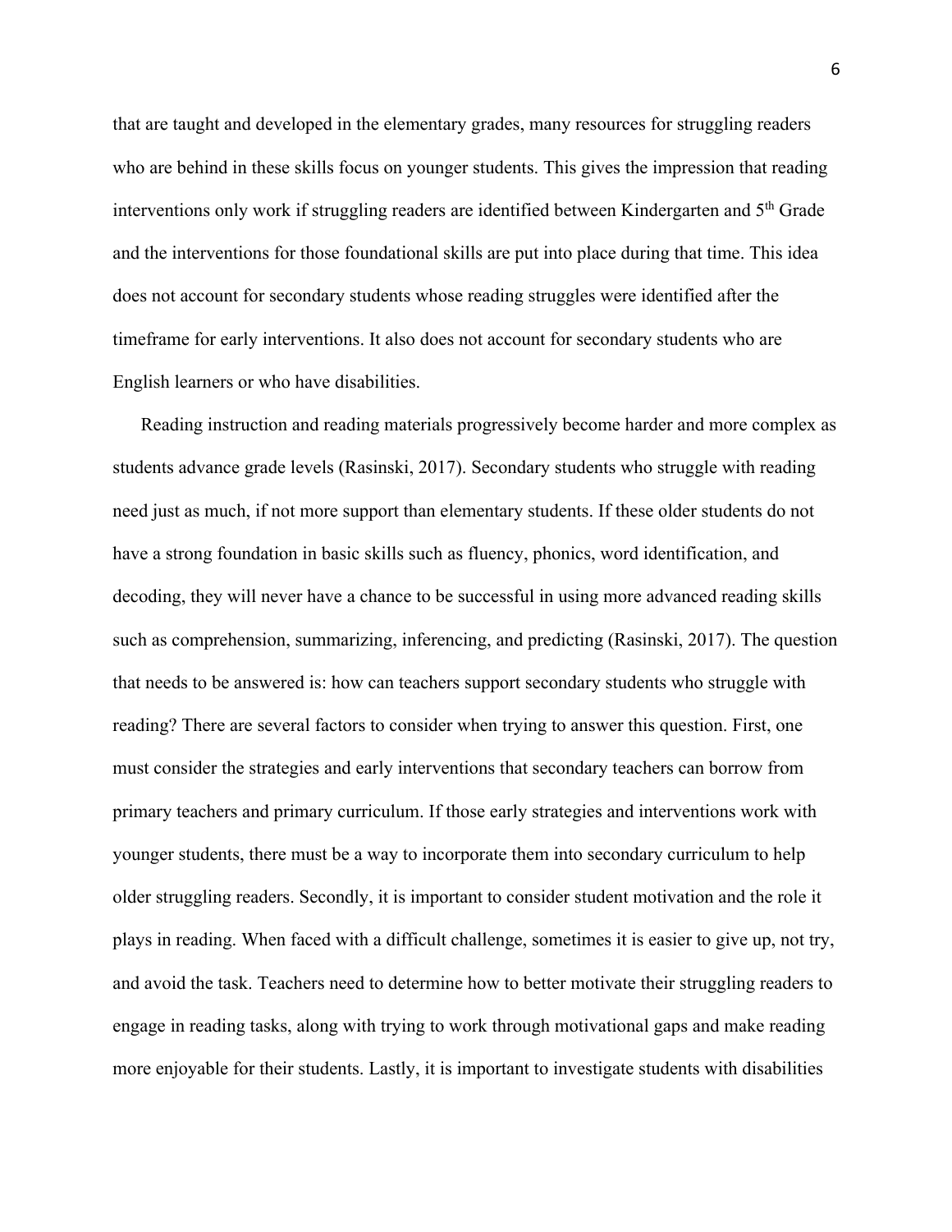that are taught and developed in the elementary grades, many resources for struggling readers who are behind in these skills focus on younger students. This gives the impression that reading interventions only work if struggling readers are identified between Kindergarten and 5th Grade and the interventions for those foundational skills are put into place during that time. This idea does not account for secondary students whose reading struggles were identified after the timeframe for early interventions. It also does not account for secondary students who are English learners or who have disabilities.

Reading instruction and reading materials progressively become harder and more complex as students advance grade levels (Rasinski, 2017). Secondary students who struggle with reading need just as much, if not more support than elementary students. If these older students do not have a strong foundation in basic skills such as fluency, phonics, word identification, and decoding, they will never have a chance to be successful in using more advanced reading skills such as comprehension, summarizing, inferencing, and predicting (Rasinski, 2017). The question that needs to be answered is: how can teachers support secondary students who struggle with reading? There are several factors to consider when trying to answer this question. First, one must consider the strategies and early interventions that secondary teachers can borrow from primary teachers and primary curriculum. If those early strategies and interventions work with younger students, there must be a way to incorporate them into secondary curriculum to help older struggling readers. Secondly, it is important to consider student motivation and the role it plays in reading. When faced with a difficult challenge, sometimes it is easier to give up, not try, and avoid the task. Teachers need to determine how to better motivate their struggling readers to engage in reading tasks, along with trying to work through motivational gaps and make reading more enjoyable for their students. Lastly, it is important to investigate students with disabilities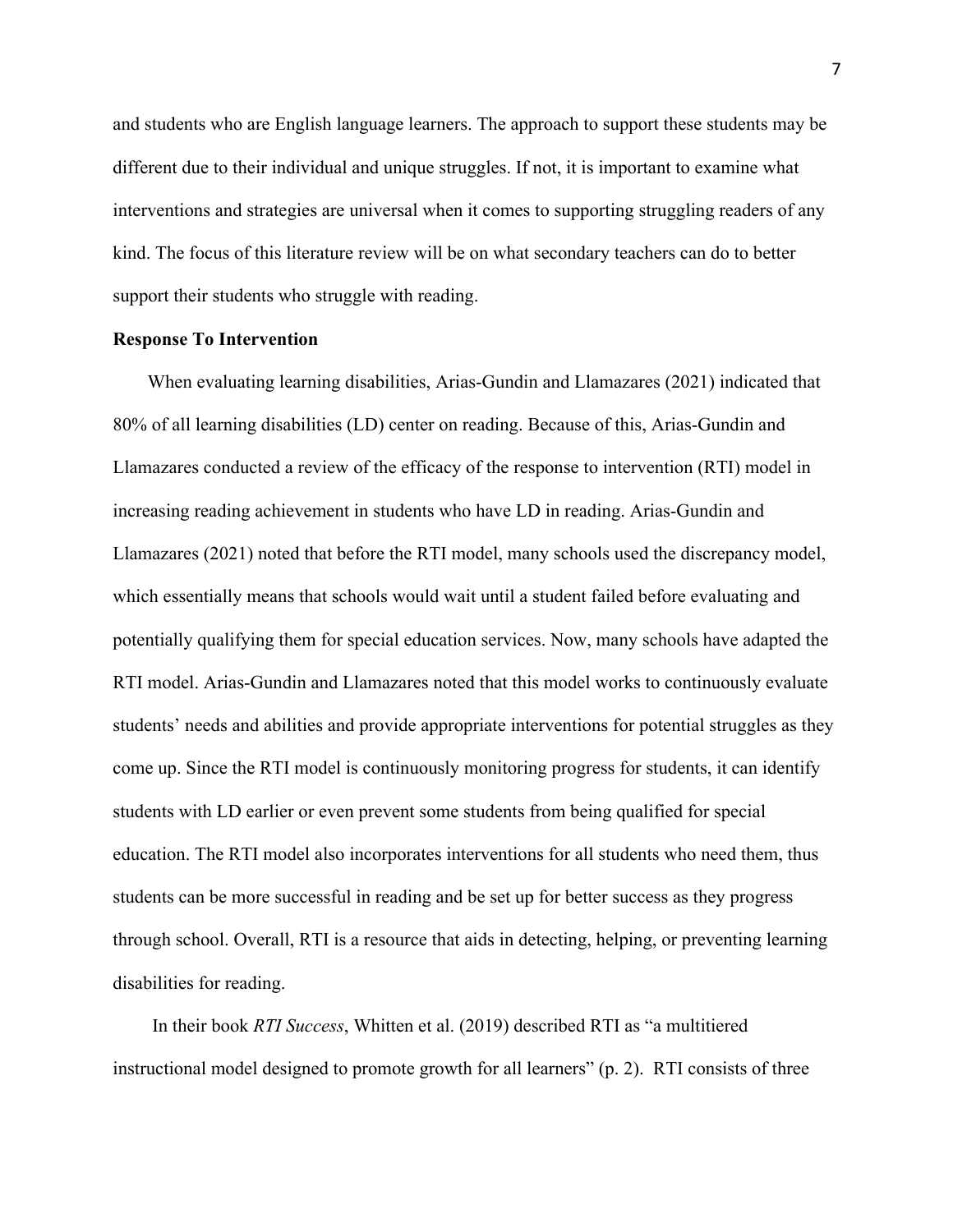and students who are English language learners. The approach to support these students may be different due to their individual and unique struggles. If not, it is important to examine what interventions and strategies are universal when it comes to supporting struggling readers of any kind. The focus of this literature review will be on what secondary teachers can do to better support their students who struggle with reading.

**Response To Intervention**

When evaluating learning disabilities, Arias-Gundin and Llamazares (2021) indicated that 80% of all learning disabilities (LD) center on reading. Because of this, Arias-Gundin and Llamazares conducted a review of the efficacy of the response to intervention (RTI) model in increasing reading achievement in students who have LD in reading. Arias-Gundin and Llamazares (2021) noted that before the RTI model, many schools used the discrepancy model, which essentially means that schools would wait until a student failed before evaluating and potentially qualifying them for special education services. Now, many schools have adapted the RTI model. Arias-Gundin and Llamazares noted that this model works to continuously evaluate students' needs and abilities and provide appropriate interventions for potential struggles as they come up. Since the RTI model is continuously monitoring progress for students, it can identify students with LD earlier or even prevent some students from being qualified for special education. The RTI model also incorporates interventions for all students who need them, thus students can be more successful in reading and be set up for better success as they progress through school. Overall, RTI is a resource that aids in detecting, helping, or preventing learning disabilities for reading.

In their book *RTI Success*, Whitten et al. (2019) described RTI as "a multitiered instructional model designed to promote growth for all learners" (p. 2). RTI consists of three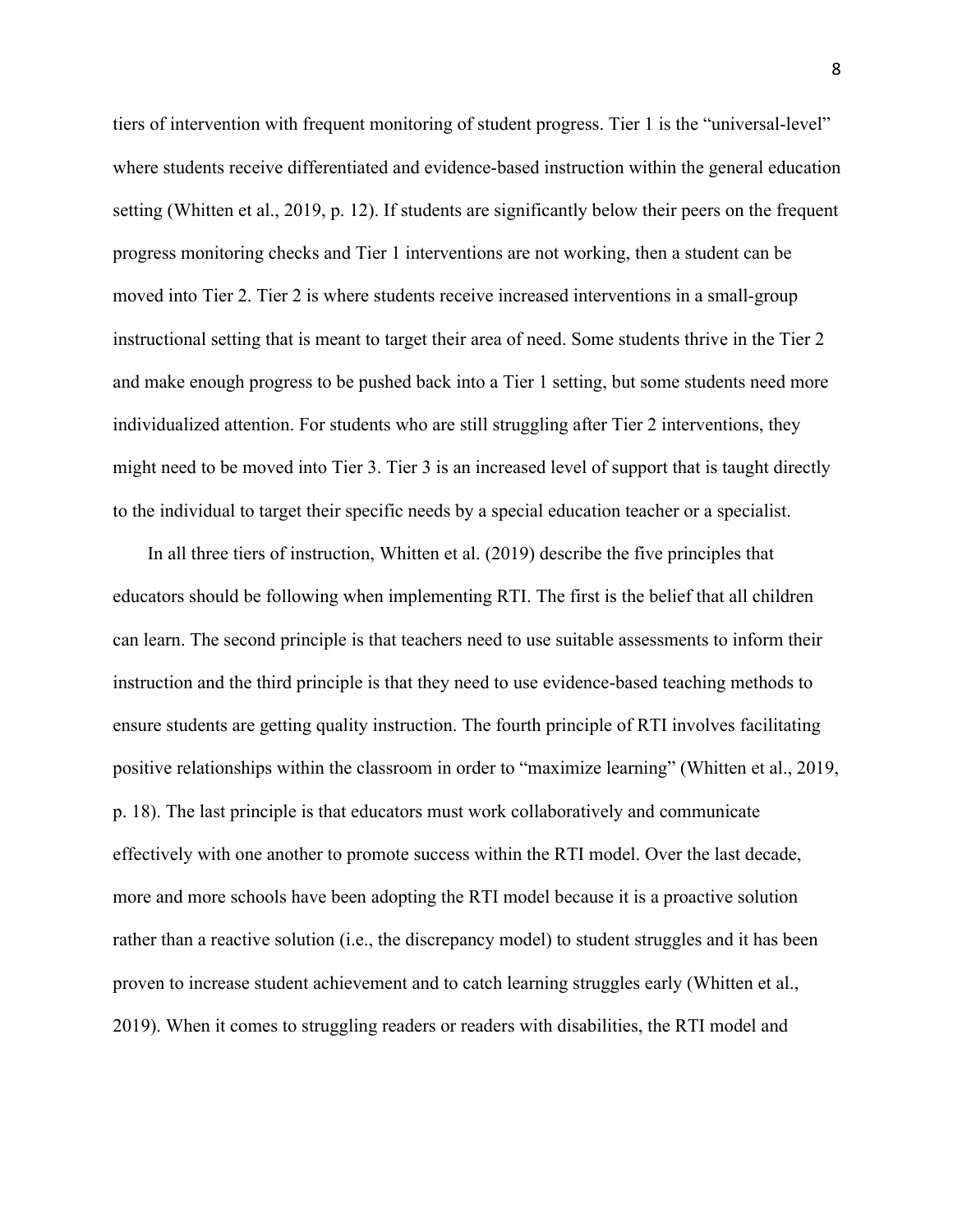tiers of intervention with frequent monitoring of student progress. Tier 1 is the "universal-level" where students receive differentiated and evidence-based instruction within the general education setting (Whitten et al., 2019, p. 12). If students are significantly below their peers on the frequent progress monitoring checks and Tier 1 interventions are not working, then a student can be moved into Tier 2. Tier 2 is where students receive increased interventions in a small-group instructional setting that is meant to target their area of need. Some students thrive in the Tier 2 and make enough progress to be pushed back into a Tier 1 setting, but some students need more individualized attention. For students who are still struggling after Tier 2 interventions, they might need to be moved into Tier 3. Tier 3 is an increased level of support that is taught directly to the individual to target their specific needs by a special education teacher or a specialist.

In all three tiers of instruction, Whitten et al. (2019) describe the five principles that educators should be following when implementing RTI. The first is the belief that all children can learn. The second principle is that teachers need to use suitable assessments to inform their instruction and the third principle is that they need to use evidence-based teaching methods to ensure students are getting quality instruction. The fourth principle of RTI involves facilitating positive relationships within the classroom in order to "maximize learning" (Whitten et al., 2019, p. 18). The last principle is that educators must work collaboratively and communicate effectively with one another to promote success within the RTI model. Over the last decade, more and more schools have been adopting the RTI model because it is a proactive solution rather than a reactive solution (i.e., the discrepancy model) to student struggles and it has been proven to increase student achievement and to catch learning struggles early (Whitten et al., 2019). When it comes to struggling readers or readers with disabilities, the RTI model and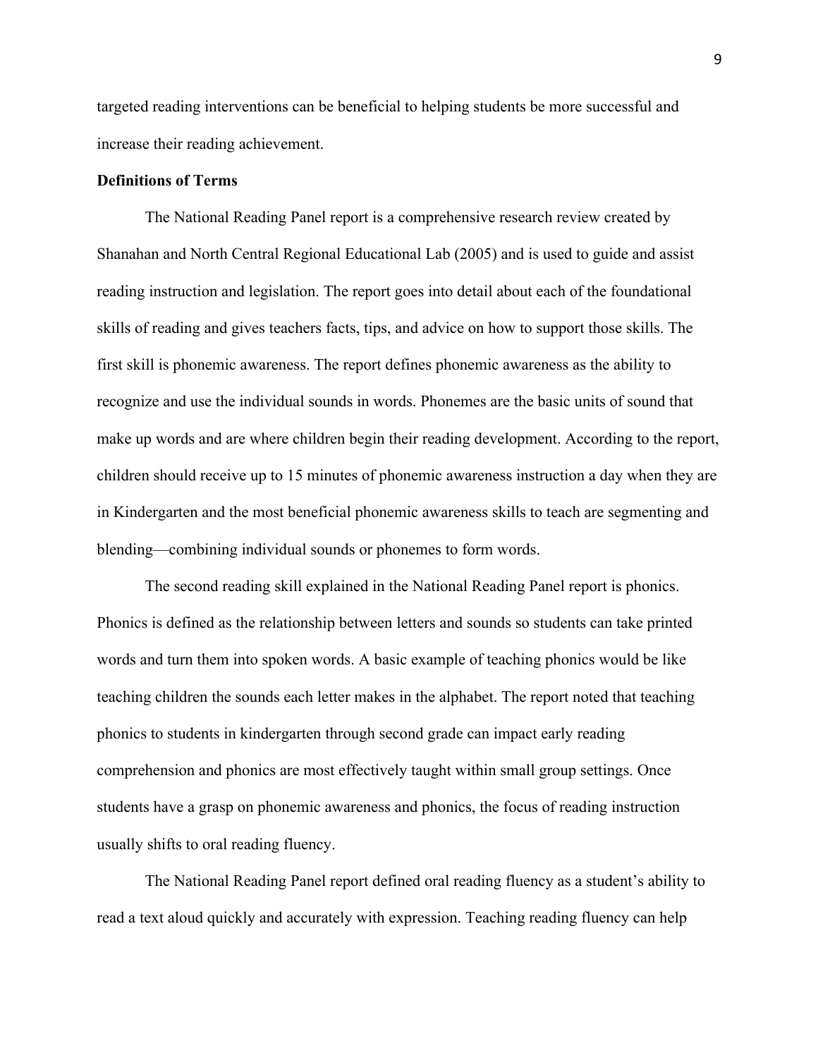targeted reading interventions can be beneficial to helping students be more successful and increase their reading achievement.

**Definitions of Terms**

The National Reading Panel report is a comprehensive research review created by Shanahan and North Central Regional Educational Lab (2005) and is used to guide and assist reading instruction and legislation. The report goes into detail about each of the foundational skills of reading and gives teachers facts, tips, and advice on how to support those skills. The first skill is phonemic awareness. The report defines phonemic awareness as the ability to recognize and use the individual sounds in words. Phonemes are the basic units of sound that make up words and are where children begin their reading development. According to the report, children should receive up to 15 minutes of phonemic awareness instruction a day when they are in Kindergarten and the most beneficial phonemic awareness skills to teach are segmenting and blending—combining individual sounds or phonemes to form words.

The second reading skill explained in the National Reading Panel report is phonics. Phonics is defined as the relationship between letters and sounds so students can take printed words and turn them into spoken words. A basic example of teaching phonics would be like teaching children the sounds each letter makes in the alphabet. The report noted that teaching phonics to students in kindergarten through second grade can impact early reading comprehension and phonics are most effectively taught within small group settings. Once students have a grasp on phonemic awareness and phonics, the focus of reading instruction usually shifts to oral reading fluency.

The National Reading Panel report defined oral reading fluency as a student's ability to read a text aloud quickly and accurately with expression. Teaching reading fluency can help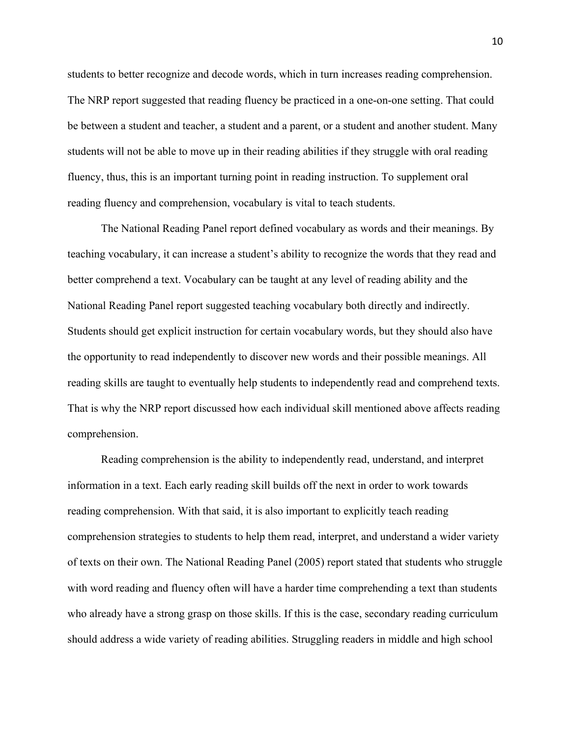students to better recognize and decode words, which in turn increases reading comprehension. The NRP report suggested that reading fluency be practiced in a one-on-one setting. That could be between a student and teacher, a student and a parent, or a student and another student. Many students will not be able to move up in their reading abilities if they struggle with oral reading fluency, thus, this is an important turning point in reading instruction. To supplement oral reading fluency and comprehension, vocabulary is vital to teach students.

The National Reading Panel report defined vocabulary as words and their meanings. By teaching vocabulary, it can increase a student's ability to recognize the words that they read and better comprehend a text. Vocabulary can be taught at any level of reading ability and the National Reading Panel report suggested teaching vocabulary both directly and indirectly. Students should get explicit instruction for certain vocabulary words, but they should also have the opportunity to read independently to discover new words and their possible meanings. All reading skills are taught to eventually help students to independently read and comprehend texts. That is why the NRP report discussed how each individual skill mentioned above affects reading comprehension.

Reading comprehension is the ability to independently read, understand, and interpret information in a text. Each early reading skill builds off the next in order to work towards reading comprehension. With that said, it is also important to explicitly teach reading comprehension strategies to students to help them read, interpret, and understand a wider variety of texts on their own. The National Reading Panel (2005) report stated that students who struggle with word reading and fluency often will have a harder time comprehending a text than students who already have a strong grasp on those skills. If this is the case, secondary reading curriculum should address a wide variety of reading abilities. Struggling readers in middle and high school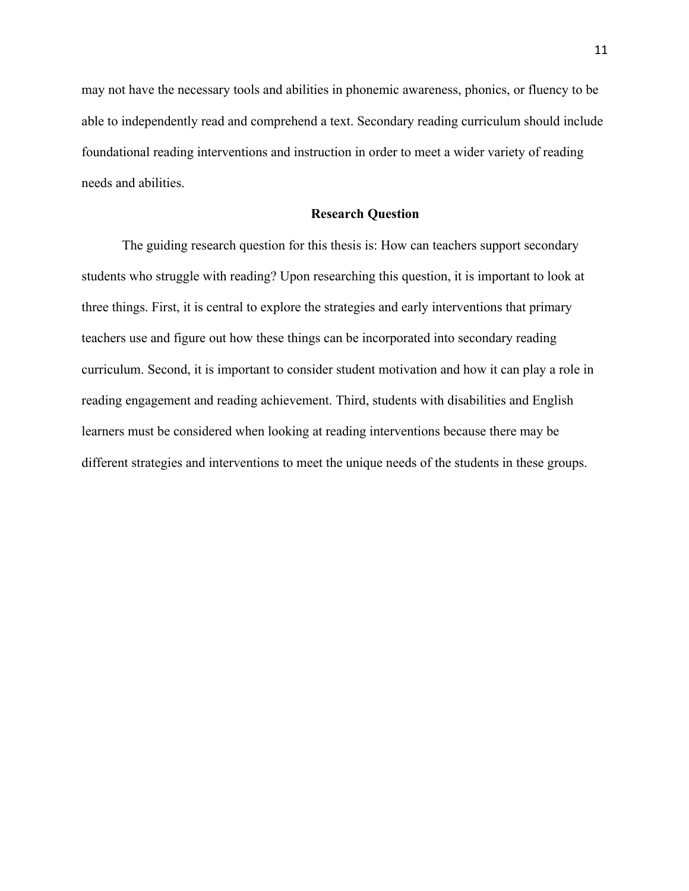may not have the necessary tools and abilities in phonemic awareness, phonics, or fluency to be able to independently read and comprehend a text. Secondary reading curriculum should include foundational reading interventions and instruction in order to meet a wider variety of reading needs and abilities.

## Research Question

The guiding research question for this thesis is: How can teachers support secondary students who struggle with reading? Upon researching this question, it is important to look at three things. First, it is central to explore the strategies and early interventions that primary teachers use and figure out how these things can be incorporated into secondary reading curriculum. Second, it is important to consider student motivation and how it can play a role in reading engagement and reading achievement. Third, students with disabilities and English learners must be considered when looking at reading interventions because there may be different strategies and interventions to meet the unique needs of the students in these groups.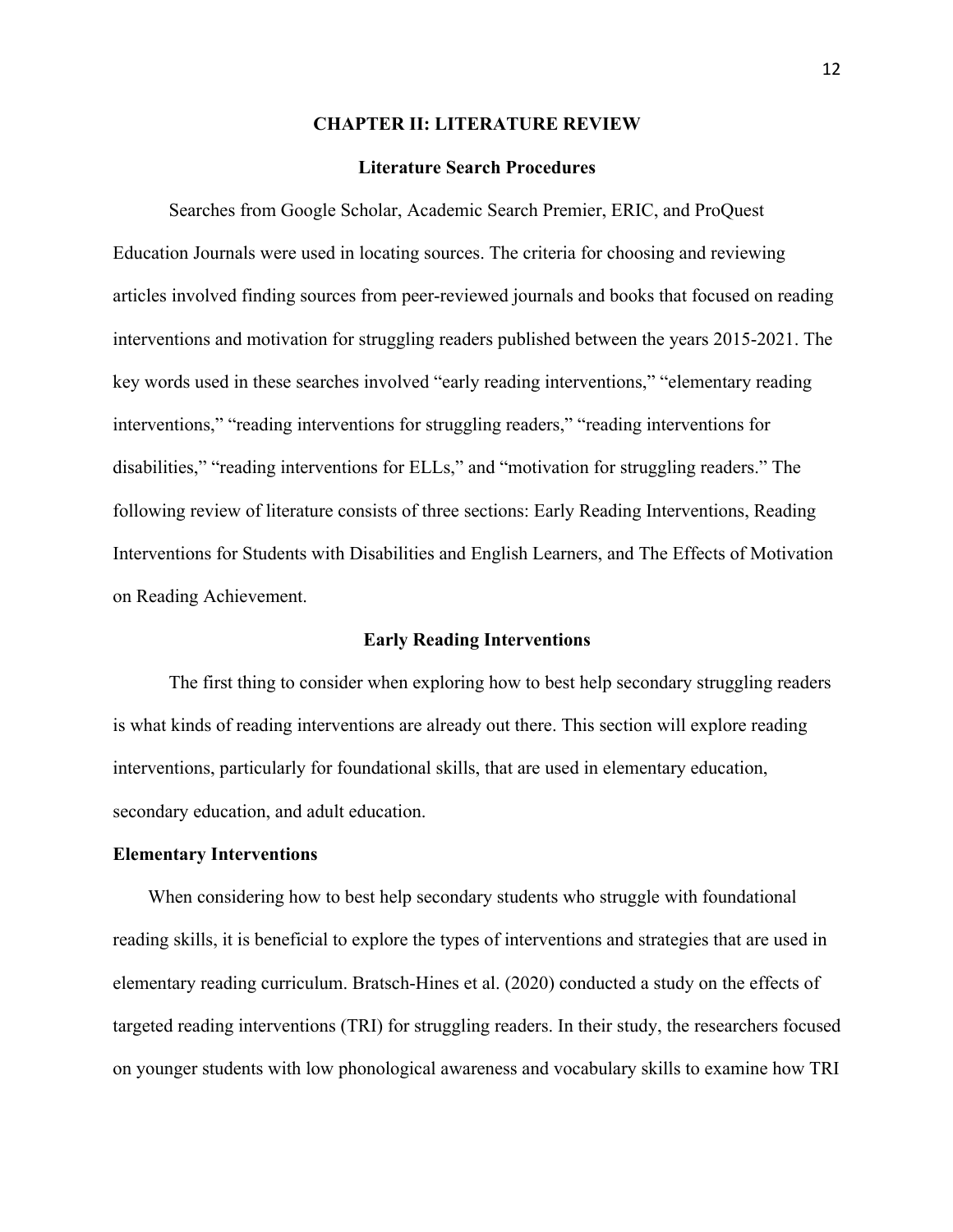# CHAPTER II: LITERATURE REVIEW

## Literature Search Procedures

Searches from Google Scholar, Academic Search Premier, ERIC, and ProQuest Education Journals were used in locating sources. The criteria for choosing and reviewing articles involved finding sources from peer-reviewed journals and books that focused on reading interventions and motivation for struggling readers published between the years 2015-2021. The key words used in these searches involved "early reading interventions," "elementary reading interventions," "reading interventions for struggling readers," "reading interventions for disabilities," "reading interventions for ELLs," and "motivation for struggling readers." The following review of literature consists of three sections: Early Reading Interventions, Reading Interventions for Students with Disabilities and English Learners, and The Effects of Motivation on Reading Achievement.

## Early Reading Interventions

The first thing to consider when exploring how to best help secondary struggling readers is what kinds of reading interventions are already out there. This section will explore reading interventions, particularly for foundational skills, that are used in elementary education, secondary education, and adult education.

### Elementary Interventions

When considering how to best help secondary students who struggle with foundational reading skills, it is beneficial to explore the types of interventions and strategies that are used in elementary reading curriculum. Bratsch-Hines et al. (2020) conducted a study on the effects of targeted reading interventions (TRI) for struggling readers. In their study, the researchers focused on younger students with low phonological awareness and vocabulary skills to examine how TRI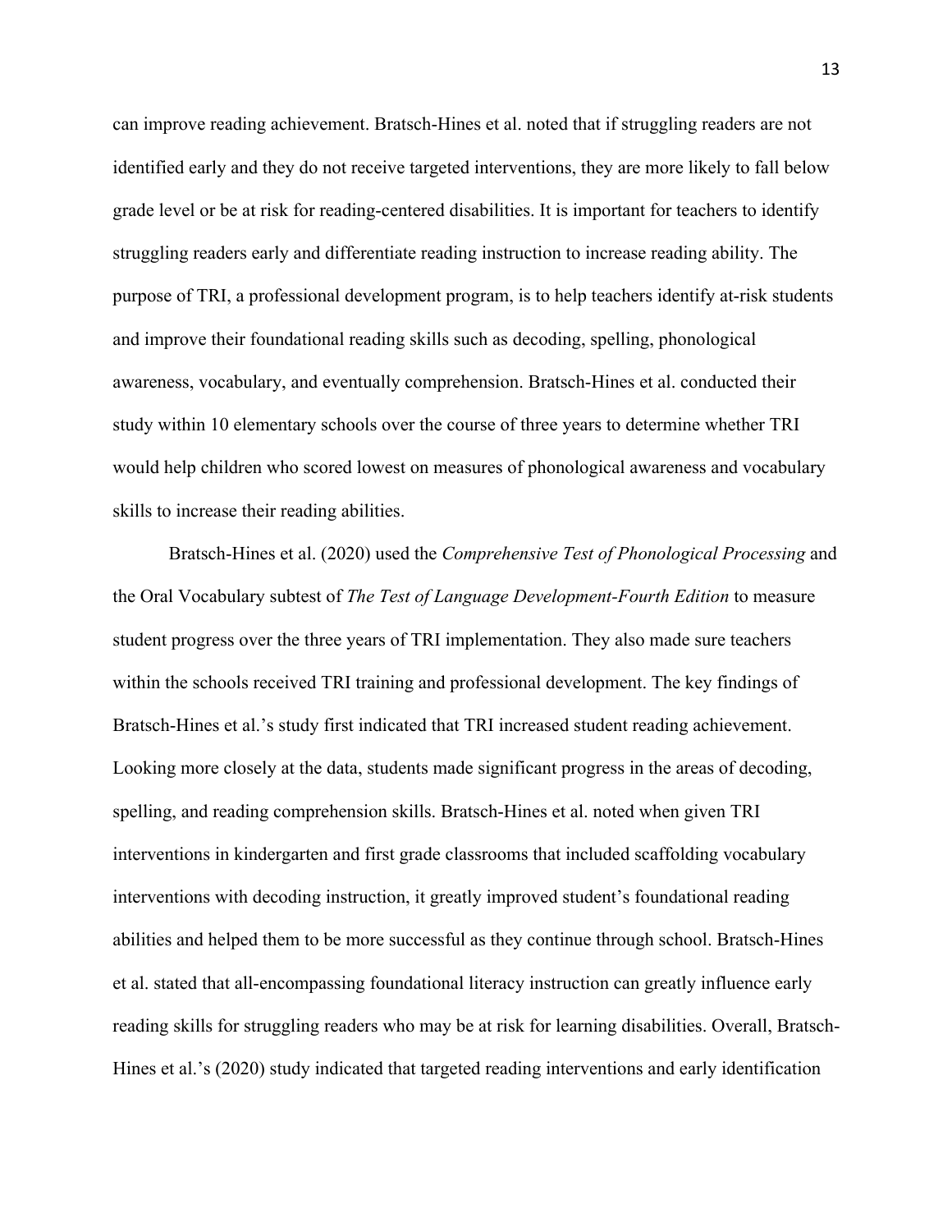can improve reading achievement. Bratsch-Hines et al. noted that if struggling readers are not identified early and they do not receive targeted interventions, they are more likely to fall below grade level or be at risk for reading-centered disabilities. It is important for teachers to identify struggling readers early and differentiate reading instruction to increase reading ability. The purpose of TRI, a professional development program, is to help teachers identify at-risk students and improve their foundational reading skills such as decoding, spelling, phonological awareness, vocabulary, and eventually comprehension. Bratsch-Hines et al. conducted their study within 10 elementary schools over the course of three years to determine whether TRI would help children who scored lowest on measures of phonological awareness and vocabulary skills to increase their reading abilities.

Bratsch-Hines et al. (2020) used the *Comprehensive Test of Phonological Processing* and the Oral Vocabulary subtest of *The Test of Language Development-Fourth Edition* to measure student progress over the three years of TRI implementation. They also made sure teachers within the schools received TRI training and professional development. The key findings of Bratsch-Hines et al.'s study first indicated that TRI increased student reading achievement. Looking more closely at the data, students made significant progress in the areas of decoding, spelling, and reading comprehension skills. Bratsch-Hines et al. noted when given TRI interventions in kindergarten and first grade classrooms that included scaffolding vocabulary interventions with decoding instruction, it greatly improved student's foundational reading abilities and helped them to be more successful as they continue through school. Bratsch-Hines et al. stated that all-encompassing foundational literacy instruction can greatly influence early reading skills for struggling readers who may be at risk for learning disabilities. Overall, Bratsch-Hines et al.'s (2020) study indicated that targeted reading interventions and early identification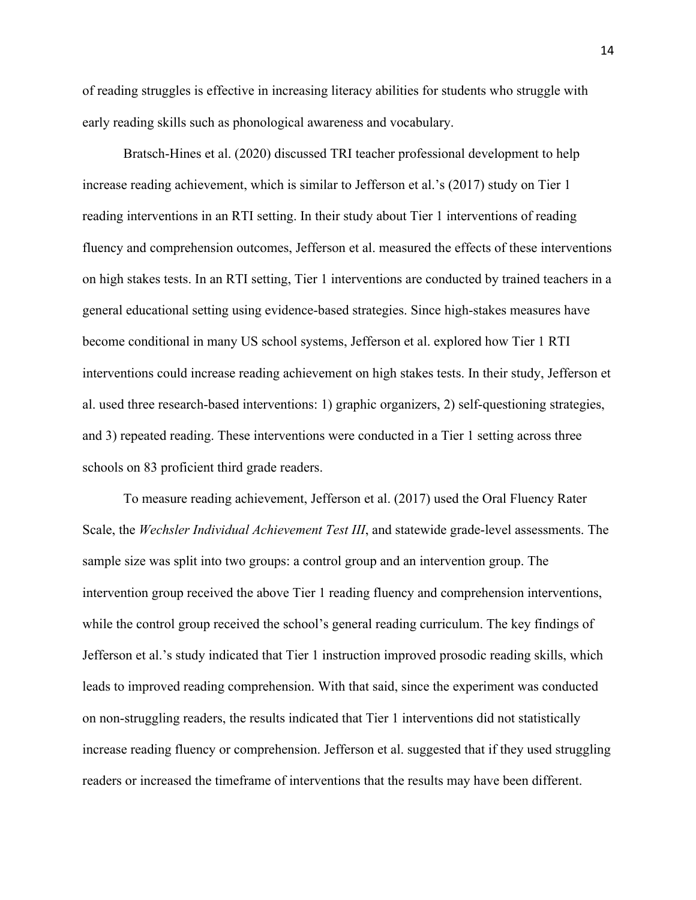of reading struggles is effective in increasing literacy abilities for students who struggle with early reading skills such as phonological awareness and vocabulary.

Bratsch-Hines et al. (2020) discussed TRI teacher professional development to help increase reading achievement, which is similar to Jefferson et al.'s (2017) study on Tier 1 reading interventions in an RTI setting. In their study about Tier 1 interventions of reading fluency and comprehension outcomes, Jefferson et al. measured the effects of these interventions on high stakes tests. In an RTI setting, Tier 1 interventions are conducted by trained teachers in a general educational setting using evidence-based strategies. Since high-stakes measures have become conditional in many US school systems, Jefferson et al. explored how Tier 1 RTI interventions could increase reading achievement on high stakes tests. In their study, Jefferson et al. used three research-based interventions: 1) graphic organizers, 2) self-questioning strategies, and 3) repeated reading. These interventions were conducted in a Tier 1 setting across three schools on 83 proficient third grade readers.

To measure reading achievement, Jefferson et al. (2017) used the Oral Fluency Rater Scale, the *Wechsler Individual Achievement Test III*, and statewide grade-level assessments. The sample size was split into two groups: a control group and an intervention group. The intervention group received the above Tier 1 reading fluency and comprehension interventions, while the control group received the school's general reading curriculum. The key findings of Jefferson et al.'s study indicated that Tier 1 instruction improved prosodic reading skills, which leads to improved reading comprehension. With that said, since the experiment was conducted on non-struggling readers, the results indicated that Tier 1 interventions did not statistically increase reading fluency or comprehension. Jefferson et al. suggested that if they used struggling readers or increased the timeframe of interventions that the results may have been different.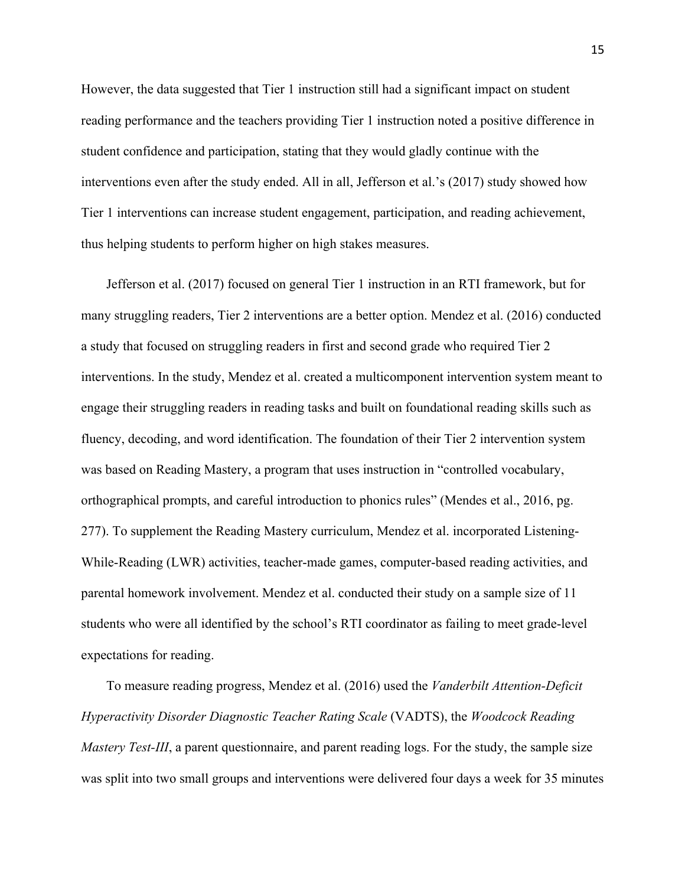However, the data suggested that Tier 1 instruction still had a significant impact on student reading performance and the teachers providing Tier 1 instruction noted a positive difference in student confidence and participation, stating that they would gladly continue with the interventions even after the study ended. All in all, Jefferson et al.'s (2017) study showed how Tier 1 interventions can increase student engagement, participation, and reading achievement, thus helping students to perform higher on high stakes measures.

Jefferson et al. (2017) focused on general Tier 1 instruction in an RTI framework, but for many struggling readers, Tier 2 interventions are a better option. Mendez et al. (2016) conducted a study that focused on struggling readers in first and second grade who required Tier 2 interventions. In the study, Mendez et al. created a multicomponent intervention system meant to engage their struggling readers in reading tasks and built on foundational reading skills such as fluency, decoding, and word identification. The foundation of their Tier 2 intervention system was based on Reading Mastery, a program that uses instruction in "controlled vocabulary, orthographical prompts, and careful introduction to phonics rules" (Mendes et al., 2016, pg. 277). To supplement the Reading Mastery curriculum, Mendez et al. incorporated Listening-While-Reading (LWR) activities, teacher-made games, computer-based reading activities, and parental homework involvement. Mendez et al. conducted their study on a sample size of 11 students who were all identified by the school's RTI coordinator as failing to meet grade-level expectations for reading.

To measure reading progress, Mendez et al. (2016) used the *Vanderbilt Attention-Deficit Hyperactivity Disorder Diagnostic Teacher Rating Scale* (VADTS), the *Woodcock Reading Mastery Test-III*, a parent questionnaire, and parent reading logs. For the study, the sample size was split into two small groups and interventions were delivered four days a week for 35 minutes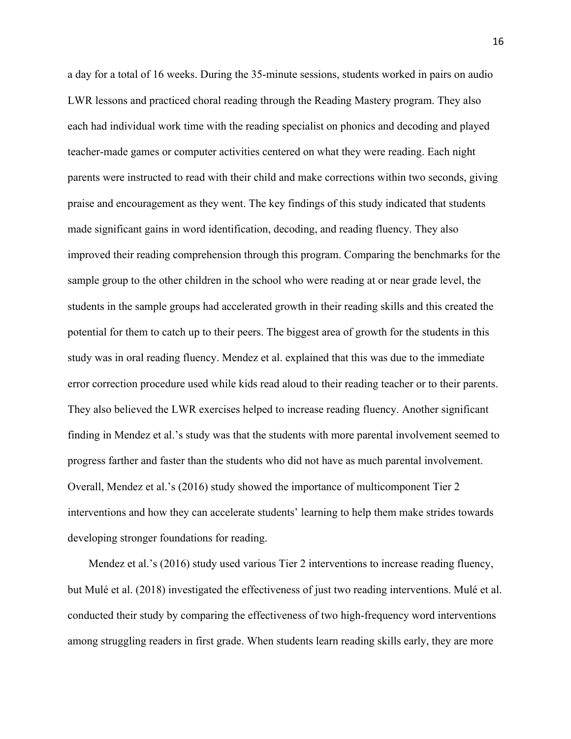a day for a total of 16 weeks. During the 35-minute sessions, students worked in pairs on audio LWR lessons and practiced choral reading through the Reading Mastery program. They also each had individual work time with the reading specialist on phonics and decoding and played teacher-made games or computer activities centered on what they were reading. Each night parents were instructed to read with their child and make corrections within two seconds, giving praise and encouragement as they went. The key findings of this study indicated that students made significant gains in word identification, decoding, and reading fluency. They also improved their reading comprehension through this program. Comparing the benchmarks for the sample group to the other children in the school who were reading at or near grade level, the students in the sample groups had accelerated growth in their reading skills and this created the potential for them to catch up to their peers. The biggest area of growth for the students in this study was in oral reading fluency. Mendez et al. explained that this was due to the immediate error correction procedure used while kids read aloud to their reading teacher or to their parents. They also believed the LWR exercises helped to increase reading fluency. Another significant finding in Mendez et al.'s study was that the students with more parental involvement seemed to progress farther and faster than the students who did not have as much parental involvement. Overall, Mendez et al.'s (2016) study showed the importance of multicomponent Tier 2 interventions and how they can accelerate students' learning to help them make strides towards developing stronger foundations for reading.

Mendez et al.'s (2016) study used various Tier 2 interventions to increase reading fluency, but Mulé et al. (2018) investigated the effectiveness of just two reading interventions. Mulé et al. conducted their study by comparing the effectiveness of two high-frequency word interventions among struggling readers in first grade. When students learn reading skills early, they are more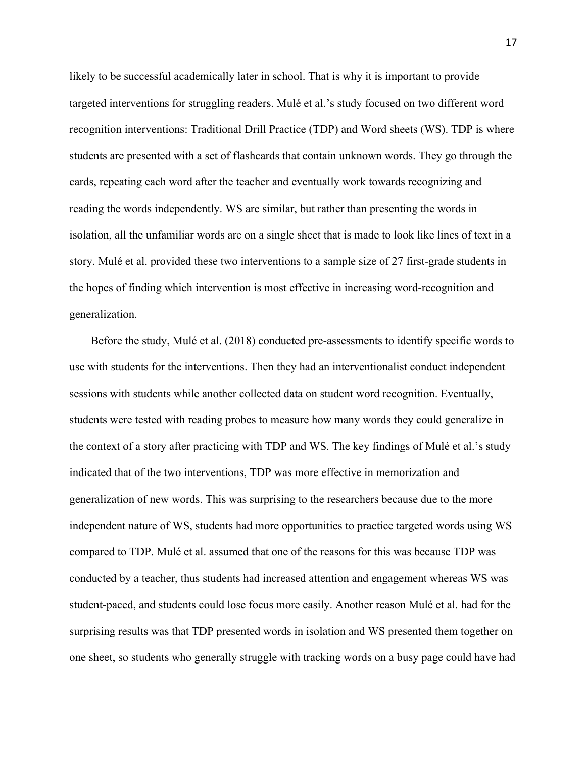likely to be successful academically later in school. That is why it is important to provide targeted interventions for struggling readers. Mulé et al.'s study focused on two different word recognition interventions: Traditional Drill Practice (TDP) and Word sheets (WS). TDP is where students are presented with a set of flashcards that contain unknown words. They go through the cards, repeating each word after the teacher and eventually work towards recognizing and reading the words independently. WS are similar, but rather than presenting the words in isolation, all the unfamiliar words are on a single sheet that is made to look like lines of text in a story. Mulé et al. provided these two interventions to a sample size of 27 first-grade students in the hopes of finding which intervention is most effective in increasing word-recognition and generalization.

Before the study, Mulé et al. (2018) conducted pre-assessments to identify specific words to use with students for the interventions. Then they had an interventionalist conduct independent sessions with students while another collected data on student word recognition. Eventually, students were tested with reading probes to measure how many words they could generalize in the context of a story after practicing with TDP and WS. The key findings of Mulé et al.'s study indicated that of the two interventions, TDP was more effective in memorization and generalization of new words. This was surprising to the researchers because due to the more independent nature of WS, students had more opportunities to practice targeted words using WS compared to TDP. Mulé et al. assumed that one of the reasons for this was because TDP was conducted by a teacher, thus students had increased attention and engagement whereas WS was student-paced, and students could lose focus more easily. Another reason Mulé et al. had for the surprising results was that TDP presented words in isolation and WS presented them together on one sheet, so students who generally struggle with tracking words on a busy page could have had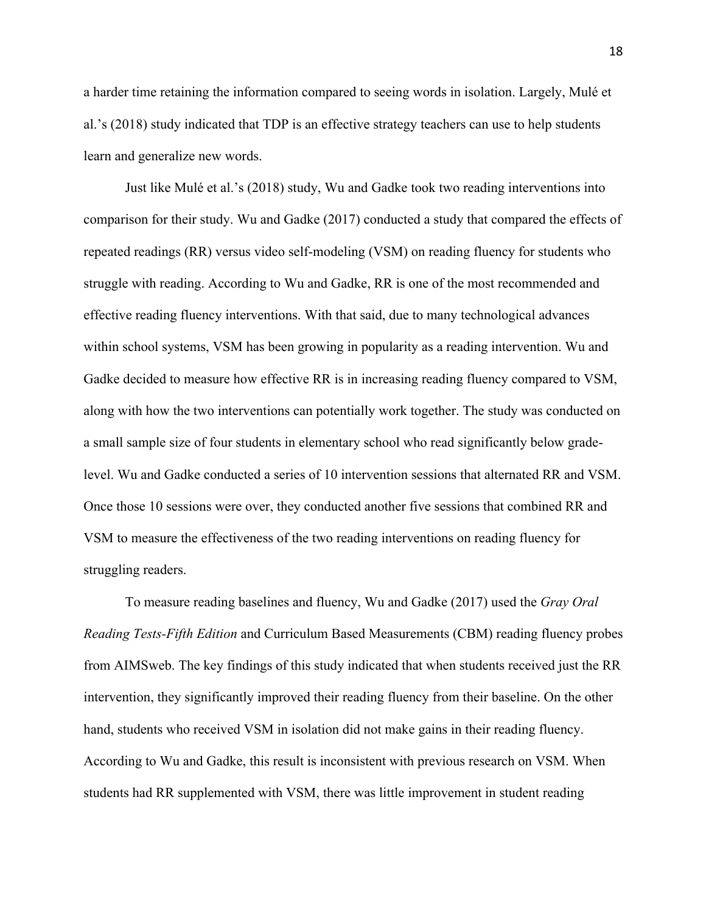a harder time retaining the information compared to seeing words in isolation. Largely, Mulé et al.'s (2018) study indicated that TDP is an effective strategy teachers can use to help students learn and generalize new words.

Just like Mulé et al.'s (2018) study, Wu and Gadke took two reading interventions into comparison for their study. Wu and Gadke (2017) conducted a study that compared the effects of repeated readings (RR) versus video self-modeling (VSM) on reading fluency for students who struggle with reading. According to Wu and Gadke, RR is one of the most recommended and effective reading fluency interventions. With that said, due to many technological advances within school systems, VSM has been growing in popularity as a reading intervention. Wu and Gadke decided to measure how effective RR is in increasing reading fluency compared to VSM, along with how the two interventions can potentially work together. The study was conducted on a small sample size of four students in elementary school who read significantly below grade-level. Wu and Gadke conducted a series of 10 intervention sessions that alternated RR and VSM. Once those 10 sessions were over, they conducted another five sessions that combined RR and VSM to measure the effectiveness of the two reading interventions on reading fluency for struggling readers.

To measure reading baselines and fluency, Wu and Gadke (2017) used the *Gray Oral Reading Tests-Fifth Edition* and Curriculum Based Measurements (CBM) reading fluency probes from AIMSweb. The key findings of this study indicated that when students received just the RR intervention, they significantly improved their reading fluency from their baseline. On the other hand, students who received VSM in isolation did not make gains in their reading fluency. According to Wu and Gadke, this result is inconsistent with previous research on VSM. When students had RR supplemented with VSM, there was little improvement in student reading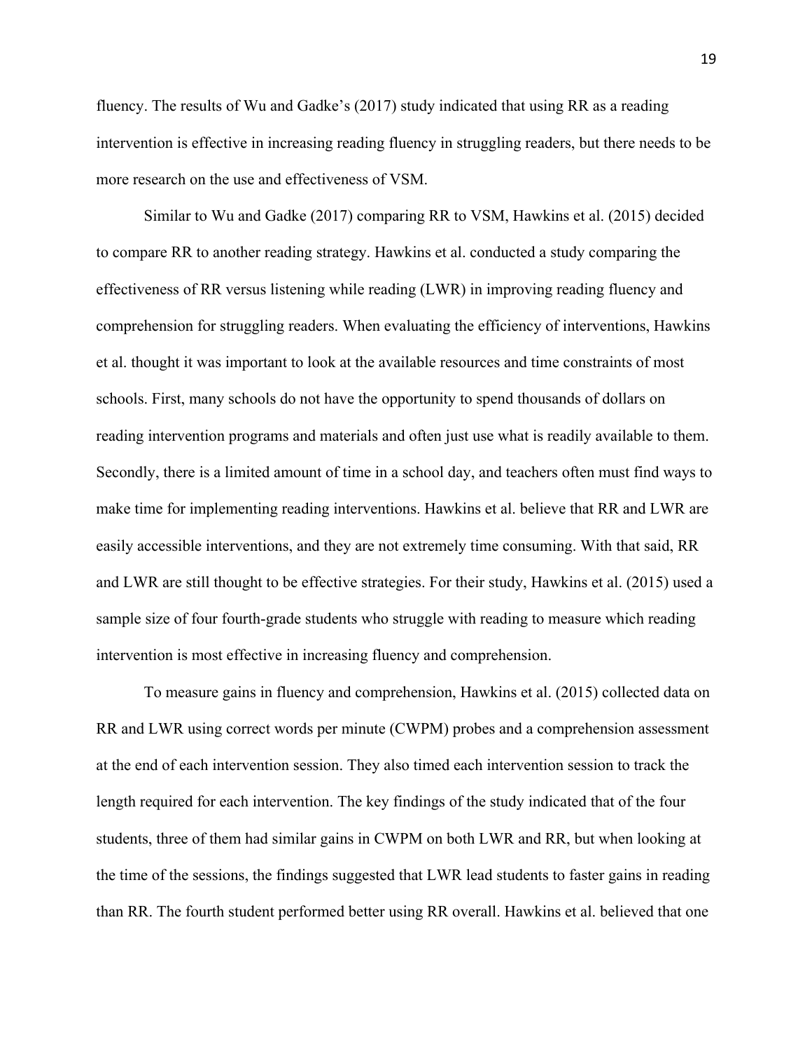fluency. The results of Wu and Gadke's (2017) study indicated that using RR as a reading intervention is effective in increasing reading fluency in struggling readers, but there needs to be more research on the use and effectiveness of VSM.

Similar to Wu and Gadke (2017) comparing RR to VSM, Hawkins et al. (2015) decided to compare RR to another reading strategy. Hawkins et al. conducted a study comparing the effectiveness of RR versus listening while reading (LWR) in improving reading fluency and comprehension for struggling readers. When evaluating the efficiency of interventions, Hawkins et al. thought it was important to look at the available resources and time constraints of most schools. First, many schools do not have the opportunity to spend thousands of dollars on reading intervention programs and materials and often just use what is readily available to them. Secondly, there is a limited amount of time in a school day, and teachers often must find ways to make time for implementing reading interventions. Hawkins et al. believe that RR and LWR are easily accessible interventions, and they are not extremely time consuming. With that said, RR and LWR are still thought to be effective strategies. For their study, Hawkins et al. (2015) used a sample size of four fourth-grade students who struggle with reading to measure which reading intervention is most effective in increasing fluency and comprehension.

To measure gains in fluency and comprehension, Hawkins et al. (2015) collected data on RR and LWR using correct words per minute (CWPM) probes and a comprehension assessment at the end of each intervention session. They also timed each intervention session to track the length required for each intervention. The key findings of the study indicated that of the four students, three of them had similar gains in CWPM on both LWR and RR, but when looking at the time of the sessions, the findings suggested that LWR lead students to faster gains in reading than RR. The fourth student performed better using RR overall. Hawkins et al. believed that one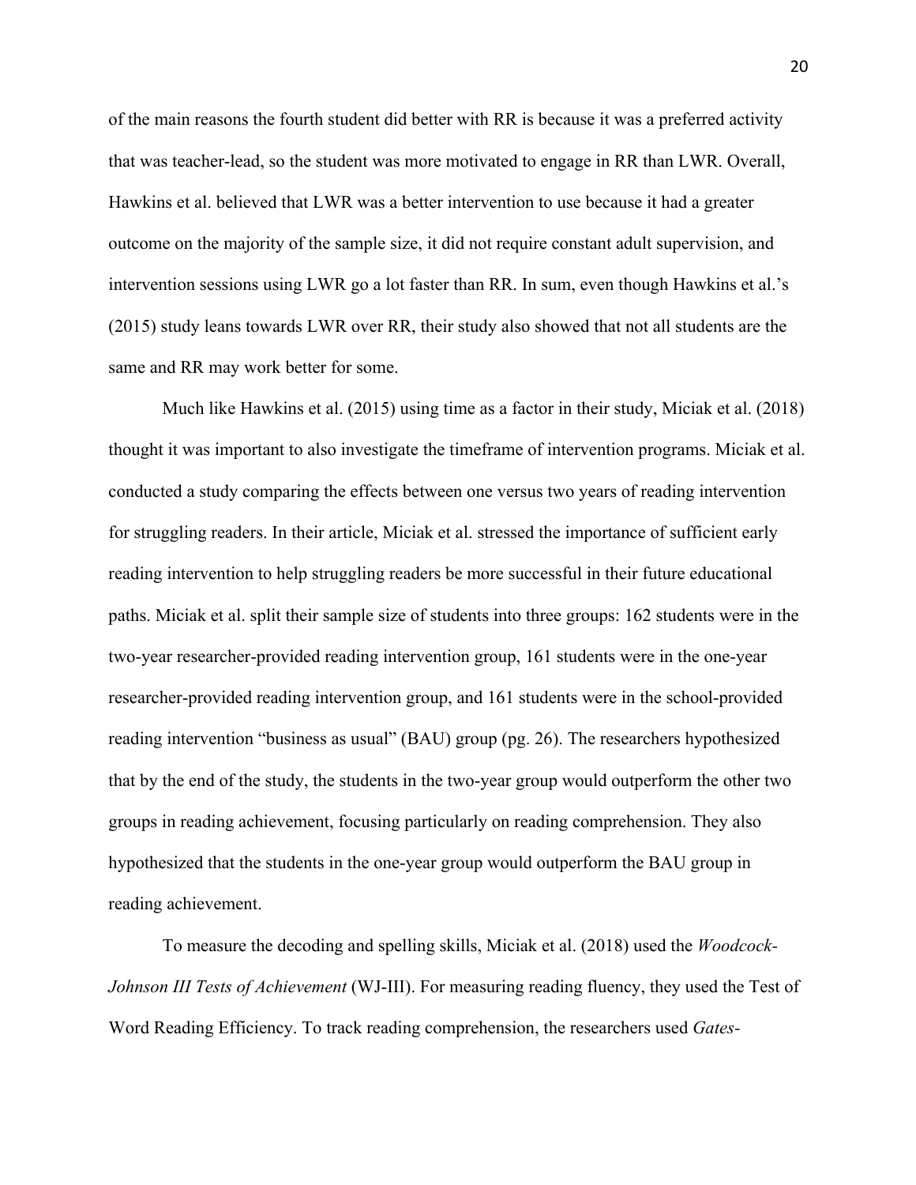of the main reasons the fourth student did better with RR is because it was a preferred activity that was teacher-lead, so the student was more motivated to engage in RR than LWR. Overall, Hawkins et al. believed that LWR was a better intervention to use because it had a greater outcome on the majority of the sample size, it did not require constant adult supervision, and intervention sessions using LWR go a lot faster than RR. In sum, even though Hawkins et al.'s (2015) study leans towards LWR over RR, their study also showed that not all students are the same and RR may work better for some.

Much like Hawkins et al. (2015) using time as a factor in their study, Miciak et al. (2018) thought it was important to also investigate the timeframe of intervention programs. Miciak et al. conducted a study comparing the effects between one versus two years of reading intervention for struggling readers. In their article, Miciak et al. stressed the importance of sufficient early reading intervention to help struggling readers be more successful in their future educational paths. Miciak et al. split their sample size of students into three groups: 162 students were in the two-year researcher-provided reading intervention group, 161 students were in the one-year researcher-provided reading intervention group, and 161 students were in the school-provided reading intervention "business as usual" (BAU) group (pg. 26). The researchers hypothesized that by the end of the study, the students in the two-year group would outperform the other two groups in reading achievement, focusing particularly on reading comprehension. They also hypothesized that the students in the one-year group would outperform the BAU group in reading achievement.

To measure the decoding and spelling skills, Miciak et al. (2018) used the *Woodcock-Johnson III Tests of Achievement* (WJ-III). For measuring reading fluency, they used the Test of Word Reading Efficiency. To track reading comprehension, the researchers used *Gates-*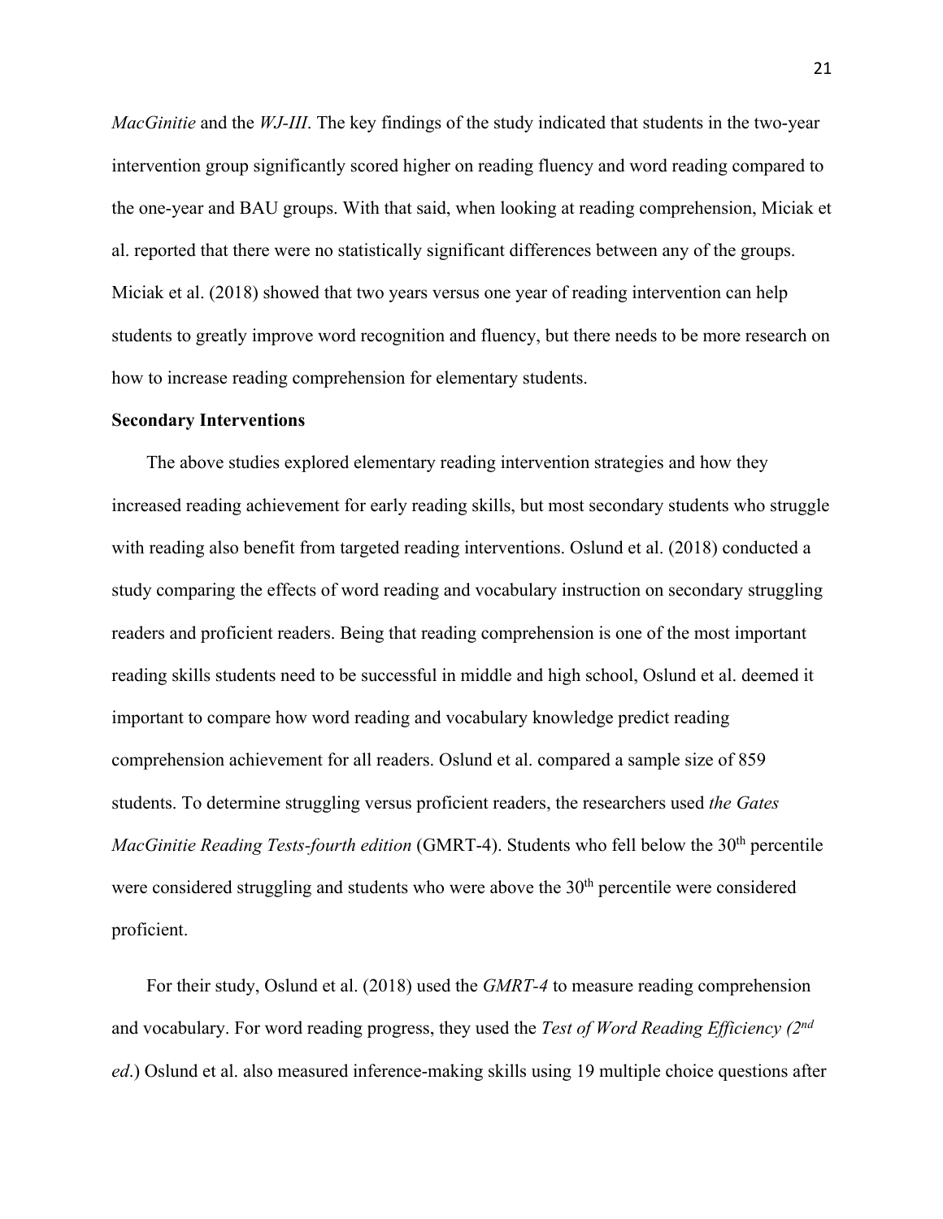*MacGinitie* and the *WJ-III*. The key findings of the study indicated that students in the two-year intervention group significantly scored higher on reading fluency and word reading compared to the one-year and BAU groups. With that said, when looking at reading comprehension, Miciak et al. reported that there were no statistically significant differences between any of the groups. Miciak et al. (2018) showed that two years versus one year of reading intervention can help students to greatly improve word recognition and fluency, but there needs to be more research on how to increase reading comprehension for elementary students.

**Secondary Interventions**

The above studies explored elementary reading intervention strategies and how they increased reading achievement for early reading skills, but most secondary students who struggle with reading also benefit from targeted reading interventions. Oslund et al. (2018) conducted a study comparing the effects of word reading and vocabulary instruction on secondary struggling readers and proficient readers. Being that reading comprehension is one of the most important reading skills students need to be successful in middle and high school, Oslund et al. deemed it important to compare how word reading and vocabulary knowledge predict reading comprehension achievement for all readers. Oslund et al. compared a sample size of 859 students. To determine struggling versus proficient readers, the researchers used *the Gates MacGinitie Reading Tests-fourth edition* (GMRT-4). Students who fell below the 30th percentile were considered struggling and students who were above the 30th percentile were considered proficient.

For their study, Oslund et al. (2018) used the *GMRT-4* to measure reading comprehension and vocabulary. For word reading progress, they used the *Test of Word Reading Efficiency (2nd ed*.) Oslund et al. also measured inference-making skills using 19 multiple choice questions after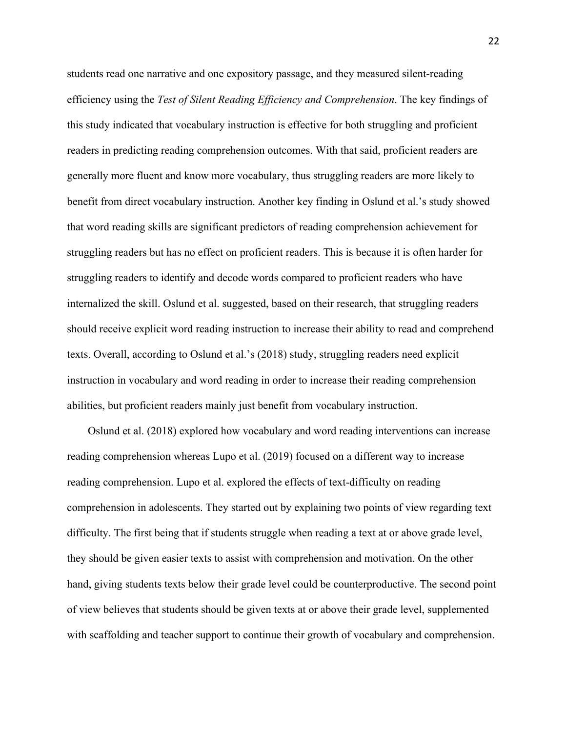students read one narrative and one expository passage, and they measured silent-reading efficiency using the *Test of Silent Reading Efficiency and Comprehension*. The key findings of this study indicated that vocabulary instruction is effective for both struggling and proficient readers in predicting reading comprehension outcomes. With that said, proficient readers are generally more fluent and know more vocabulary, thus struggling readers are more likely to benefit from direct vocabulary instruction. Another key finding in Oslund et al.'s study showed that word reading skills are significant predictors of reading comprehension achievement for struggling readers but has no effect on proficient readers. This is because it is often harder for struggling readers to identify and decode words compared to proficient readers who have internalized the skill. Oslund et al. suggested, based on their research, that struggling readers should receive explicit word reading instruction to increase their ability to read and comprehend texts. Overall, according to Oslund et al.'s (2018) study, struggling readers need explicit instruction in vocabulary and word reading in order to increase their reading comprehension abilities, but proficient readers mainly just benefit from vocabulary instruction.

Oslund et al. (2018) explored how vocabulary and word reading interventions can increase reading comprehension whereas Lupo et al. (2019) focused on a different way to increase reading comprehension. Lupo et al. explored the effects of text-difficulty on reading comprehension in adolescents. They started out by explaining two points of view regarding text difficulty. The first being that if students struggle when reading a text at or above grade level, they should be given easier texts to assist with comprehension and motivation. On the other hand, giving students texts below their grade level could be counterproductive. The second point of view believes that students should be given texts at or above their grade level, supplemented with scaffolding and teacher support to continue their growth of vocabulary and comprehension.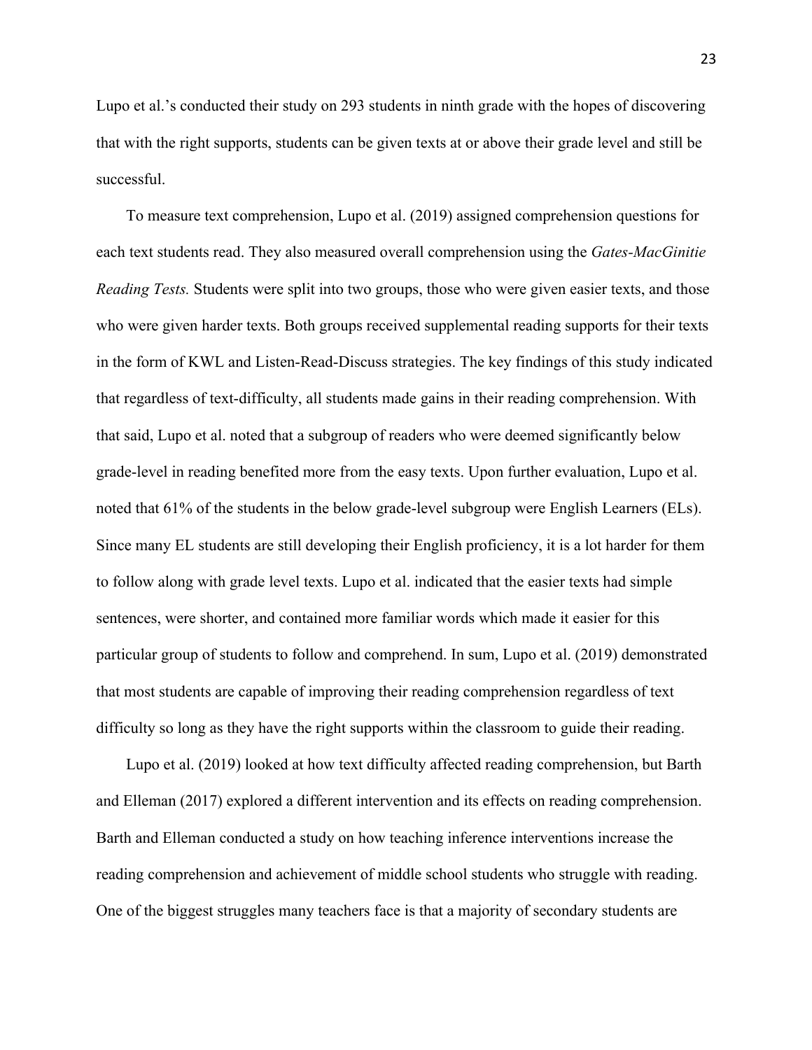Lupo et al.'s conducted their study on 293 students in ninth grade with the hopes of discovering that with the right supports, students can be given texts at or above their grade level and still be successful.

To measure text comprehension, Lupo et al. (2019) assigned comprehension questions for each text students read. They also measured overall comprehension using the *Gates-MacGinitie Reading Tests.* Students were split into two groups, those who were given easier texts, and those who were given harder texts. Both groups received supplemental reading supports for their texts in the form of KWL and Listen-Read-Discuss strategies. The key findings of this study indicated that regardless of text-difficulty, all students made gains in their reading comprehension. With that said, Lupo et al. noted that a subgroup of readers who were deemed significantly below grade-level in reading benefited more from the easy texts. Upon further evaluation, Lupo et al. noted that 61% of the students in the below grade-level subgroup were English Learners (ELs). Since many EL students are still developing their English proficiency, it is a lot harder for them to follow along with grade level texts. Lupo et al. indicated that the easier texts had simple sentences, were shorter, and contained more familiar words which made it easier for this particular group of students to follow and comprehend. In sum, Lupo et al. (2019) demonstrated that most students are capable of improving their reading comprehension regardless of text difficulty so long as they have the right supports within the classroom to guide their reading.

Lupo et al. (2019) looked at how text difficulty affected reading comprehension, but Barth and Elleman (2017) explored a different intervention and its effects on reading comprehension. Barth and Elleman conducted a study on how teaching inference interventions increase the reading comprehension and achievement of middle school students who struggle with reading. One of the biggest struggles many teachers face is that a majority of secondary students are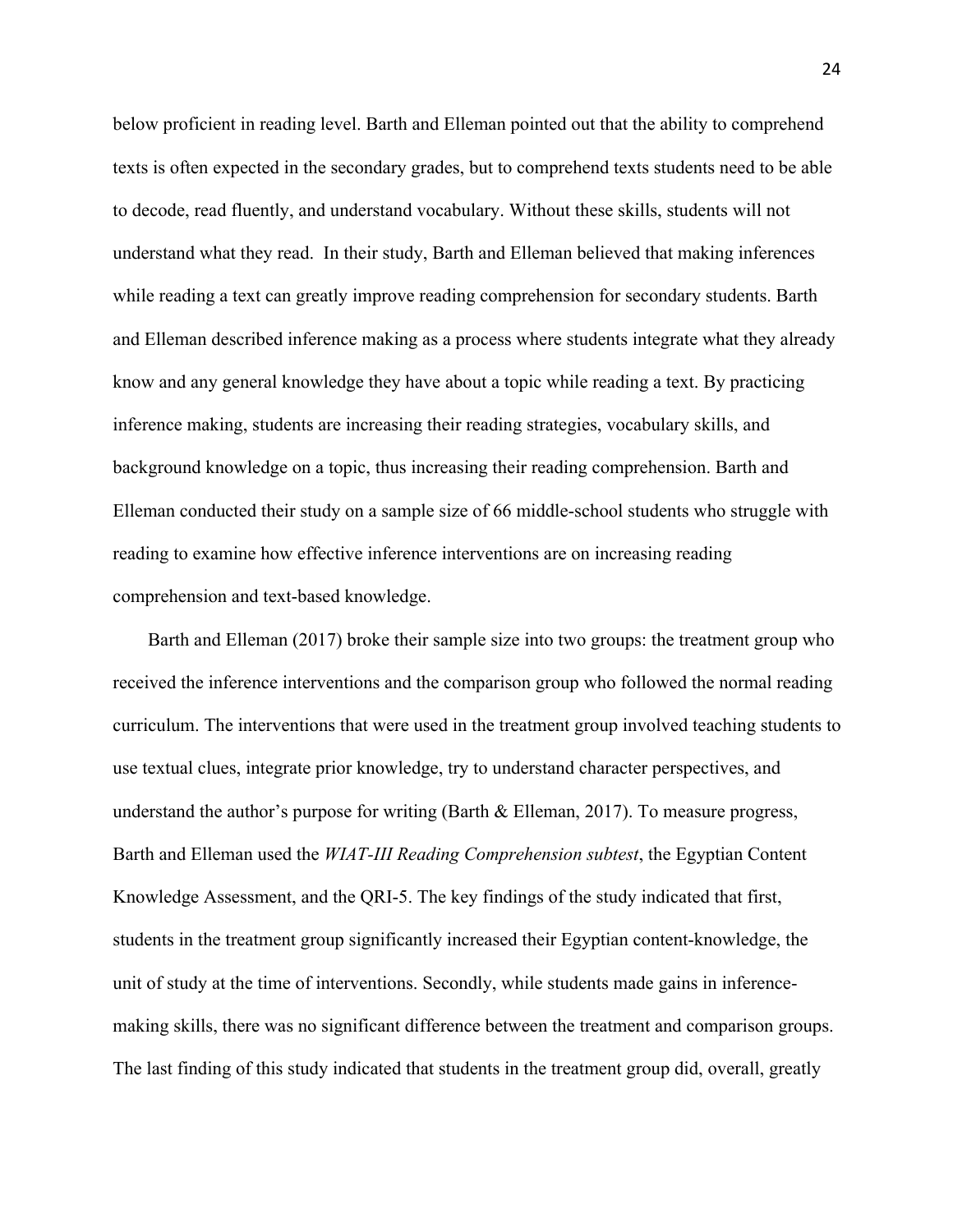below proficient in reading level. Barth and Elleman pointed out that the ability to comprehend texts is often expected in the secondary grades, but to comprehend texts students need to be able to decode, read fluently, and understand vocabulary. Without these skills, students will not understand what they read. In their study, Barth and Elleman believed that making inferences while reading a text can greatly improve reading comprehension for secondary students. Barth and Elleman described inference making as a process where students integrate what they already know and any general knowledge they have about a topic while reading a text. By practicing inference making, students are increasing their reading strategies, vocabulary skills, and background knowledge on a topic, thus increasing their reading comprehension. Barth and Elleman conducted their study on a sample size of 66 middle-school students who struggle with reading to examine how effective inference interventions are on increasing reading comprehension and text-based knowledge.

Barth and Elleman (2017) broke their sample size into two groups: the treatment group who received the inference interventions and the comparison group who followed the normal reading curriculum. The interventions that were used in the treatment group involved teaching students to use textual clues, integrate prior knowledge, try to understand character perspectives, and understand the author's purpose for writing (Barth & Elleman, 2017). To measure progress, Barth and Elleman used the *WIAT-III Reading Comprehension subtest*, the Egyptian Content Knowledge Assessment, and the QRI-5. The key findings of the study indicated that first, students in the treatment group significantly increased their Egyptian content-knowledge, the unit of study at the time of interventions. Secondly, while students made gains in inference-making skills, there was no significant difference between the treatment and comparison groups. The last finding of this study indicated that students in the treatment group did, overall, greatly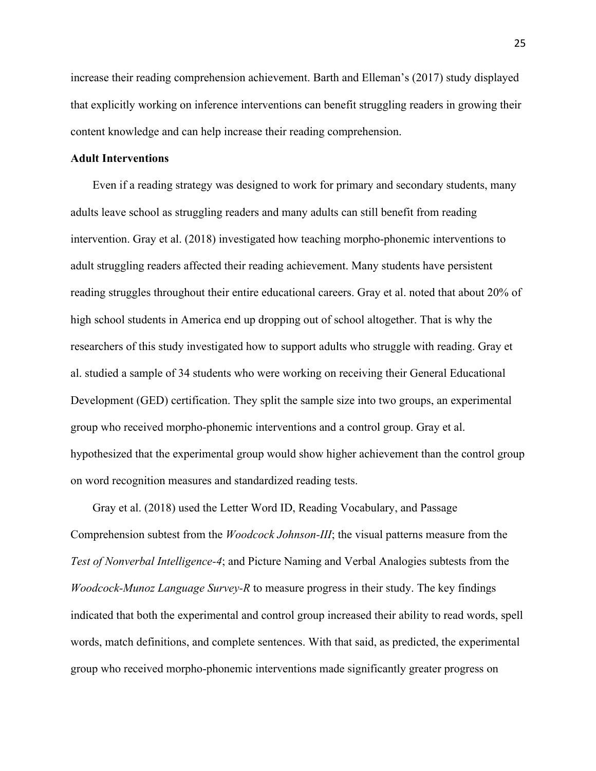increase their reading comprehension achievement. Barth and Elleman's (2017) study displayed that explicitly working on inference interventions can benefit struggling readers in growing their content knowledge and can help increase their reading comprehension.

**Adult Interventions**

Even if a reading strategy was designed to work for primary and secondary students, many adults leave school as struggling readers and many adults can still benefit from reading intervention. Gray et al. (2018) investigated how teaching morpho-phonemic interventions to adult struggling readers affected their reading achievement. Many students have persistent reading struggles throughout their entire educational careers. Gray et al. noted that about 20% of high school students in America end up dropping out of school altogether. That is why the researchers of this study investigated how to support adults who struggle with reading. Gray et al. studied a sample of 34 students who were working on receiving their General Educational Development (GED) certification. They split the sample size into two groups, an experimental group who received morpho-phonemic interventions and a control group. Gray et al. hypothesized that the experimental group would show higher achievement than the control group on word recognition measures and standardized reading tests.

Gray et al. (2018) used the Letter Word ID, Reading Vocabulary, and Passage Comprehension subtest from the *Woodcock Johnson-III*; the visual patterns measure from the *Test of Nonverbal Intelligence-4*; and Picture Naming and Verbal Analogies subtests from the *Woodcock-Munoz Language Survey-R* to measure progress in their study. The key findings indicated that both the experimental and control group increased their ability to read words, spell words, match definitions, and complete sentences. With that said, as predicted, the experimental group who received morpho-phonemic interventions made significantly greater progress on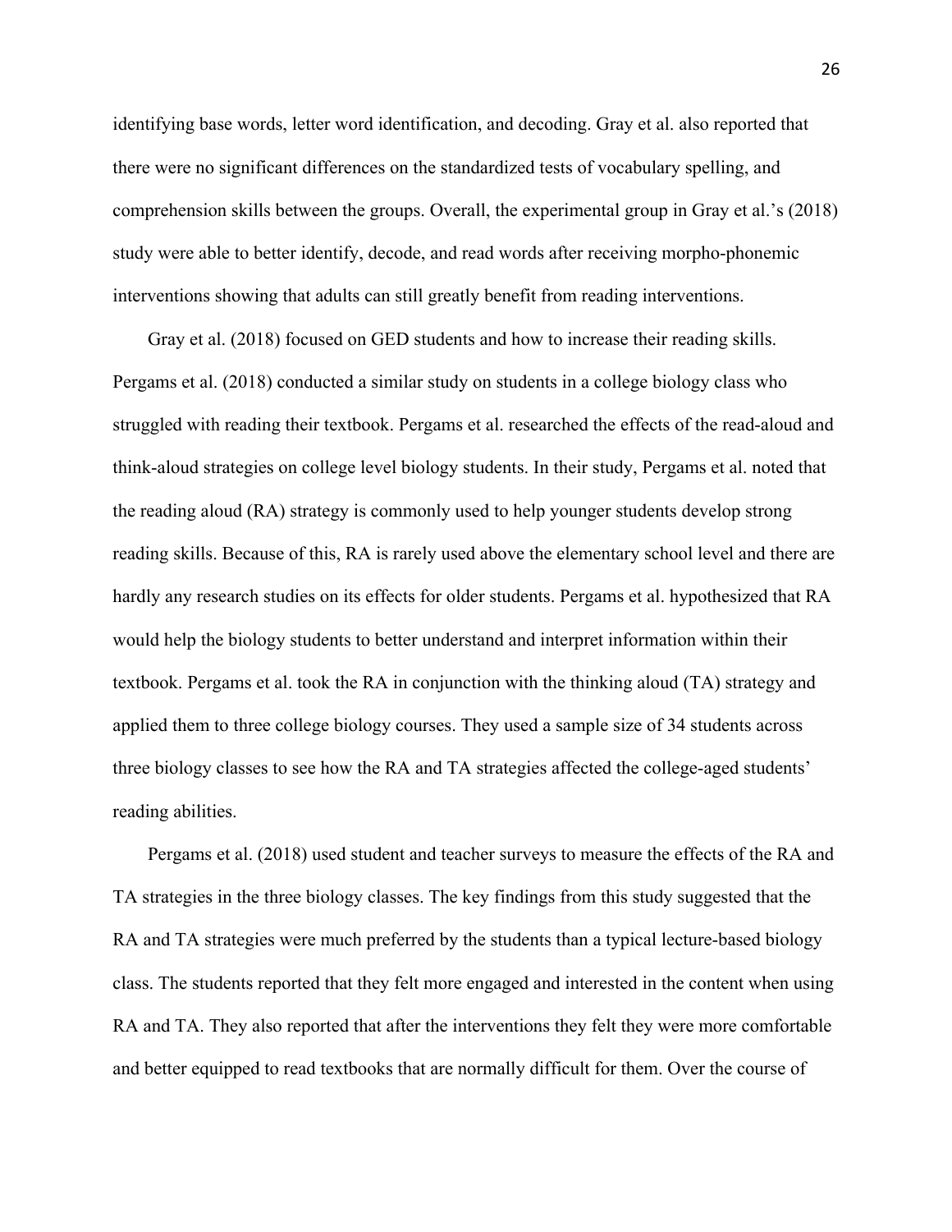identifying base words, letter word identification, and decoding. Gray et al. also reported that there were no significant differences on the standardized tests of vocabulary spelling, and comprehension skills between the groups. Overall, the experimental group in Gray et al.'s (2018) study were able to better identify, decode, and read words after receiving morpho-phonemic interventions showing that adults can still greatly benefit from reading interventions.

Gray et al. (2018) focused on GED students and how to increase their reading skills. Pergams et al. (2018) conducted a similar study on students in a college biology class who struggled with reading their textbook. Pergams et al. researched the effects of the read-aloud and think-aloud strategies on college level biology students. In their study, Pergams et al. noted that the reading aloud (RA) strategy is commonly used to help younger students develop strong reading skills. Because of this, RA is rarely used above the elementary school level and there are hardly any research studies on its effects for older students. Pergams et al. hypothesized that RA would help the biology students to better understand and interpret information within their textbook. Pergams et al. took the RA in conjunction with the thinking aloud (TA) strategy and applied them to three college biology courses. They used a sample size of 34 students across three biology classes to see how the RA and TA strategies affected the college-aged students' reading abilities.

Pergams et al. (2018) used student and teacher surveys to measure the effects of the RA and TA strategies in the three biology classes. The key findings from this study suggested that the RA and TA strategies were much preferred by the students than a typical lecture-based biology class. The students reported that they felt more engaged and interested in the content when using RA and TA. They also reported that after the interventions they felt they were more comfortable and better equipped to read textbooks that are normally difficult for them. Over the course of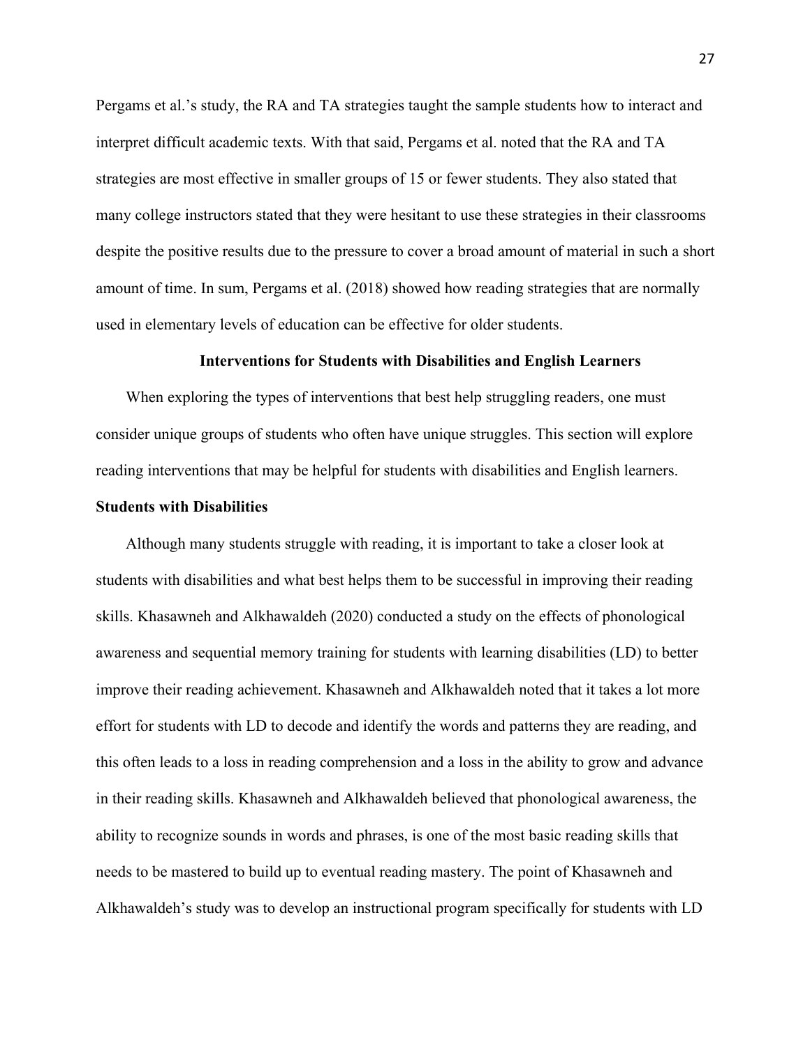Pergams et al.'s study, the RA and TA strategies taught the sample students how to interact and interpret difficult academic texts. With that said, Pergams et al. noted that the RA and TA strategies are most effective in smaller groups of 15 or fewer students. They also stated that many college instructors stated that they were hesitant to use these strategies in their classrooms despite the positive results due to the pressure to cover a broad amount of material in such a short amount of time. In sum, Pergams et al. (2018) showed how reading strategies that are normally used in elementary levels of education can be effective for older students.

## Interventions for Students with Disabilities and English Learners

When exploring the types of interventions that best help struggling readers, one must consider unique groups of students who often have unique struggles. This section will explore reading interventions that may be helpful for students with disabilities and English learners.

### Students with Disabilities

Although many students struggle with reading, it is important to take a closer look at students with disabilities and what best helps them to be successful in improving their reading skills. Khasawneh and Alkhawaldeh (2020) conducted a study on the effects of phonological awareness and sequential memory training for students with learning disabilities (LD) to better improve their reading achievement. Khasawneh and Alkhawaldeh noted that it takes a lot more effort for students with LD to decode and identify the words and patterns they are reading, and this often leads to a loss in reading comprehension and a loss in the ability to grow and advance in their reading skills. Khasawneh and Alkhawaldeh believed that phonological awareness, the ability to recognize sounds in words and phrases, is one of the most basic reading skills that needs to be mastered to build up to eventual reading mastery. The point of Khasawneh and Alkhawaldeh's study was to develop an instructional program specifically for students with LD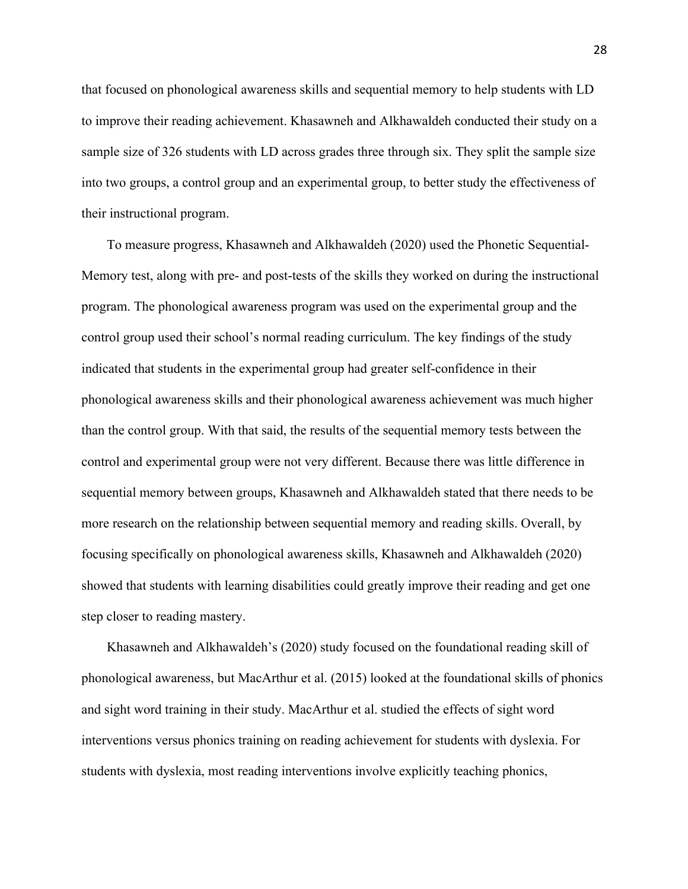that focused on phonological awareness skills and sequential memory to help students with LD to improve their reading achievement. Khasawneh and Alkhawaldeh conducted their study on a sample size of 326 students with LD across grades three through six. They split the sample size into two groups, a control group and an experimental group, to better study the effectiveness of their instructional program.

To measure progress, Khasawneh and Alkhawaldeh (2020) used the Phonetic Sequential-Memory test, along with pre- and post-tests of the skills they worked on during the instructional program. The phonological awareness program was used on the experimental group and the control group used their school's normal reading curriculum. The key findings of the study indicated that students in the experimental group had greater self-confidence in their phonological awareness skills and their phonological awareness achievement was much higher than the control group. With that said, the results of the sequential memory tests between the control and experimental group were not very different. Because there was little difference in sequential memory between groups, Khasawneh and Alkhawaldeh stated that there needs to be more research on the relationship between sequential memory and reading skills. Overall, by focusing specifically on phonological awareness skills, Khasawneh and Alkhawaldeh (2020) showed that students with learning disabilities could greatly improve their reading and get one step closer to reading mastery.

Khasawneh and Alkhawaldeh's (2020) study focused on the foundational reading skill of phonological awareness, but MacArthur et al. (2015) looked at the foundational skills of phonics and sight word training in their study. MacArthur et al. studied the effects of sight word interventions versus phonics training on reading achievement for students with dyslexia. For students with dyslexia, most reading interventions involve explicitly teaching phonics,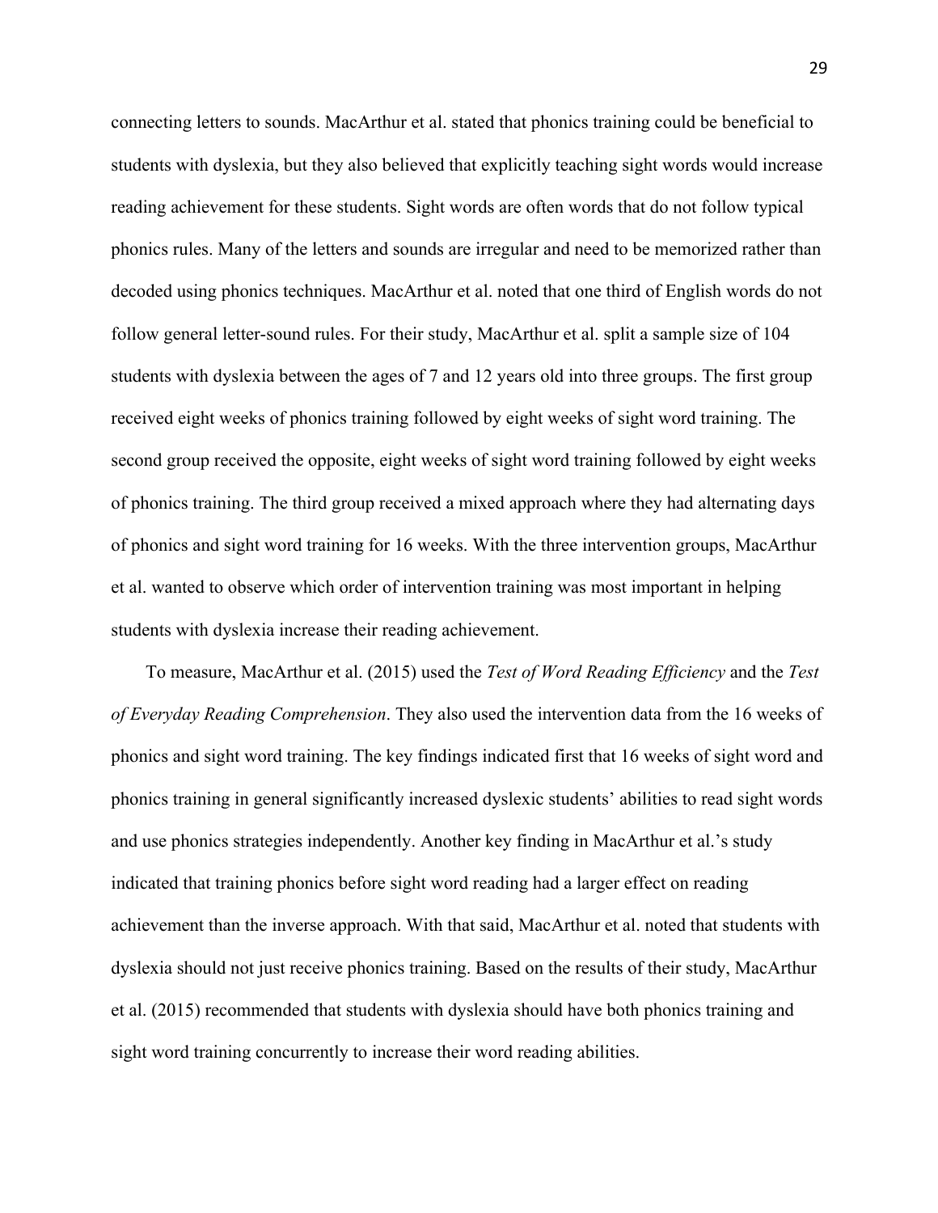connecting letters to sounds. MacArthur et al. stated that phonics training could be beneficial to students with dyslexia, but they also believed that explicitly teaching sight words would increase reading achievement for these students. Sight words are often words that do not follow typical phonics rules. Many of the letters and sounds are irregular and need to be memorized rather than decoded using phonics techniques. MacArthur et al. noted that one third of English words do not follow general letter-sound rules. For their study, MacArthur et al. split a sample size of 104 students with dyslexia between the ages of 7 and 12 years old into three groups. The first group received eight weeks of phonics training followed by eight weeks of sight word training. The second group received the opposite, eight weeks of sight word training followed by eight weeks of phonics training. The third group received a mixed approach where they had alternating days of phonics and sight word training for 16 weeks. With the three intervention groups, MacArthur et al. wanted to observe which order of intervention training was most important in helping students with dyslexia increase their reading achievement.

To measure, MacArthur et al. (2015) used the *Test of Word Reading Efficiency* and the *Test of Everyday Reading Comprehension*. They also used the intervention data from the 16 weeks of phonics and sight word training. The key findings indicated first that 16 weeks of sight word and phonics training in general significantly increased dyslexic students' abilities to read sight words and use phonics strategies independently. Another key finding in MacArthur et al.'s study indicated that training phonics before sight word reading had a larger effect on reading achievement than the inverse approach. With that said, MacArthur et al. noted that students with dyslexia should not just receive phonics training. Based on the results of their study, MacArthur et al. (2015) recommended that students with dyslexia should have both phonics training and sight word training concurrently to increase their word reading abilities.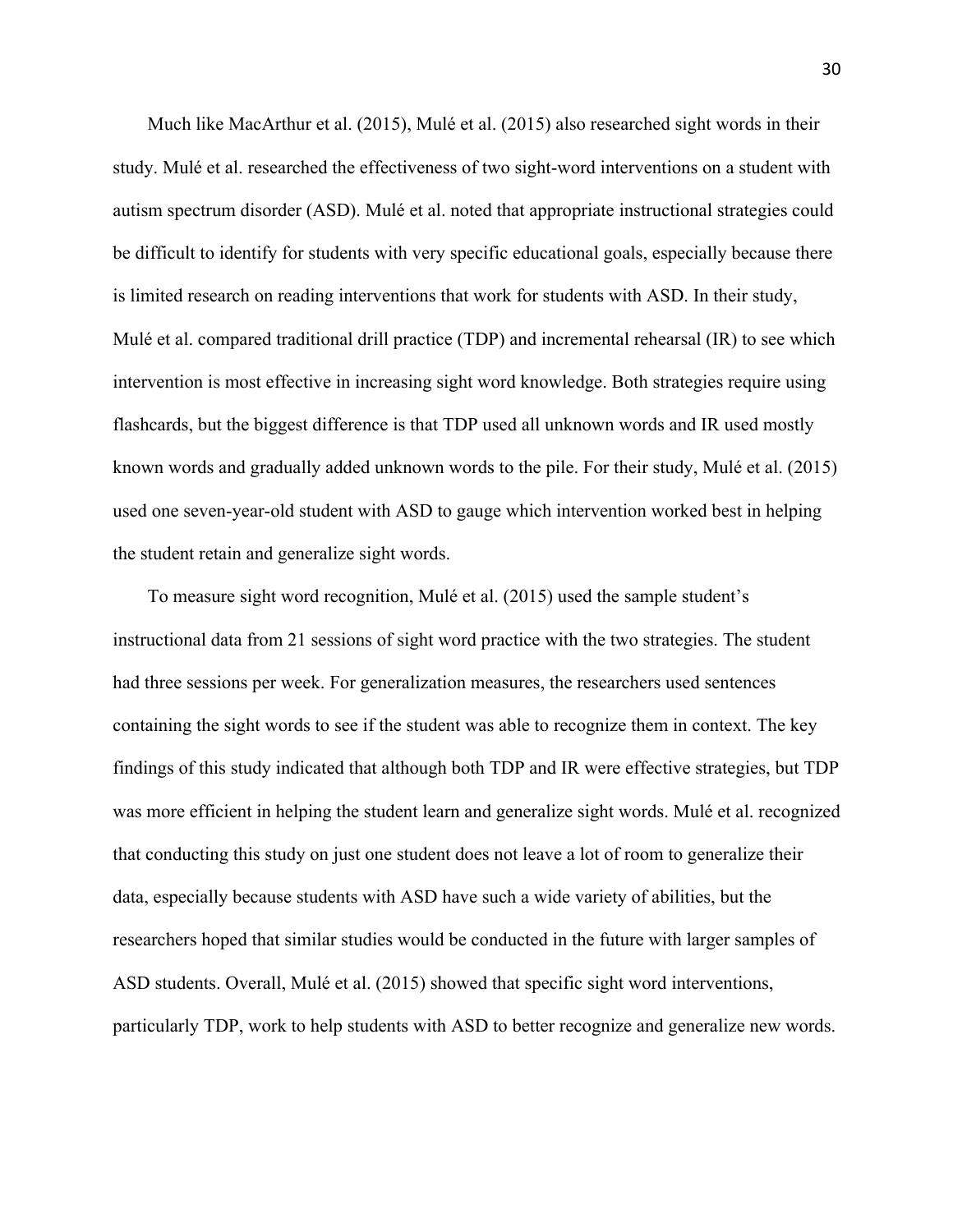Much like MacArthur et al. (2015), Mulé et al. (2015) also researched sight words in their study. Mulé et al. researched the effectiveness of two sight-word interventions on a student with autism spectrum disorder (ASD). Mulé et al. noted that appropriate instructional strategies could be difficult to identify for students with very specific educational goals, especially because there is limited research on reading interventions that work for students with ASD. In their study, Mulé et al. compared traditional drill practice (TDP) and incremental rehearsal (IR) to see which intervention is most effective in increasing sight word knowledge. Both strategies require using flashcards, but the biggest difference is that TDP used all unknown words and IR used mostly known words and gradually added unknown words to the pile. For their study, Mulé et al. (2015) used one seven-year-old student with ASD to gauge which intervention worked best in helping the student retain and generalize sight words.

To measure sight word recognition, Mulé et al. (2015) used the sample student's instructional data from 21 sessions of sight word practice with the two strategies. The student had three sessions per week. For generalization measures, the researchers used sentences containing the sight words to see if the student was able to recognize them in context. The key findings of this study indicated that although both TDP and IR were effective strategies, but TDP was more efficient in helping the student learn and generalize sight words. Mulé et al. recognized that conducting this study on just one student does not leave a lot of room to generalize their data, especially because students with ASD have such a wide variety of abilities, but the researchers hoped that similar studies would be conducted in the future with larger samples of ASD students. Overall, Mulé et al. (2015) showed that specific sight word interventions, particularly TDP, work to help students with ASD to better recognize and generalize new words.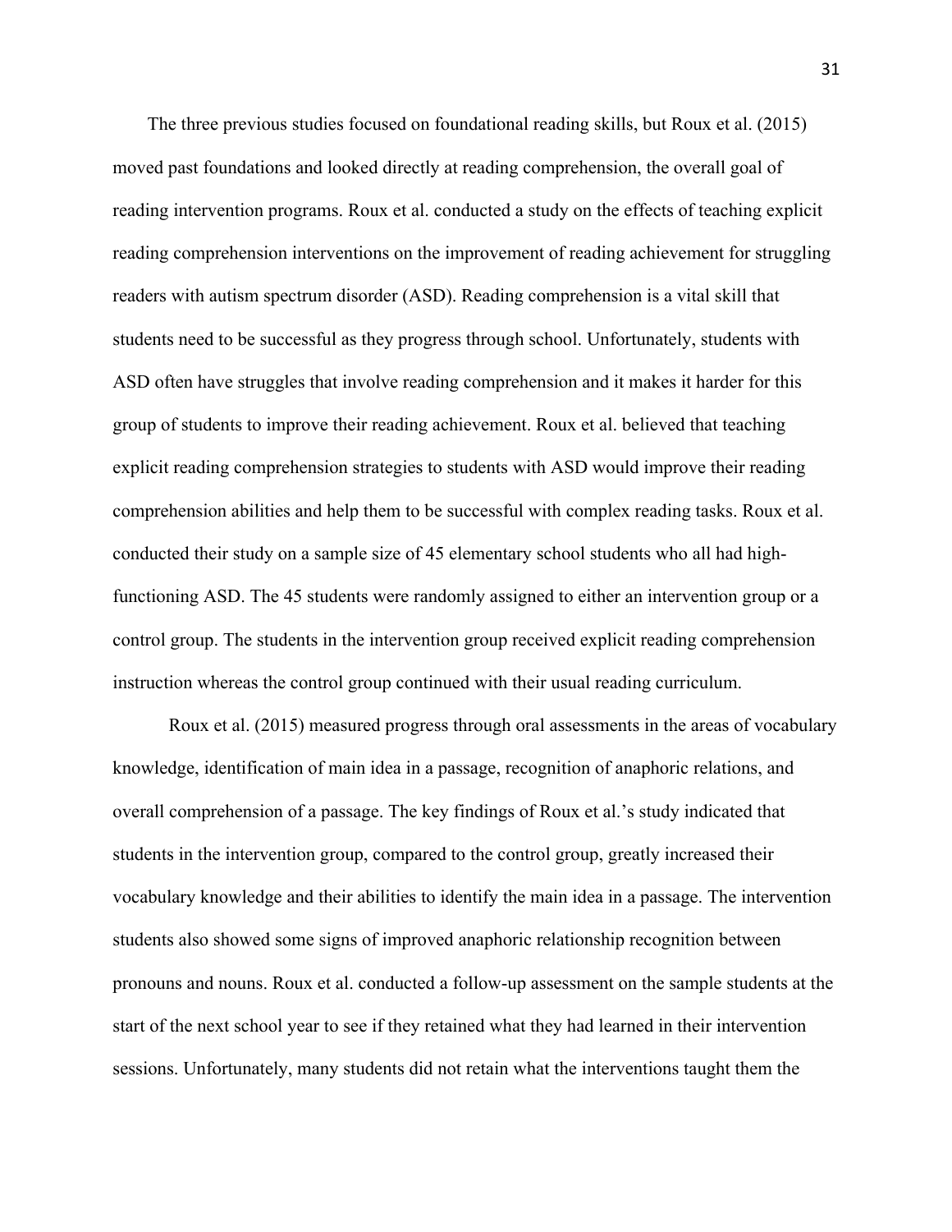The three previous studies focused on foundational reading skills, but Roux et al. (2015) moved past foundations and looked directly at reading comprehension, the overall goal of reading intervention programs. Roux et al. conducted a study on the effects of teaching explicit reading comprehension interventions on the improvement of reading achievement for struggling readers with autism spectrum disorder (ASD). Reading comprehension is a vital skill that students need to be successful as they progress through school. Unfortunately, students with ASD often have struggles that involve reading comprehension and it makes it harder for this group of students to improve their reading achievement. Roux et al. believed that teaching explicit reading comprehension strategies to students with ASD would improve their reading comprehension abilities and help them to be successful with complex reading tasks. Roux et al. conducted their study on a sample size of 45 elementary school students who all had high-functioning ASD. The 45 students were randomly assigned to either an intervention group or a control group. The students in the intervention group received explicit reading comprehension instruction whereas the control group continued with their usual reading curriculum.

Roux et al. (2015) measured progress through oral assessments in the areas of vocabulary knowledge, identification of main idea in a passage, recognition of anaphoric relations, and overall comprehension of a passage. The key findings of Roux et al.'s study indicated that students in the intervention group, compared to the control group, greatly increased their vocabulary knowledge and their abilities to identify the main idea in a passage. The intervention students also showed some signs of improved anaphoric relationship recognition between pronouns and nouns. Roux et al. conducted a follow-up assessment on the sample students at the start of the next school year to see if they retained what they had learned in their intervention sessions. Unfortunately, many students did not retain what the interventions taught them the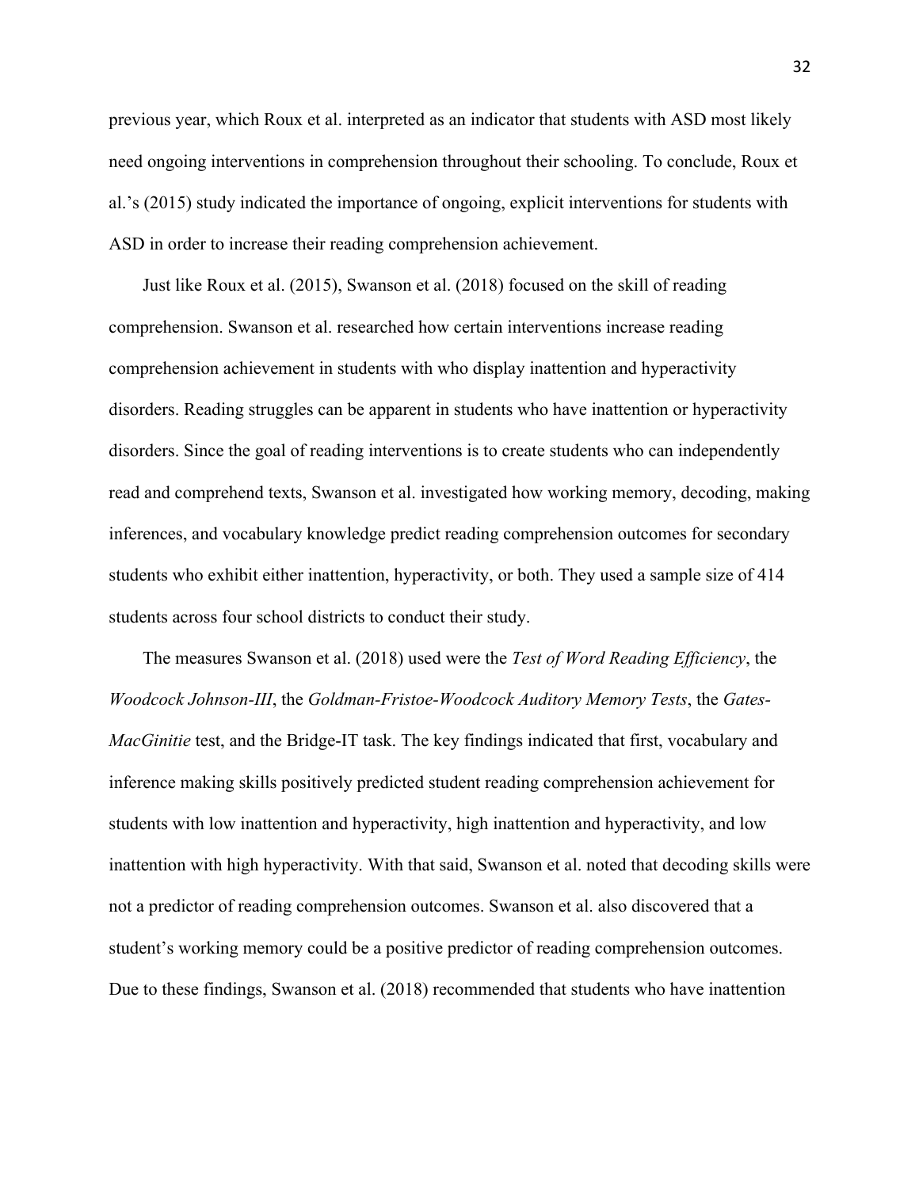previous year, which Roux et al. interpreted as an indicator that students with ASD most likely need ongoing interventions in comprehension throughout their schooling. To conclude, Roux et al.'s (2015) study indicated the importance of ongoing, explicit interventions for students with ASD in order to increase their reading comprehension achievement.

Just like Roux et al. (2015), Swanson et al. (2018) focused on the skill of reading comprehension. Swanson et al. researched how certain interventions increase reading comprehension achievement in students with who display inattention and hyperactivity disorders. Reading struggles can be apparent in students who have inattention or hyperactivity disorders. Since the goal of reading interventions is to create students who can independently read and comprehend texts, Swanson et al. investigated how working memory, decoding, making inferences, and vocabulary knowledge predict reading comprehension outcomes for secondary students who exhibit either inattention, hyperactivity, or both. They used a sample size of 414 students across four school districts to conduct their study.

The measures Swanson et al. (2018) used were the *Test of Word Reading Efficiency*, the *Woodcock Johnson-III*, the *Goldman-Fristoe-Woodcock Auditory Memory Tests*, the *Gates-MacGinitie* test, and the Bridge-IT task. The key findings indicated that first, vocabulary and inference making skills positively predicted student reading comprehension achievement for students with low inattention and hyperactivity, high inattention and hyperactivity, and low inattention with high hyperactivity. With that said, Swanson et al. noted that decoding skills were not a predictor of reading comprehension outcomes. Swanson et al. also discovered that a student's working memory could be a positive predictor of reading comprehension outcomes. Due to these findings, Swanson et al. (2018) recommended that students who have inattention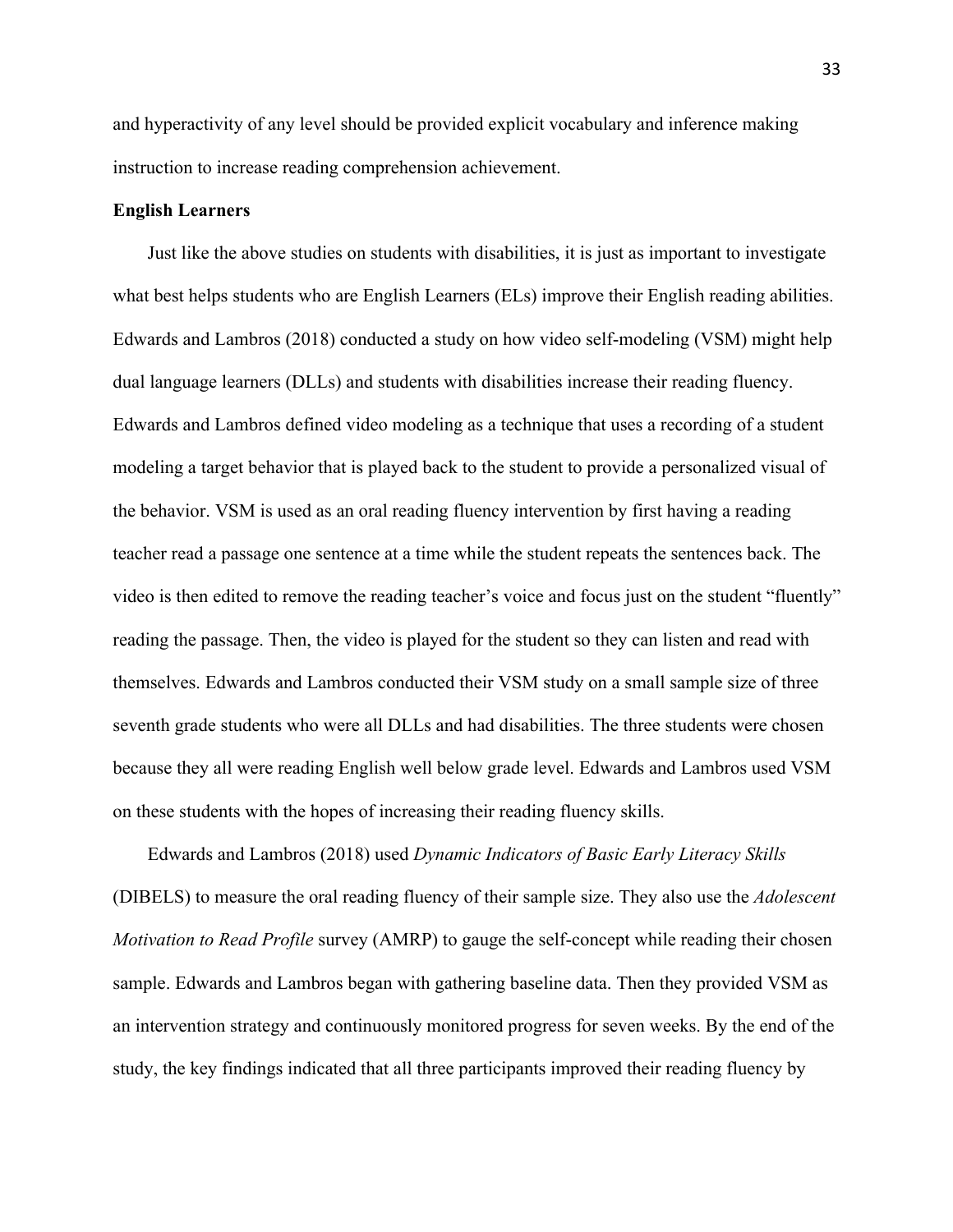and hyperactivity of any level should be provided explicit vocabulary and inference making instruction to increase reading comprehension achievement.

**English Learners**

Just like the above studies on students with disabilities, it is just as important to investigate what best helps students who are English Learners (ELs) improve their English reading abilities. Edwards and Lambros (2018) conducted a study on how video self-modeling (VSM) might help dual language learners (DLLs) and students with disabilities increase their reading fluency. Edwards and Lambros defined video modeling as a technique that uses a recording of a student modeling a target behavior that is played back to the student to provide a personalized visual of the behavior. VSM is used as an oral reading fluency intervention by first having a reading teacher read a passage one sentence at a time while the student repeats the sentences back. The video is then edited to remove the reading teacher's voice and focus just on the student "fluently" reading the passage. Then, the video is played for the student so they can listen and read with themselves. Edwards and Lambros conducted their VSM study on a small sample size of three seventh grade students who were all DLLs and had disabilities. The three students were chosen because they all were reading English well below grade level. Edwards and Lambros used VSM on these students with the hopes of increasing their reading fluency skills.

Edwards and Lambros (2018) used *Dynamic Indicators of Basic Early Literacy Skills* (DIBELS) to measure the oral reading fluency of their sample size. They also use the *Adolescent Motivation to Read Profile* survey (AMRP) to gauge the self-concept while reading their chosen sample. Edwards and Lambros began with gathering baseline data. Then they provided VSM as an intervention strategy and continuously monitored progress for seven weeks. By the end of the study, the key findings indicated that all three participants improved their reading fluency by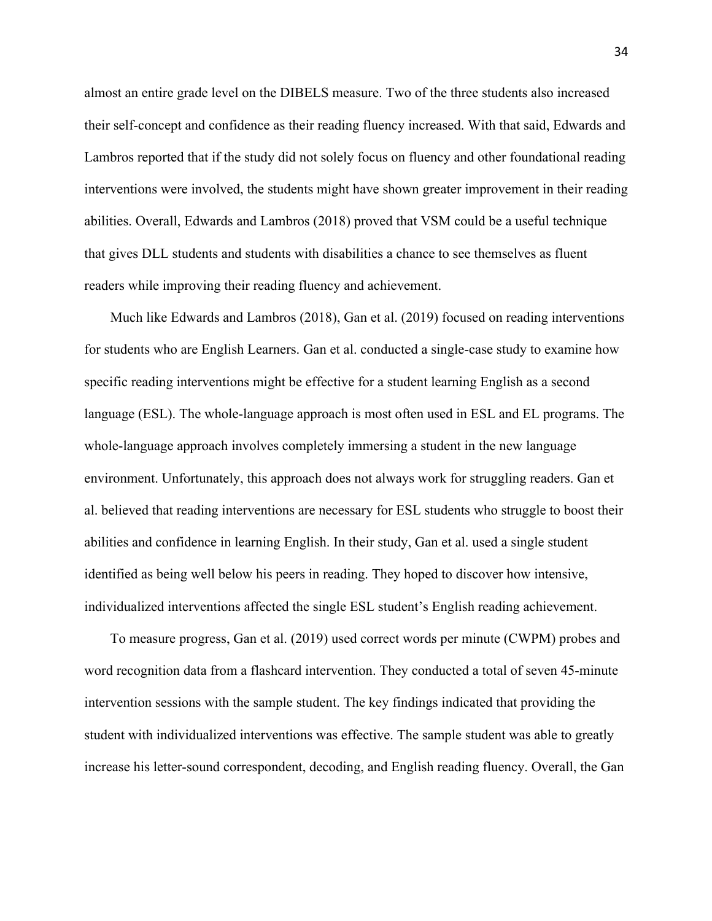almost an entire grade level on the DIBELS measure. Two of the three students also increased their self-concept and confidence as their reading fluency increased. With that said, Edwards and Lambros reported that if the study did not solely focus on fluency and other foundational reading interventions were involved, the students might have shown greater improvement in their reading abilities. Overall, Edwards and Lambros (2018) proved that VSM could be a useful technique that gives DLL students and students with disabilities a chance to see themselves as fluent readers while improving their reading fluency and achievement.

Much like Edwards and Lambros (2018), Gan et al. (2019) focused on reading interventions for students who are English Learners. Gan et al. conducted a single-case study to examine how specific reading interventions might be effective for a student learning English as a second language (ESL). The whole-language approach is most often used in ESL and EL programs. The whole-language approach involves completely immersing a student in the new language environment. Unfortunately, this approach does not always work for struggling readers. Gan et al. believed that reading interventions are necessary for ESL students who struggle to boost their abilities and confidence in learning English. In their study, Gan et al. used a single student identified as being well below his peers in reading. They hoped to discover how intensive, individualized interventions affected the single ESL student's English reading achievement.

To measure progress, Gan et al. (2019) used correct words per minute (CWPM) probes and word recognition data from a flashcard intervention. They conducted a total of seven 45-minute intervention sessions with the sample student. The key findings indicated that providing the student with individualized interventions was effective. The sample student was able to greatly increase his letter-sound correspondent, decoding, and English reading fluency. Overall, the Gan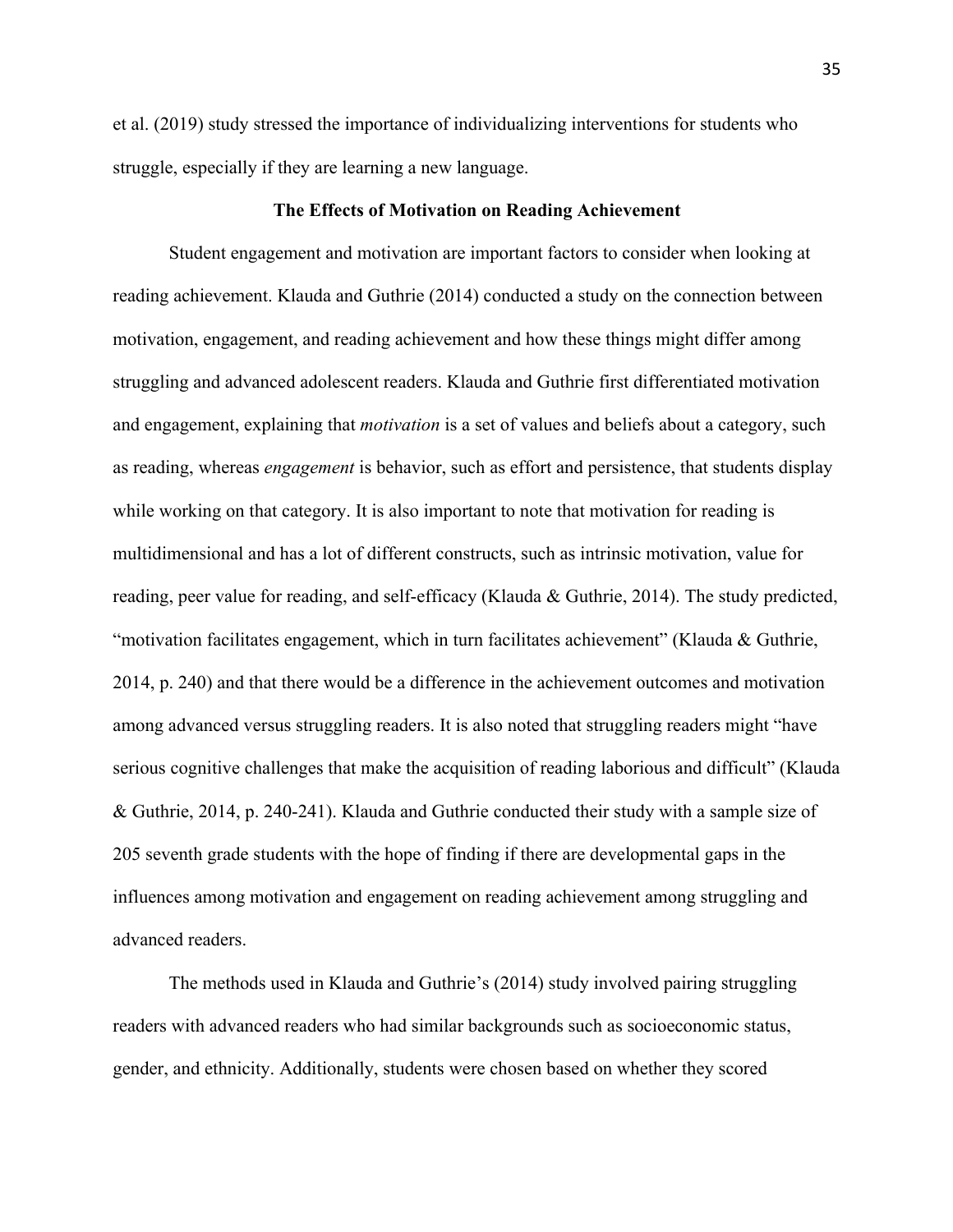et al. (2019) study stressed the importance of individualizing interventions for students who struggle, especially if they are learning a new language.

## The Effects of Motivation on Reading Achievement

Student engagement and motivation are important factors to consider when looking at reading achievement. Klauda and Guthrie (2014) conducted a study on the connection between motivation, engagement, and reading achievement and how these things might differ among struggling and advanced adolescent readers. Klauda and Guthrie first differentiated motivation and engagement, explaining that *motivation* is a set of values and beliefs about a category, such as reading, whereas *engagement* is behavior, such as effort and persistence, that students display while working on that category. It is also important to note that motivation for reading is multidimensional and has a lot of different constructs, such as intrinsic motivation, value for reading, peer value for reading, and self-efficacy (Klauda & Guthrie, 2014). The study predicted, "motivation facilitates engagement, which in turn facilitates achievement" (Klauda & Guthrie, 2014, p. 240) and that there would be a difference in the achievement outcomes and motivation among advanced versus struggling readers. It is also noted that struggling readers might "have serious cognitive challenges that make the acquisition of reading laborious and difficult" (Klauda & Guthrie, 2014, p. 240-241). Klauda and Guthrie conducted their study with a sample size of 205 seventh grade students with the hope of finding if there are developmental gaps in the influences among motivation and engagement on reading achievement among struggling and advanced readers.

The methods used in Klauda and Guthrie's (2014) study involved pairing struggling readers with advanced readers who had similar backgrounds such as socioeconomic status, gender, and ethnicity. Additionally, students were chosen based on whether they scored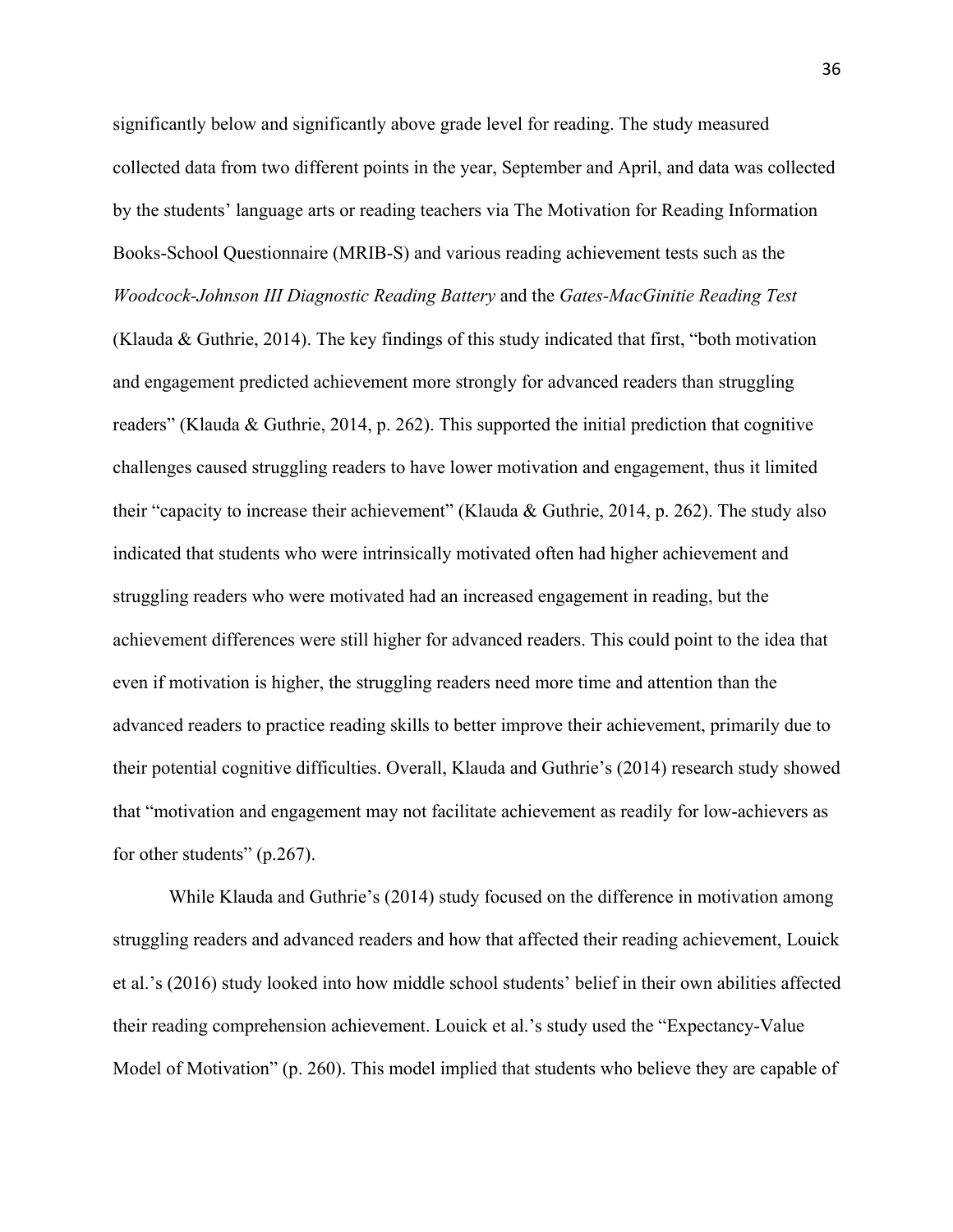significantly below and significantly above grade level for reading. The study measured collected data from two different points in the year, September and April, and data was collected by the students' language arts or reading teachers via The Motivation for Reading Information Books-School Questionnaire (MRIB-S) and various reading achievement tests such as the *Woodcock-Johnson III Diagnostic Reading Battery* and the *Gates-MacGinitie Reading Test* (Klauda & Guthrie, 2014). The key findings of this study indicated that first, "both motivation and engagement predicted achievement more strongly for advanced readers than struggling readers" (Klauda & Guthrie, 2014, p. 262). This supported the initial prediction that cognitive challenges caused struggling readers to have lower motivation and engagement, thus it limited their "capacity to increase their achievement" (Klauda & Guthrie, 2014, p. 262). The study also indicated that students who were intrinsically motivated often had higher achievement and struggling readers who were motivated had an increased engagement in reading, but the achievement differences were still higher for advanced readers. This could point to the idea that even if motivation is higher, the struggling readers need more time and attention than the advanced readers to practice reading skills to better improve their achievement, primarily due to their potential cognitive difficulties. Overall, Klauda and Guthrie's (2014) research study showed that "motivation and engagement may not facilitate achievement as readily for low-achievers as for other students" (p.267).

While Klauda and Guthrie's (2014) study focused on the difference in motivation among struggling readers and advanced readers and how that affected their reading achievement, Louick et al.'s (2016) study looked into how middle school students' belief in their own abilities affected their reading comprehension achievement. Louick et al.'s study used the "Expectancy-Value Model of Motivation" (p. 260). This model implied that students who believe they are capable of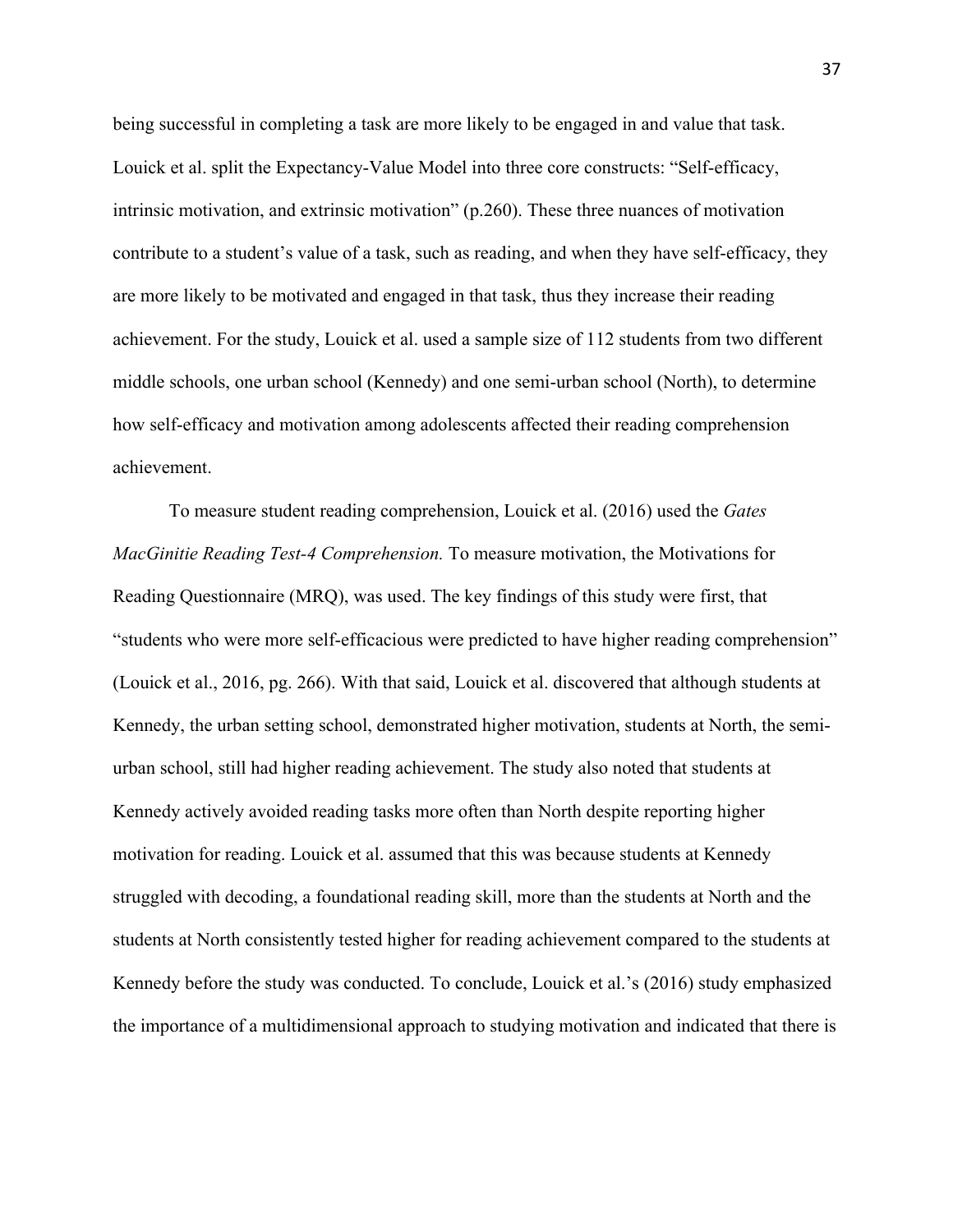being successful in completing a task are more likely to be engaged in and value that task. Louick et al. split the Expectancy-Value Model into three core constructs: "Self-efficacy, intrinsic motivation, and extrinsic motivation" (p.260). These three nuances of motivation contribute to a student's value of a task, such as reading, and when they have self-efficacy, they are more likely to be motivated and engaged in that task, thus they increase their reading achievement. For the study, Louick et al. used a sample size of 112 students from two different middle schools, one urban school (Kennedy) and one semi-urban school (North), to determine how self-efficacy and motivation among adolescents affected their reading comprehension achievement.

To measure student reading comprehension, Louick et al. (2016) used the *Gates MacGinitie Reading Test-4 Comprehension.* To measure motivation, the Motivations for Reading Questionnaire (MRQ), was used. The key findings of this study were first, that "students who were more self-efficacious were predicted to have higher reading comprehension" (Louick et al., 2016, pg. 266). With that said, Louick et al. discovered that although students at Kennedy, the urban setting school, demonstrated higher motivation, students at North, the semi-urban school, still had higher reading achievement. The study also noted that students at Kennedy actively avoided reading tasks more often than North despite reporting higher motivation for reading. Louick et al. assumed that this was because students at Kennedy struggled with decoding, a foundational reading skill, more than the students at North and the students at North consistently tested higher for reading achievement compared to the students at Kennedy before the study was conducted. To conclude, Louick et al.'s (2016) study emphasized the importance of a multidimensional approach to studying motivation and indicated that there is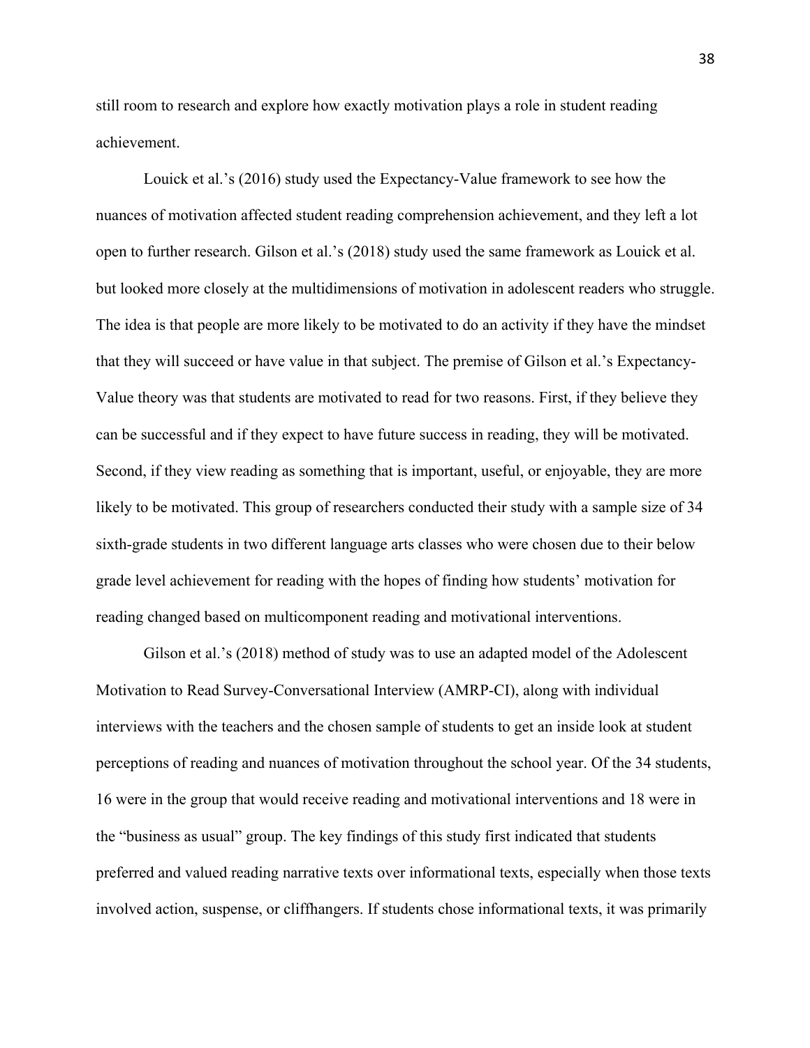still room to research and explore how exactly motivation plays a role in student reading achievement.

Louick et al.'s (2016) study used the Expectancy-Value framework to see how the nuances of motivation affected student reading comprehension achievement, and they left a lot open to further research. Gilson et al.'s (2018) study used the same framework as Louick et al. but looked more closely at the multidimensions of motivation in adolescent readers who struggle. The idea is that people are more likely to be motivated to do an activity if they have the mindset that they will succeed or have value in that subject. The premise of Gilson et al.'s Expectancy-Value theory was that students are motivated to read for two reasons. First, if they believe they can be successful and if they expect to have future success in reading, they will be motivated. Second, if they view reading as something that is important, useful, or enjoyable, they are more likely to be motivated. This group of researchers conducted their study with a sample size of 34 sixth-grade students in two different language arts classes who were chosen due to their below grade level achievement for reading with the hopes of finding how students' motivation for reading changed based on multicomponent reading and motivational interventions.

Gilson et al.'s (2018) method of study was to use an adapted model of the Adolescent Motivation to Read Survey-Conversational Interview (AMRP-CI), along with individual interviews with the teachers and the chosen sample of students to get an inside look at student perceptions of reading and nuances of motivation throughout the school year. Of the 34 students, 16 were in the group that would receive reading and motivational interventions and 18 were in the "business as usual" group. The key findings of this study first indicated that students preferred and valued reading narrative texts over informational texts, especially when those texts involved action, suspense, or cliffhangers. If students chose informational texts, it was primarily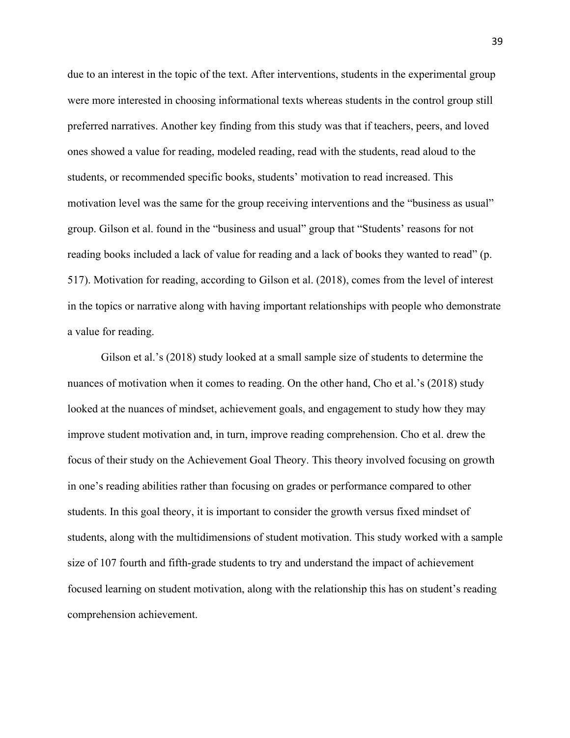due to an interest in the topic of the text. After interventions, students in the experimental group were more interested in choosing informational texts whereas students in the control group still preferred narratives. Another key finding from this study was that if teachers, peers, and loved ones showed a value for reading, modeled reading, read with the students, read aloud to the students, or recommended specific books, students' motivation to read increased. This motivation level was the same for the group receiving interventions and the "business as usual" group. Gilson et al. found in the "business and usual" group that "Students' reasons for not reading books included a lack of value for reading and a lack of books they wanted to read" (p. 517). Motivation for reading, according to Gilson et al. (2018), comes from the level of interest in the topics or narrative along with having important relationships with people who demonstrate a value for reading.

Gilson et al.'s (2018) study looked at a small sample size of students to determine the nuances of motivation when it comes to reading. On the other hand, Cho et al.'s (2018) study looked at the nuances of mindset, achievement goals, and engagement to study how they may improve student motivation and, in turn, improve reading comprehension. Cho et al. drew the focus of their study on the Achievement Goal Theory. This theory involved focusing on growth in one's reading abilities rather than focusing on grades or performance compared to other students. In this goal theory, it is important to consider the growth versus fixed mindset of students, along with the multidimensions of student motivation. This study worked with a sample size of 107 fourth and fifth-grade students to try and understand the impact of achievement focused learning on student motivation, along with the relationship this has on student's reading comprehension achievement.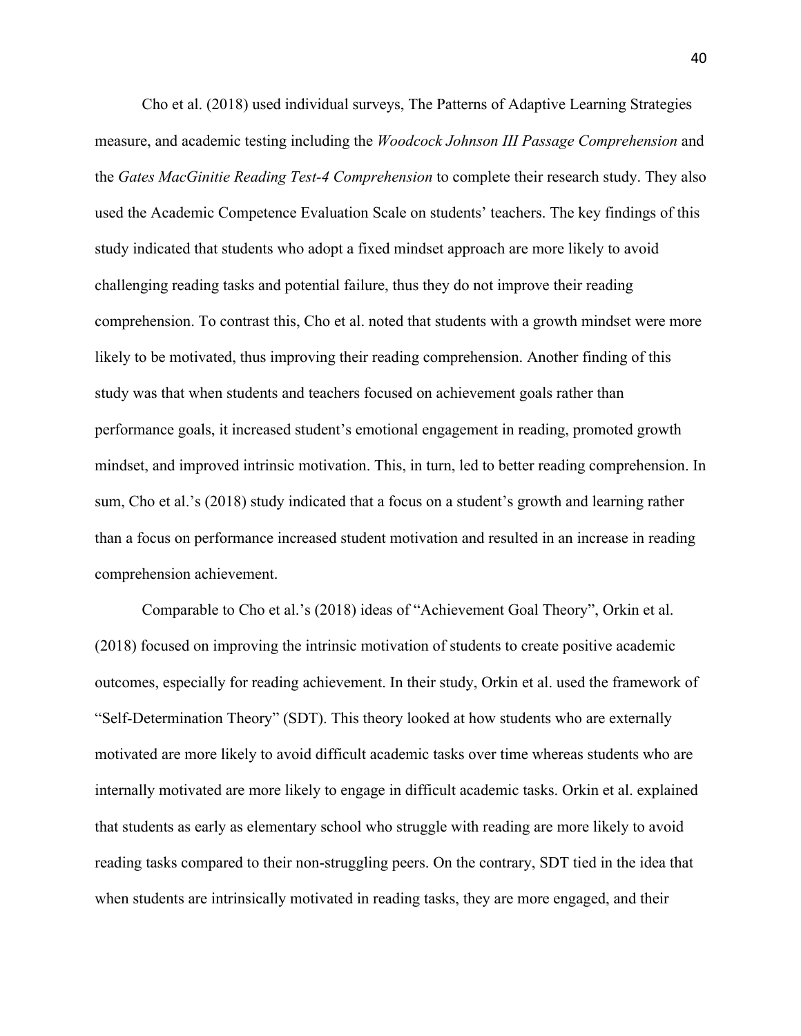Cho et al. (2018) used individual surveys, The Patterns of Adaptive Learning Strategies measure, and academic testing including the *Woodcock Johnson III Passage Comprehension* and the *Gates MacGinitie Reading Test-4 Comprehension* to complete their research study. They also used the Academic Competence Evaluation Scale on students' teachers. The key findings of this study indicated that students who adopt a fixed mindset approach are more likely to avoid challenging reading tasks and potential failure, thus they do not improve their reading comprehension. To contrast this, Cho et al. noted that students with a growth mindset were more likely to be motivated, thus improving their reading comprehension. Another finding of this study was that when students and teachers focused on achievement goals rather than performance goals, it increased student's emotional engagement in reading, promoted growth mindset, and improved intrinsic motivation. This, in turn, led to better reading comprehension. In sum, Cho et al.'s (2018) study indicated that a focus on a student's growth and learning rather than a focus on performance increased student motivation and resulted in an increase in reading comprehension achievement.

Comparable to Cho et al.'s (2018) ideas of "Achievement Goal Theory", Orkin et al. (2018) focused on improving the intrinsic motivation of students to create positive academic outcomes, especially for reading achievement. In their study, Orkin et al. used the framework of "Self-Determination Theory" (SDT). This theory looked at how students who are externally motivated are more likely to avoid difficult academic tasks over time whereas students who are internally motivated are more likely to engage in difficult academic tasks. Orkin et al. explained that students as early as elementary school who struggle with reading are more likely to avoid reading tasks compared to their non-struggling peers. On the contrary, SDT tied in the idea that when students are intrinsically motivated in reading tasks, they are more engaged, and their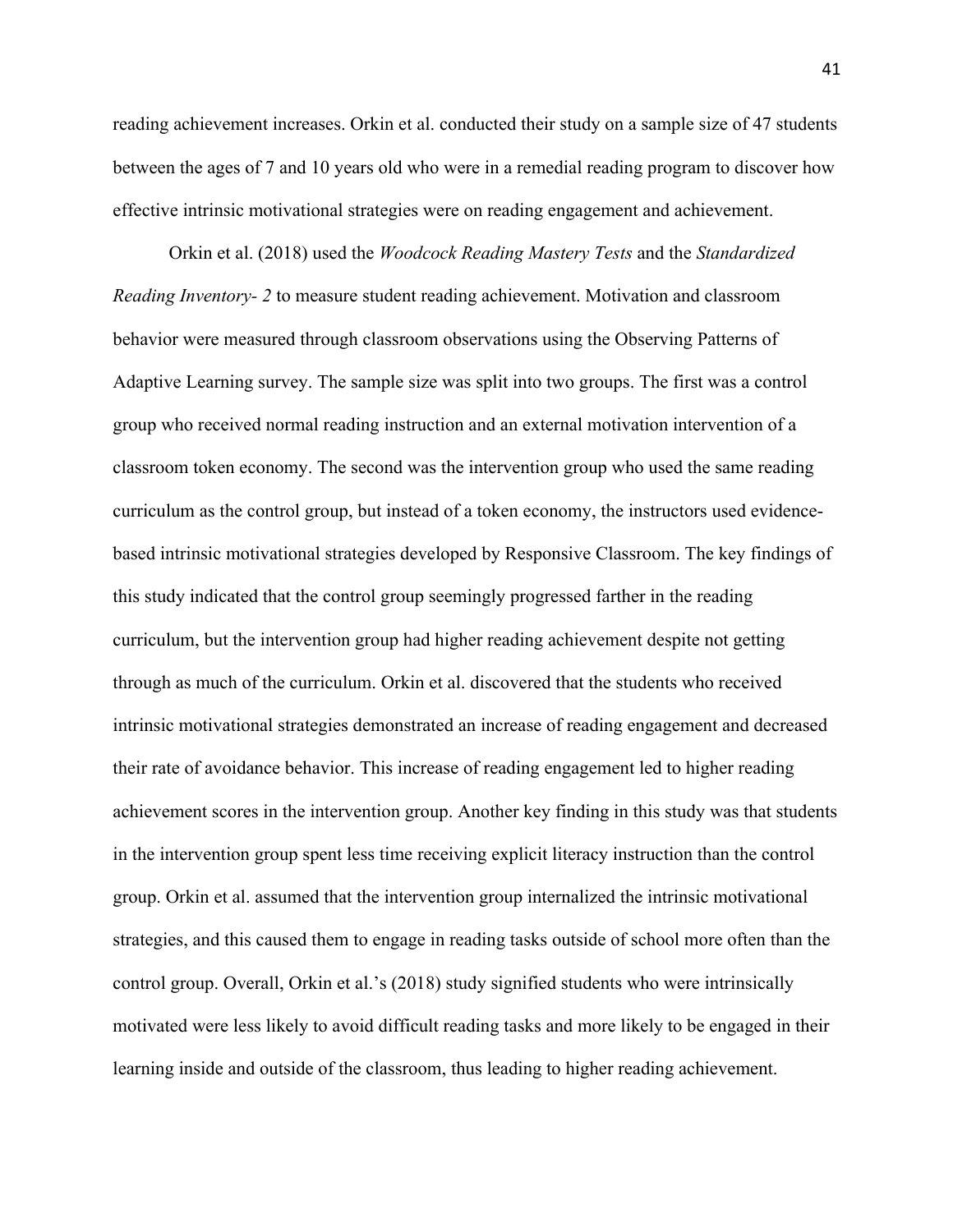reading achievement increases. Orkin et al. conducted their study on a sample size of 47 students between the ages of 7 and 10 years old who were in a remedial reading program to discover how effective intrinsic motivational strategies were on reading engagement and achievement.

Orkin et al. (2018) used the *Woodcock Reading Mastery Tests* and the *Standardized Reading Inventory- 2* to measure student reading achievement. Motivation and classroom behavior were measured through classroom observations using the Observing Patterns of Adaptive Learning survey. The sample size was split into two groups. The first was a control group who received normal reading instruction and an external motivation intervention of a classroom token economy. The second was the intervention group who used the same reading curriculum as the control group, but instead of a token economy, the instructors used evidence-based intrinsic motivational strategies developed by Responsive Classroom. The key findings of this study indicated that the control group seemingly progressed farther in the reading curriculum, but the intervention group had higher reading achievement despite not getting through as much of the curriculum. Orkin et al. discovered that the students who received intrinsic motivational strategies demonstrated an increase of reading engagement and decreased their rate of avoidance behavior. This increase of reading engagement led to higher reading achievement scores in the intervention group. Another key finding in this study was that students in the intervention group spent less time receiving explicit literacy instruction than the control group. Orkin et al. assumed that the intervention group internalized the intrinsic motivational strategies, and this caused them to engage in reading tasks outside of school more often than the control group. Overall, Orkin et al.'s (2018) study signified students who were intrinsically motivated were less likely to avoid difficult reading tasks and more likely to be engaged in their learning inside and outside of the classroom, thus leading to higher reading achievement.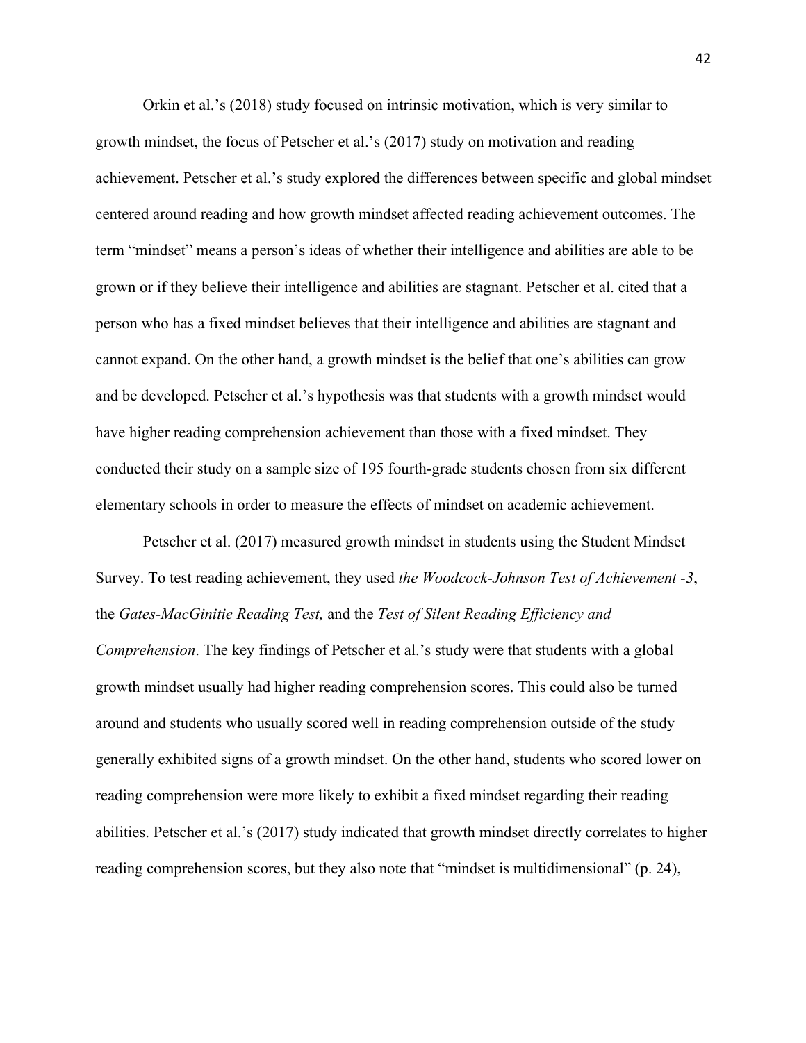Orkin et al.'s (2018) study focused on intrinsic motivation, which is very similar to growth mindset, the focus of Petscher et al.'s (2017) study on motivation and reading achievement. Petscher et al.'s study explored the differences between specific and global mindset centered around reading and how growth mindset affected reading achievement outcomes. The term "mindset" means a person's ideas of whether their intelligence and abilities are able to be grown or if they believe their intelligence and abilities are stagnant. Petscher et al. cited that a person who has a fixed mindset believes that their intelligence and abilities are stagnant and cannot expand. On the other hand, a growth mindset is the belief that one's abilities can grow and be developed. Petscher et al.'s hypothesis was that students with a growth mindset would have higher reading comprehension achievement than those with a fixed mindset. They conducted their study on a sample size of 195 fourth-grade students chosen from six different elementary schools in order to measure the effects of mindset on academic achievement.

Petscher et al. (2017) measured growth mindset in students using the Student Mindset Survey. To test reading achievement, they used *the Woodcock-Johnson Test of Achievement -3*, the *Gates-MacGinitie Reading Test,* and the *Test of Silent Reading Efficiency and Comprehension*. The key findings of Petscher et al.'s study were that students with a global growth mindset usually had higher reading comprehension scores. This could also be turned around and students who usually scored well in reading comprehension outside of the study generally exhibited signs of a growth mindset. On the other hand, students who scored lower on reading comprehension were more likely to exhibit a fixed mindset regarding their reading abilities. Petscher et al.'s (2017) study indicated that growth mindset directly correlates to higher reading comprehension scores, but they also note that "mindset is multidimensional" (p. 24),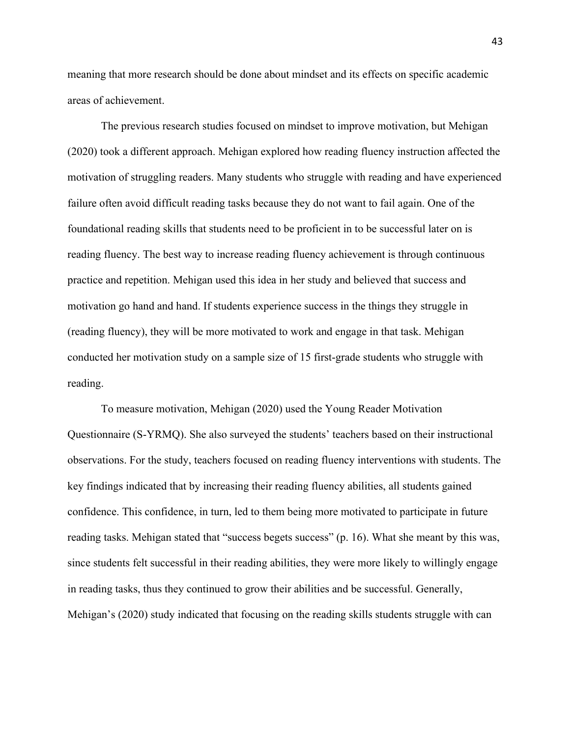meaning that more research should be done about mindset and its effects on specific academic areas of achievement.

The previous research studies focused on mindset to improve motivation, but Mehigan (2020) took a different approach. Mehigan explored how reading fluency instruction affected the motivation of struggling readers. Many students who struggle with reading and have experienced failure often avoid difficult reading tasks because they do not want to fail again. One of the foundational reading skills that students need to be proficient in to be successful later on is reading fluency. The best way to increase reading fluency achievement is through continuous practice and repetition. Mehigan used this idea in her study and believed that success and motivation go hand and hand. If students experience success in the things they struggle in (reading fluency), they will be more motivated to work and engage in that task. Mehigan conducted her motivation study on a sample size of 15 first-grade students who struggle with reading.

To measure motivation, Mehigan (2020) used the Young Reader Motivation Questionnaire (S-YRMQ). She also surveyed the students' teachers based on their instructional observations. For the study, teachers focused on reading fluency interventions with students. The key findings indicated that by increasing their reading fluency abilities, all students gained confidence. This confidence, in turn, led to them being more motivated to participate in future reading tasks. Mehigan stated that "success begets success" (p. 16). What she meant by this was, since students felt successful in their reading abilities, they were more likely to willingly engage in reading tasks, thus they continued to grow their abilities and be successful. Generally, Mehigan's (2020) study indicated that focusing on the reading skills students struggle with can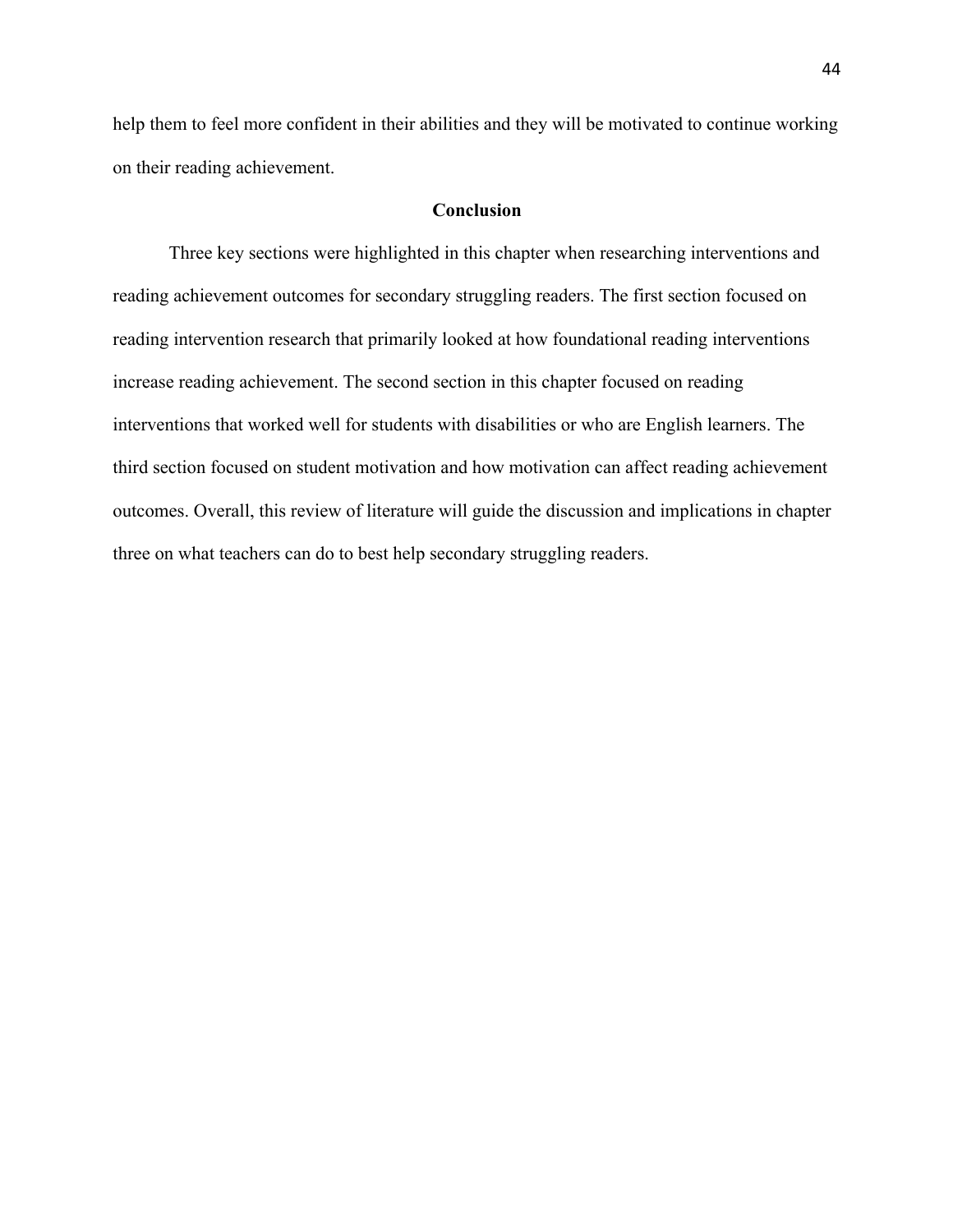help them to feel more confident in their abilities and they will be motivated to continue working on their reading achievement.

## Conclusion

Three key sections were highlighted in this chapter when researching interventions and reading achievement outcomes for secondary struggling readers. The first section focused on reading intervention research that primarily looked at how foundational reading interventions increase reading achievement. The second section in this chapter focused on reading interventions that worked well for students with disabilities or who are English learners. The third section focused on student motivation and how motivation can affect reading achievement outcomes. Overall, this review of literature will guide the discussion and implications in chapter three on what teachers can do to best help secondary struggling readers.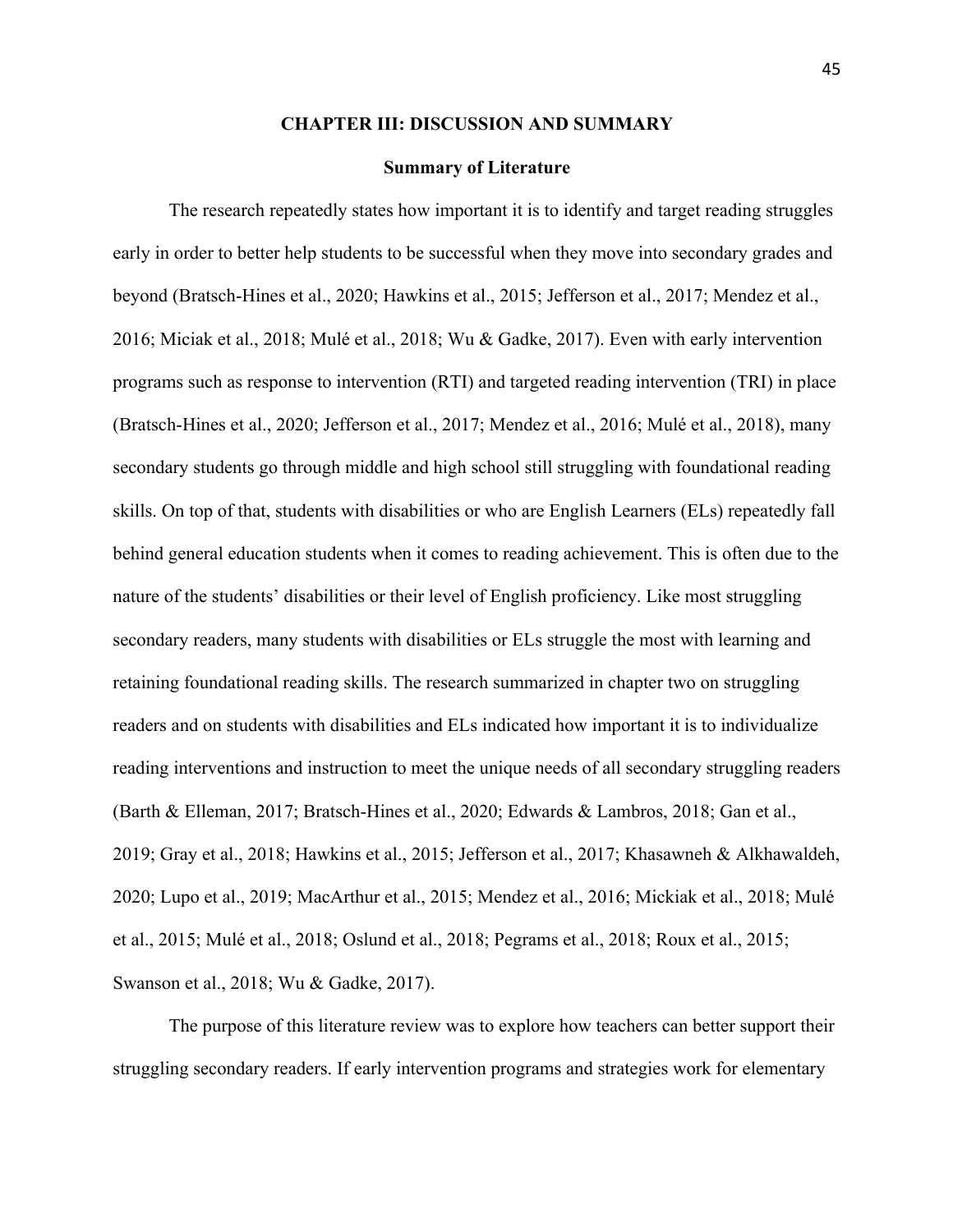# CHAPTER III: DISCUSSION AND SUMMARY

## Summary of Literature

The research repeatedly states how important it is to identify and target reading struggles early in order to better help students to be successful when they move into secondary grades and beyond (Bratsch-Hines et al., 2020; Hawkins et al., 2015; Jefferson et al., 2017; Mendez et al., 2016; Miciak et al., 2018; Mulé et al., 2018; Wu & Gadke, 2017). Even with early intervention programs such as response to intervention (RTI) and targeted reading intervention (TRI) in place (Bratsch-Hines et al., 2020; Jefferson et al., 2017; Mendez et al., 2016; Mulé et al., 2018), many secondary students go through middle and high school still struggling with foundational reading skills. On top of that, students with disabilities or who are English Learners (ELs) repeatedly fall behind general education students when it comes to reading achievement. This is often due to the nature of the students' disabilities or their level of English proficiency. Like most struggling secondary readers, many students with disabilities or ELs struggle the most with learning and retaining foundational reading skills. The research summarized in chapter two on struggling readers and on students with disabilities and ELs indicated how important it is to individualize reading interventions and instruction to meet the unique needs of all secondary struggling readers (Barth & Elleman, 2017; Bratsch-Hines et al., 2020; Edwards & Lambros, 2018; Gan et al., 2019; Gray et al., 2018; Hawkins et al., 2015; Jefferson et al., 2017; Khasawneh & Alkhawaldeh, 2020; Lupo et al., 2019; MacArthur et al., 2015; Mendez et al., 2016; Mickiak et al., 2018; Mulé et al., 2015; Mulé et al., 2018; Oslund et al., 2018; Pegrams et al., 2018; Roux et al., 2015; Swanson et al., 2018; Wu & Gadke, 2017).

The purpose of this literature review was to explore how teachers can better support their struggling secondary readers. If early intervention programs and strategies work for elementary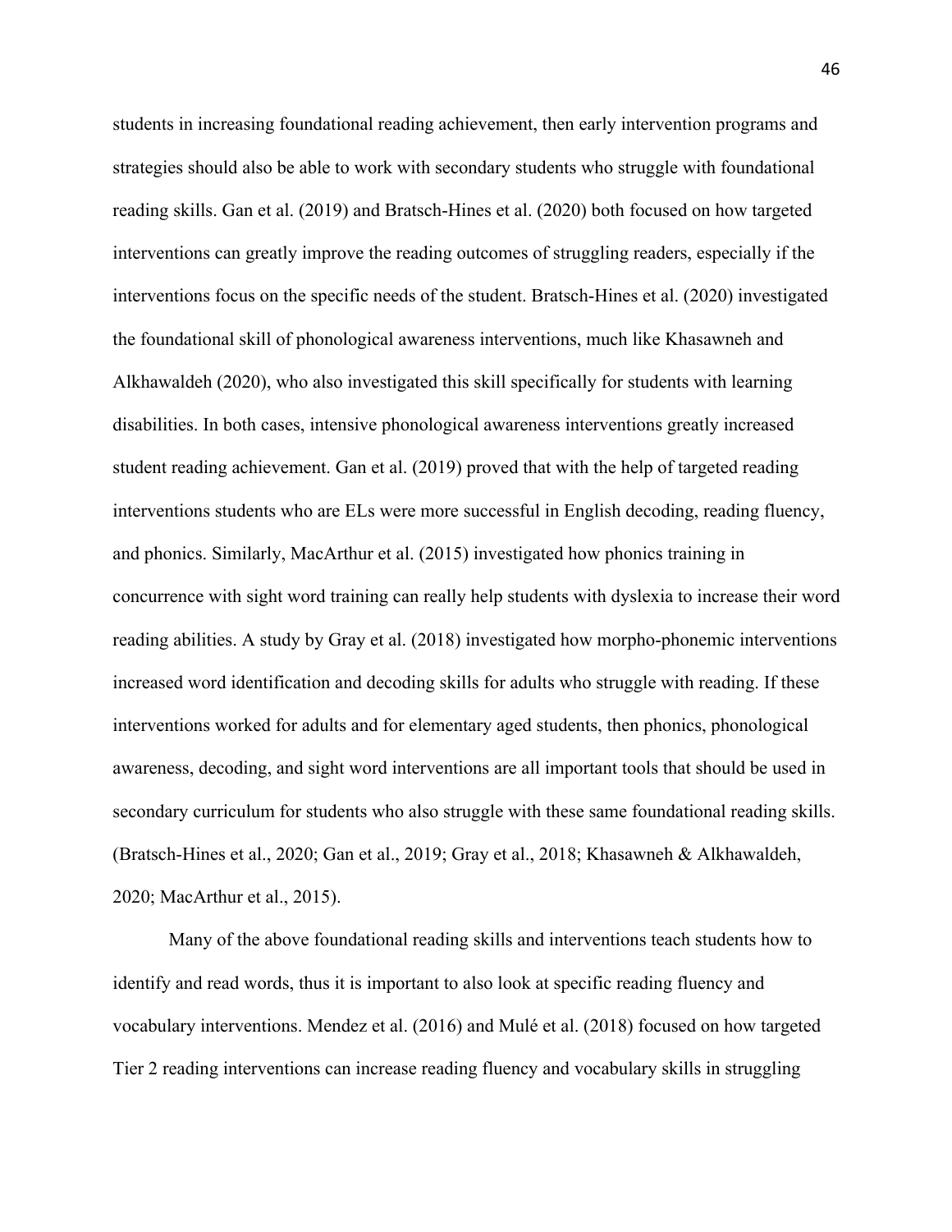students in increasing foundational reading achievement, then early intervention programs and strategies should also be able to work with secondary students who struggle with foundational reading skills. Gan et al. (2019) and Bratsch-Hines et al. (2020) both focused on how targeted interventions can greatly improve the reading outcomes of struggling readers, especially if the interventions focus on the specific needs of the student. Bratsch-Hines et al. (2020) investigated the foundational skill of phonological awareness interventions, much like Khasawneh and Alkhawaldeh (2020), who also investigated this skill specifically for students with learning disabilities. In both cases, intensive phonological awareness interventions greatly increased student reading achievement. Gan et al. (2019) proved that with the help of targeted reading interventions students who are ELs were more successful in English decoding, reading fluency, and phonics. Similarly, MacArthur et al. (2015) investigated how phonics training in concurrence with sight word training can really help students with dyslexia to increase their word reading abilities. A study by Gray et al. (2018) investigated how morpho-phonemic interventions increased word identification and decoding skills for adults who struggle with reading. If these interventions worked for adults and for elementary aged students, then phonics, phonological awareness, decoding, and sight word interventions are all important tools that should be used in secondary curriculum for students who also struggle with these same foundational reading skills. (Bratsch-Hines et al., 2020; Gan et al., 2019; Gray et al., 2018; Khasawneh & Alkhawaldeh, 2020; MacArthur et al., 2015).

Many of the above foundational reading skills and interventions teach students how to identify and read words, thus it is important to also look at specific reading fluency and vocabulary interventions. Mendez et al. (2016) and Mulé et al. (2018) focused on how targeted Tier 2 reading interventions can increase reading fluency and vocabulary skills in struggling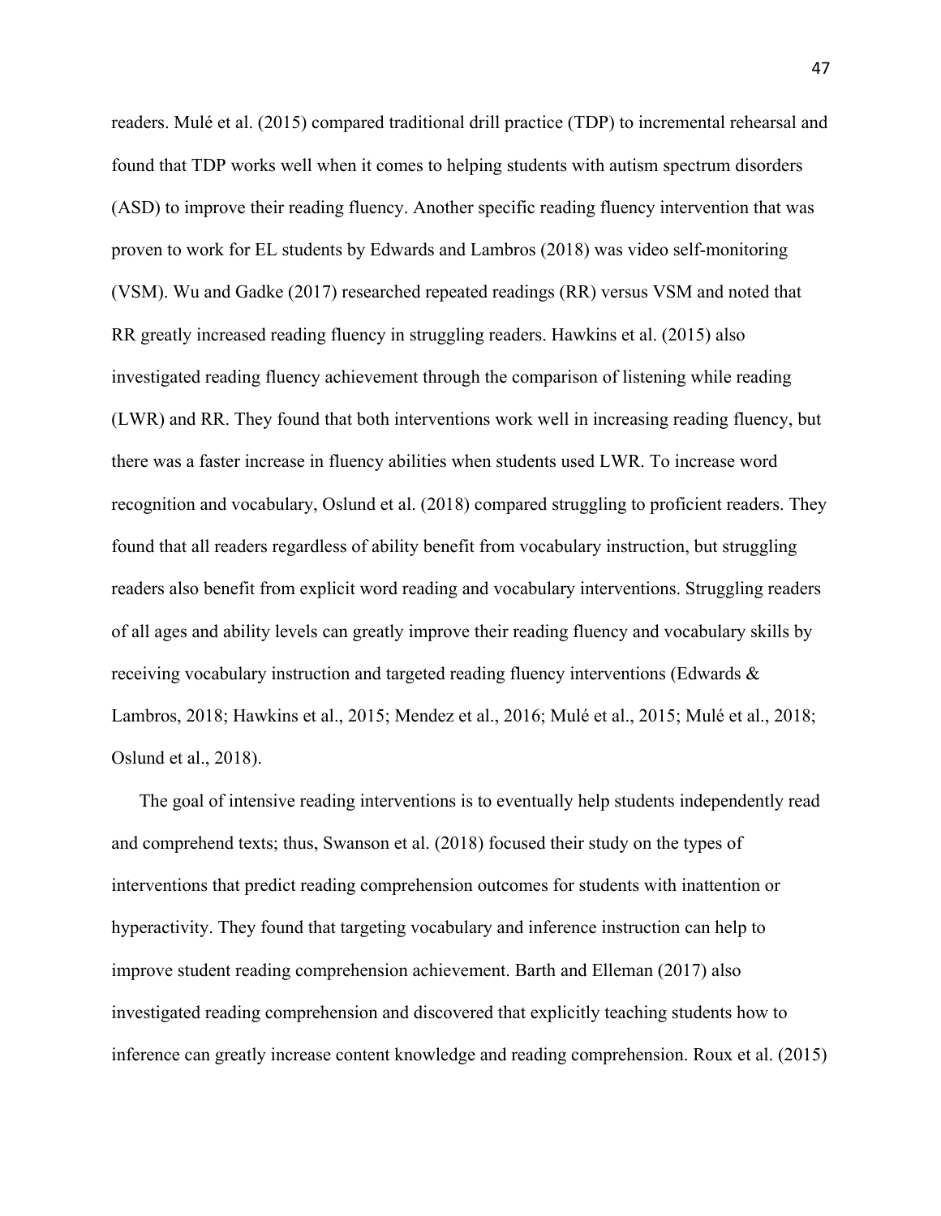readers. Mulé et al. (2015) compared traditional drill practice (TDP) to incremental rehearsal and found that TDP works well when it comes to helping students with autism spectrum disorders (ASD) to improve their reading fluency. Another specific reading fluency intervention that was proven to work for EL students by Edwards and Lambros (2018) was video self-monitoring (VSM). Wu and Gadke (2017) researched repeated readings (RR) versus VSM and noted that RR greatly increased reading fluency in struggling readers. Hawkins et al. (2015) also investigated reading fluency achievement through the comparison of listening while reading (LWR) and RR. They found that both interventions work well in increasing reading fluency, but there was a faster increase in fluency abilities when students used LWR. To increase word recognition and vocabulary, Oslund et al. (2018) compared struggling to proficient readers. They found that all readers regardless of ability benefit from vocabulary instruction, but struggling readers also benefit from explicit word reading and vocabulary interventions. Struggling readers of all ages and ability levels can greatly improve their reading fluency and vocabulary skills by receiving vocabulary instruction and targeted reading fluency interventions (Edwards & Lambros, 2018; Hawkins et al., 2015; Mendez et al., 2016; Mulé et al., 2015; Mulé et al., 2018; Oslund et al., 2018).

The goal of intensive reading interventions is to eventually help students independently read and comprehend texts; thus, Swanson et al. (2018) focused their study on the types of interventions that predict reading comprehension outcomes for students with inattention or hyperactivity. They found that targeting vocabulary and inference instruction can help to improve student reading comprehension achievement. Barth and Elleman (2017) also investigated reading comprehension and discovered that explicitly teaching students how to inference can greatly increase content knowledge and reading comprehension. Roux et al. (2015)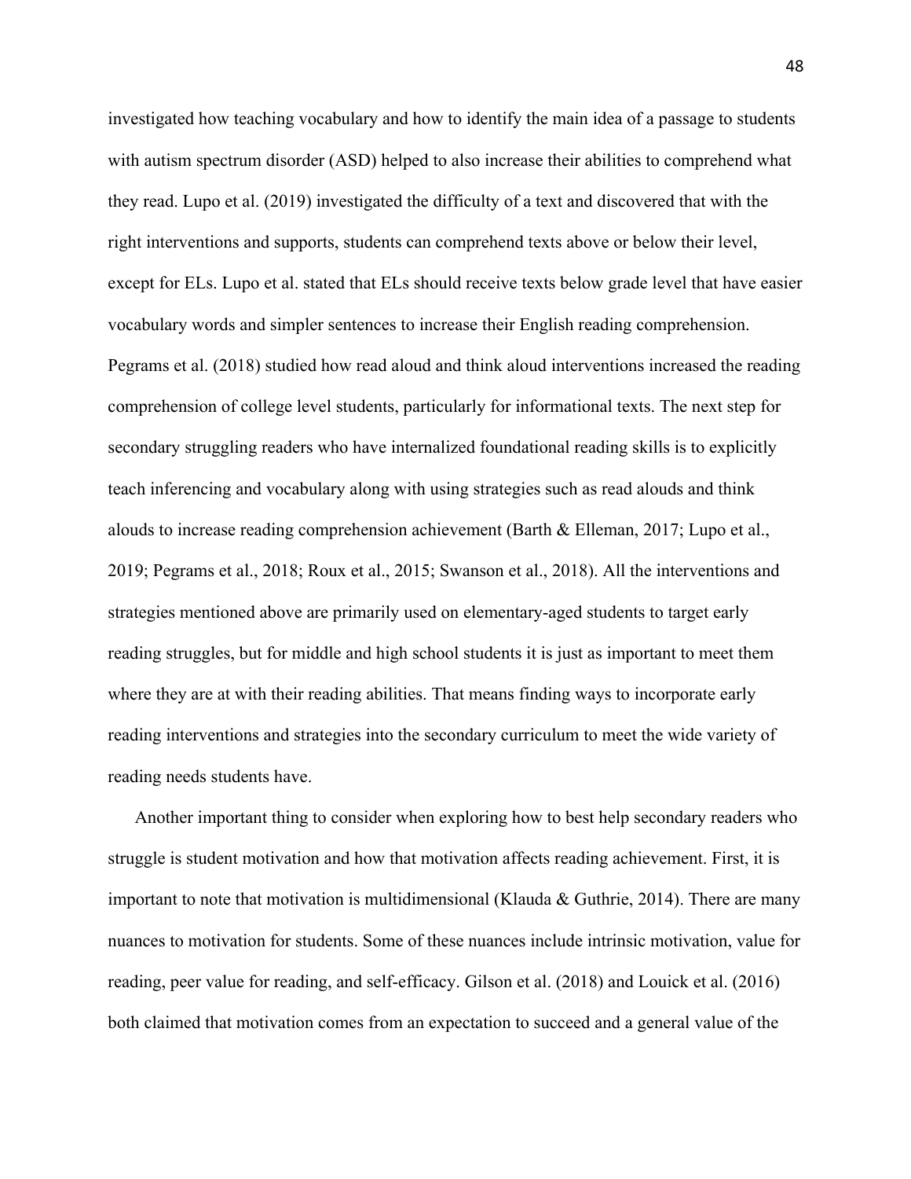investigated how teaching vocabulary and how to identify the main idea of a passage to students with autism spectrum disorder (ASD) helped to also increase their abilities to comprehend what they read. Lupo et al. (2019) investigated the difficulty of a text and discovered that with the right interventions and supports, students can comprehend texts above or below their level, except for ELs. Lupo et al. stated that ELs should receive texts below grade level that have easier vocabulary words and simpler sentences to increase their English reading comprehension. Pegrams et al. (2018) studied how read aloud and think aloud interventions increased the reading comprehension of college level students, particularly for informational texts. The next step for secondary struggling readers who have internalized foundational reading skills is to explicitly teach inferencing and vocabulary along with using strategies such as read alouds and think alouds to increase reading comprehension achievement (Barth & Elleman, 2017; Lupo et al., 2019; Pegrams et al., 2018; Roux et al., 2015; Swanson et al., 2018). All the interventions and strategies mentioned above are primarily used on elementary-aged students to target early reading struggles, but for middle and high school students it is just as important to meet them where they are at with their reading abilities. That means finding ways to incorporate early reading interventions and strategies into the secondary curriculum to meet the wide variety of reading needs students have.

Another important thing to consider when exploring how to best help secondary readers who struggle is student motivation and how that motivation affects reading achievement. First, it is important to note that motivation is multidimensional (Klauda & Guthrie, 2014). There are many nuances to motivation for students. Some of these nuances include intrinsic motivation, value for reading, peer value for reading, and self-efficacy. Gilson et al. (2018) and Louick et al. (2016) both claimed that motivation comes from an expectation to succeed and a general value of the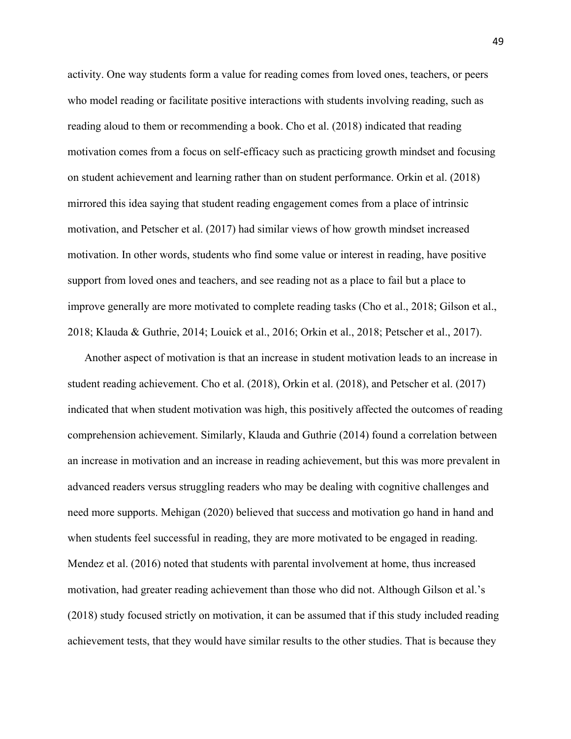activity. One way students form a value for reading comes from loved ones, teachers, or peers who model reading or facilitate positive interactions with students involving reading, such as reading aloud to them or recommending a book. Cho et al. (2018) indicated that reading motivation comes from a focus on self-efficacy such as practicing growth mindset and focusing on student achievement and learning rather than on student performance. Orkin et al. (2018) mirrored this idea saying that student reading engagement comes from a place of intrinsic motivation, and Petscher et al. (2017) had similar views of how growth mindset increased motivation. In other words, students who find some value or interest in reading, have positive support from loved ones and teachers, and see reading not as a place to fail but a place to improve generally are more motivated to complete reading tasks (Cho et al., 2018; Gilson et al., 2018; Klauda & Guthrie, 2014; Louick et al., 2016; Orkin et al., 2018; Petscher et al., 2017).

Another aspect of motivation is that an increase in student motivation leads to an increase in student reading achievement. Cho et al. (2018), Orkin et al. (2018), and Petscher et al. (2017) indicated that when student motivation was high, this positively affected the outcomes of reading comprehension achievement. Similarly, Klauda and Guthrie (2014) found a correlation between an increase in motivation and an increase in reading achievement, but this was more prevalent in advanced readers versus struggling readers who may be dealing with cognitive challenges and need more supports. Mehigan (2020) believed that success and motivation go hand in hand and when students feel successful in reading, they are more motivated to be engaged in reading. Mendez et al. (2016) noted that students with parental involvement at home, thus increased motivation, had greater reading achievement than those who did not. Although Gilson et al.'s (2018) study focused strictly on motivation, it can be assumed that if this study included reading achievement tests, that they would have similar results to the other studies. That is because they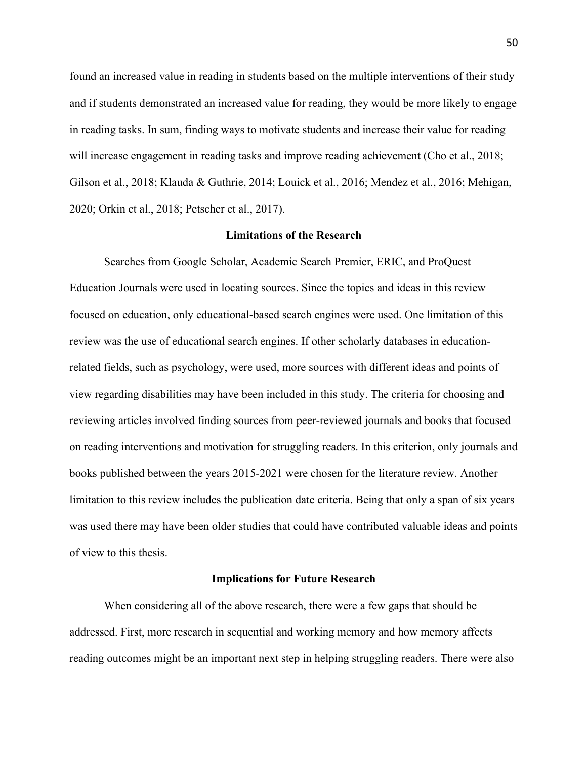found an increased value in reading in students based on the multiple interventions of their study and if students demonstrated an increased value for reading, they would be more likely to engage in reading tasks. In sum, finding ways to motivate students and increase their value for reading will increase engagement in reading tasks and improve reading achievement (Cho et al., 2018; Gilson et al., 2018; Klauda & Guthrie, 2014; Louick et al., 2016; Mendez et al., 2016; Mehigan, 2020; Orkin et al., 2018; Petscher et al., 2017).

## Limitations of the Research

Searches from Google Scholar, Academic Search Premier, ERIC, and ProQuest Education Journals were used in locating sources. Since the topics and ideas in this review focused on education, only educational-based search engines were used. One limitation of this review was the use of educational search engines. If other scholarly databases in education-related fields, such as psychology, were used, more sources with different ideas and points of view regarding disabilities may have been included in this study. The criteria for choosing and reviewing articles involved finding sources from peer-reviewed journals and books that focused on reading interventions and motivation for struggling readers. In this criterion, only journals and books published between the years 2015-2021 were chosen for the literature review. Another limitation to this review includes the publication date criteria. Being that only a span of six years was used there may have been older studies that could have contributed valuable ideas and points of view to this thesis.

## Implications for Future Research

When considering all of the above research, there were a few gaps that should be addressed. First, more research in sequential and working memory and how memory affects reading outcomes might be an important next step in helping struggling readers. There were also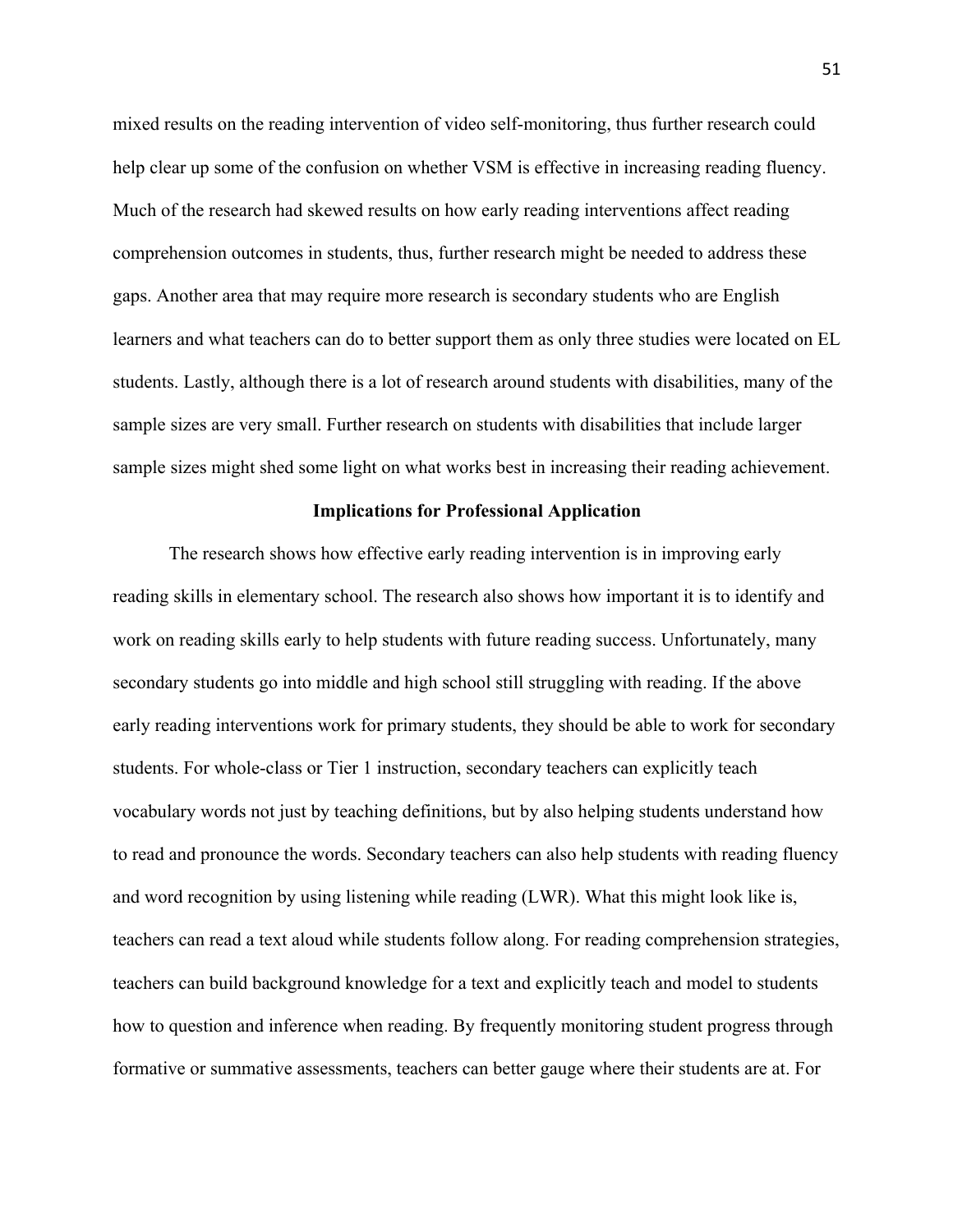mixed results on the reading intervention of video self-monitoring, thus further research could help clear up some of the confusion on whether VSM is effective in increasing reading fluency. Much of the research had skewed results on how early reading interventions affect reading comprehension outcomes in students, thus, further research might be needed to address these gaps. Another area that may require more research is secondary students who are English learners and what teachers can do to better support them as only three studies were located on EL students. Lastly, although there is a lot of research around students with disabilities, many of the sample sizes are very small. Further research on students with disabilities that include larger sample sizes might shed some light on what works best in increasing their reading achievement.

## Implications for Professional Application

The research shows how effective early reading intervention is in improving early reading skills in elementary school. The research also shows how important it is to identify and work on reading skills early to help students with future reading success. Unfortunately, many secondary students go into middle and high school still struggling with reading. If the above early reading interventions work for primary students, they should be able to work for secondary students. For whole-class or Tier 1 instruction, secondary teachers can explicitly teach vocabulary words not just by teaching definitions, but by also helping students understand how to read and pronounce the words. Secondary teachers can also help students with reading fluency and word recognition by using listening while reading (LWR). What this might look like is, teachers can read a text aloud while students follow along. For reading comprehension strategies, teachers can build background knowledge for a text and explicitly teach and model to students how to question and inference when reading. By frequently monitoring student progress through formative or summative assessments, teachers can better gauge where their students are at. For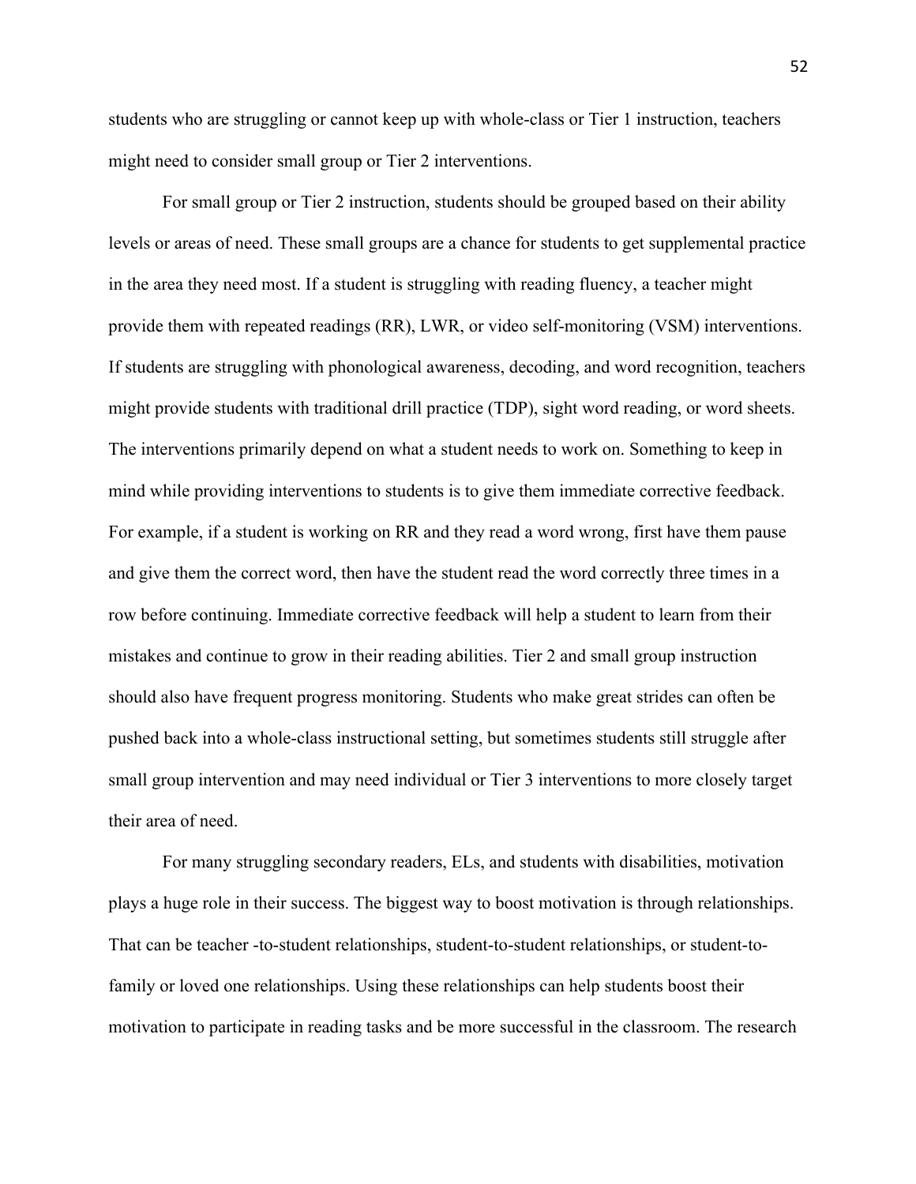students who are struggling or cannot keep up with whole-class or Tier 1 instruction, teachers might need to consider small group or Tier 2 interventions.

For small group or Tier 2 instruction, students should be grouped based on their ability levels or areas of need. These small groups are a chance for students to get supplemental practice in the area they need most. If a student is struggling with reading fluency, a teacher might provide them with repeated readings (RR), LWR, or video self-monitoring (VSM) interventions. If students are struggling with phonological awareness, decoding, and word recognition, teachers might provide students with traditional drill practice (TDP), sight word reading, or word sheets. The interventions primarily depend on what a student needs to work on. Something to keep in mind while providing interventions to students is to give them immediate corrective feedback. For example, if a student is working on RR and they read a word wrong, first have them pause and give them the correct word, then have the student read the word correctly three times in a row before continuing. Immediate corrective feedback will help a student to learn from their mistakes and continue to grow in their reading abilities. Tier 2 and small group instruction should also have frequent progress monitoring. Students who make great strides can often be pushed back into a whole-class instructional setting, but sometimes students still struggle after small group intervention and may need individual or Tier 3 interventions to more closely target their area of need.

For many struggling secondary readers, ELs, and students with disabilities, motivation plays a huge role in their success. The biggest way to boost motivation is through relationships. That can be teacher -to-student relationships, student-to-student relationships, or student-to-family or loved one relationships. Using these relationships can help students boost their motivation to participate in reading tasks and be more successful in the classroom. The research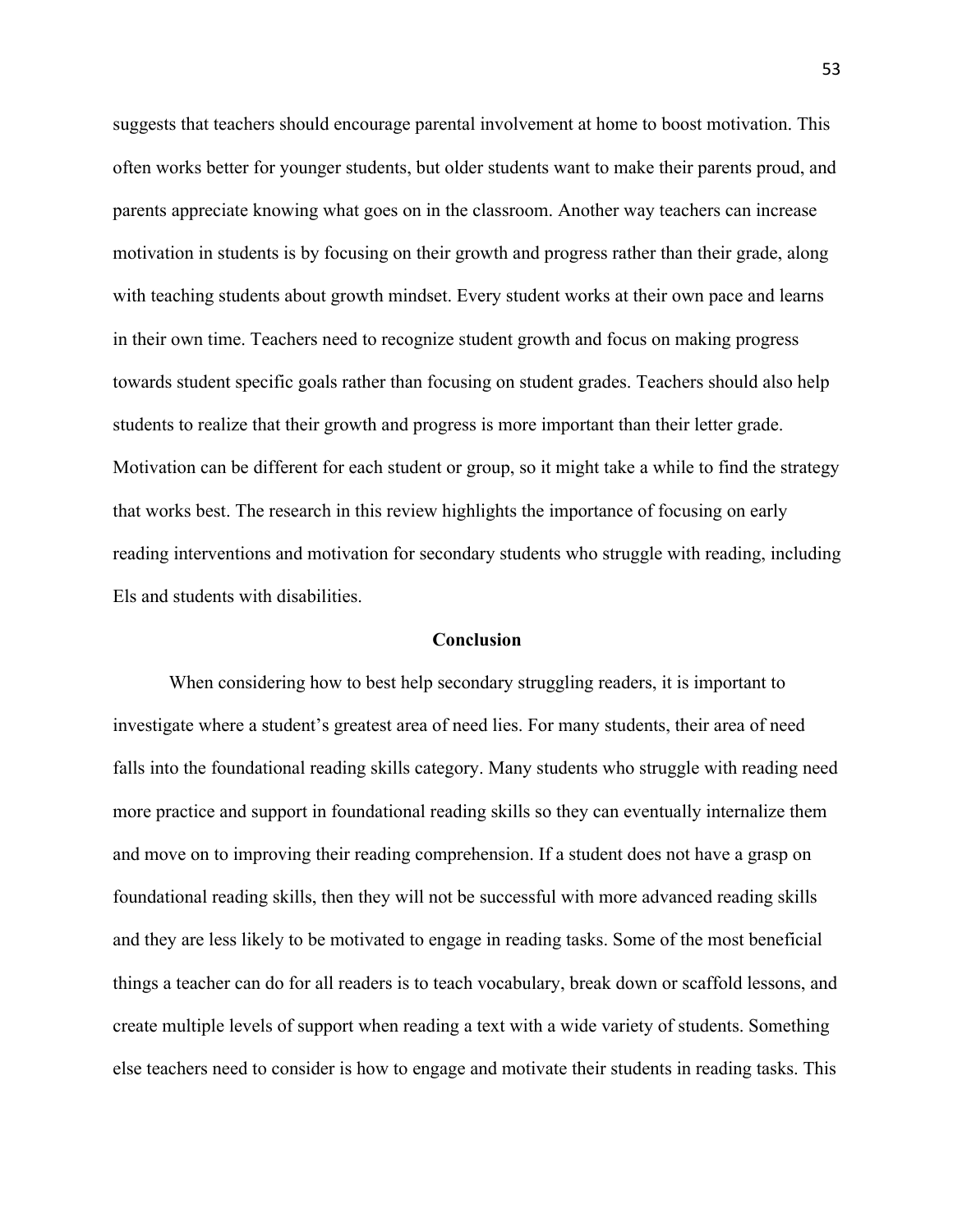suggests that teachers should encourage parental involvement at home to boost motivation. This often works better for younger students, but older students want to make their parents proud, and parents appreciate knowing what goes on in the classroom. Another way teachers can increase motivation in students is by focusing on their growth and progress rather than their grade, along with teaching students about growth mindset. Every student works at their own pace and learns in their own time. Teachers need to recognize student growth and focus on making progress towards student specific goals rather than focusing on student grades. Teachers should also help students to realize that their growth and progress is more important than their letter grade. Motivation can be different for each student or group, so it might take a while to find the strategy that works best. The research in this review highlights the importance of focusing on early reading interventions and motivation for secondary students who struggle with reading, including Els and students with disabilities.

## Conclusion

When considering how to best help secondary struggling readers, it is important to investigate where a student's greatest area of need lies. For many students, their area of need falls into the foundational reading skills category. Many students who struggle with reading need more practice and support in foundational reading skills so they can eventually internalize them and move on to improving their reading comprehension. If a student does not have a grasp on foundational reading skills, then they will not be successful with more advanced reading skills and they are less likely to be motivated to engage in reading tasks. Some of the most beneficial things a teacher can do for all readers is to teach vocabulary, break down or scaffold lessons, and create multiple levels of support when reading a text with a wide variety of students. Something else teachers need to consider is how to engage and motivate their students in reading tasks. This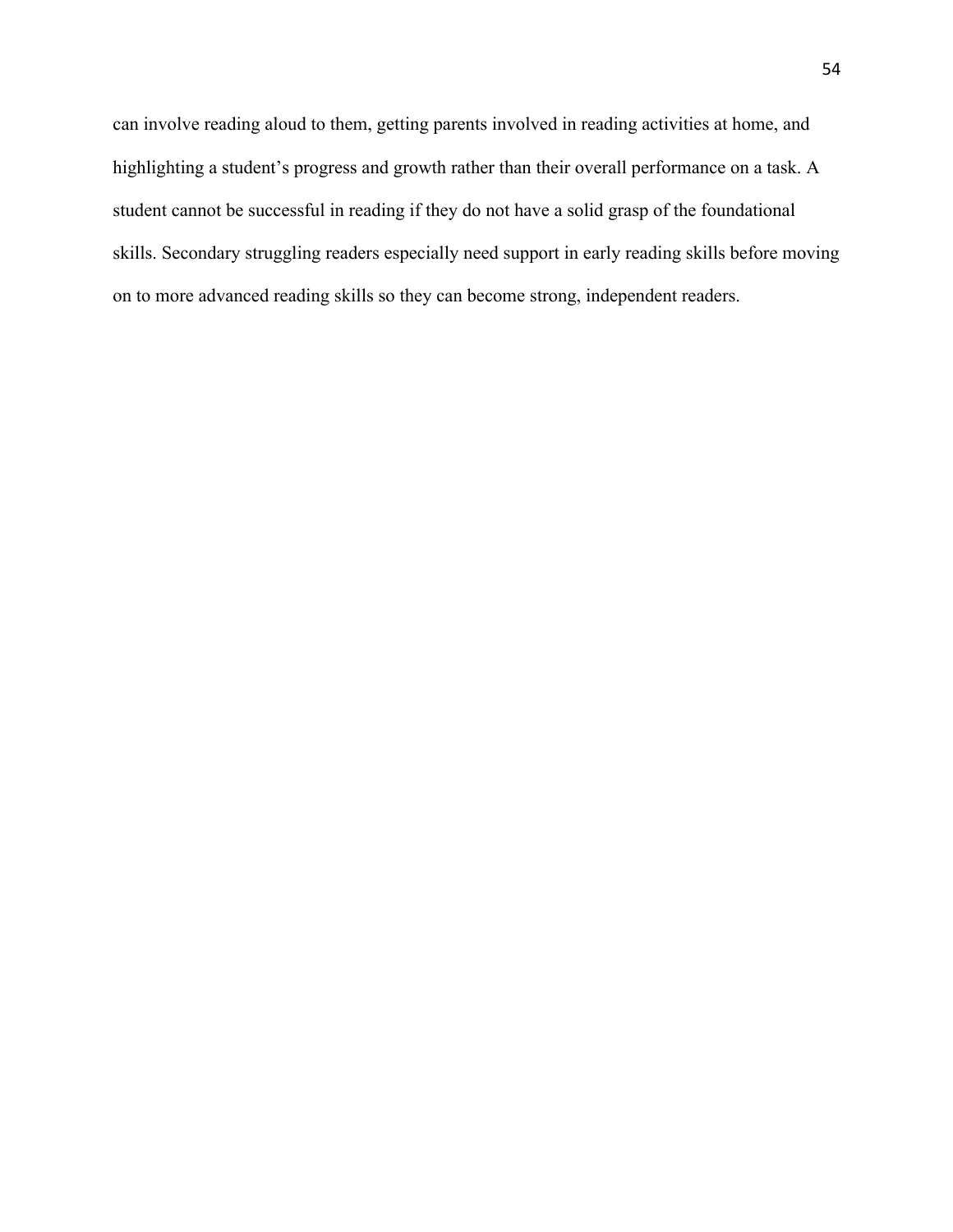can involve reading aloud to them, getting parents involved in reading activities at home, and highlighting a student's progress and growth rather than their overall performance on a task. A student cannot be successful in reading if they do not have a solid grasp of the foundational skills. Secondary struggling readers especially need support in early reading skills before moving on to more advanced reading skills so they can become strong, independent readers.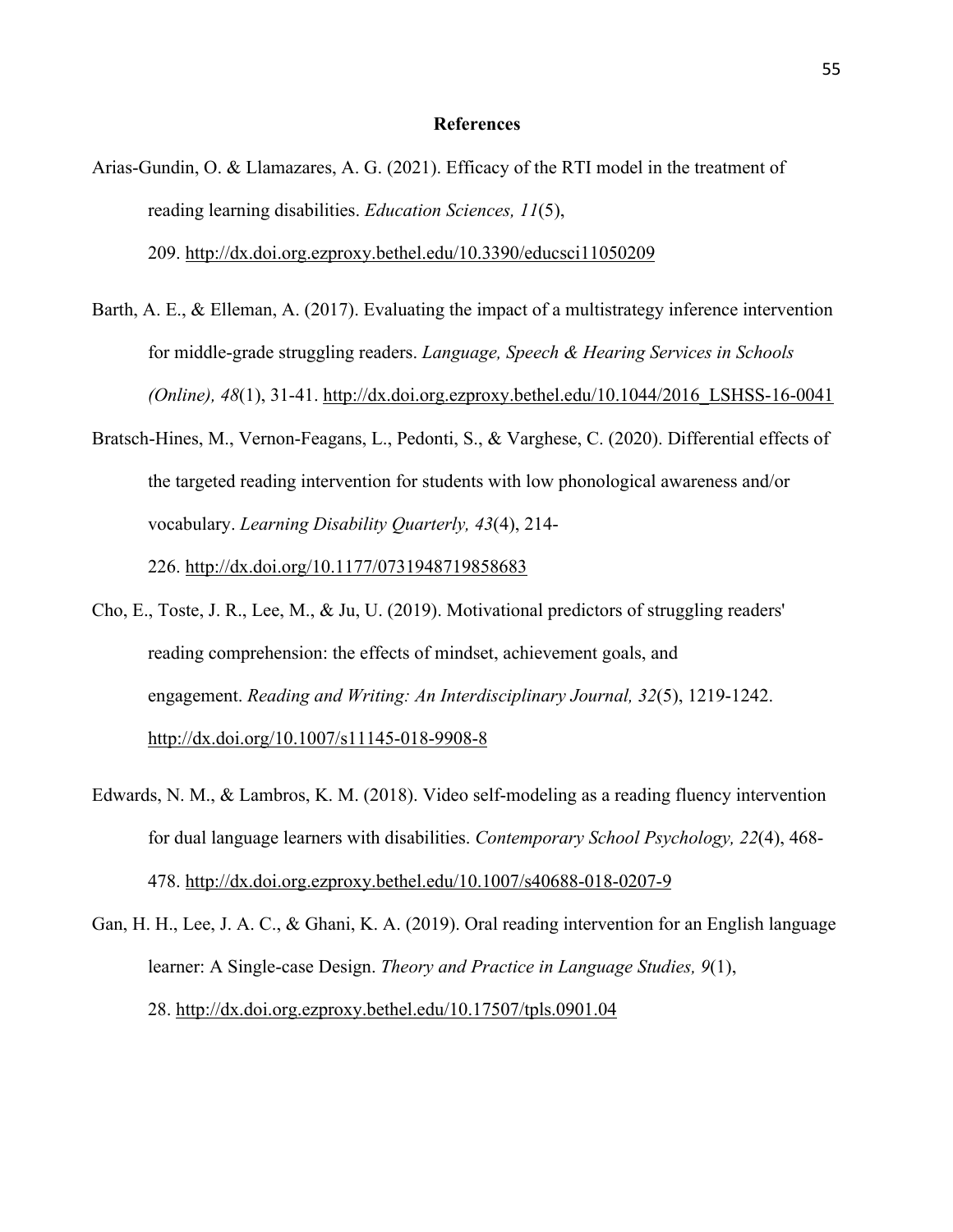# References

Arias-Gundin, O. & Llamazares, A. G. (2021). Efficacy of the RTI model in the treatment of reading learning disabilities. *Education Sciences, 11*(5), 209. http://dx.doi.org.ezproxy.bethel.edu/10.3390/educsci11050209

Barth, A. E., & Elleman, A. (2017). Evaluating the impact of a multistrategy inference intervention for middle-grade struggling readers. *Language, Speech & Hearing Services in Schools (Online), 48*(1), 31-41. http://dx.doi.org.ezproxy.bethel.edu/10.1044/2016_LSHSS-16-0041

Bratsch-Hines, M., Vernon-Feagans, L., Pedonti, S., & Varghese, C. (2020). Differential effects of the targeted reading intervention for students with low phonological awareness and/or vocabulary. *Learning Disability Quarterly, 43*(4), 214-226. http://dx.doi.org/10.1177/0731948719858683

Cho, E., Toste, J. R., Lee, M., & Ju, U. (2019). Motivational predictors of struggling readers' reading comprehension: the effects of mindset, achievement goals, and engagement. *Reading and Writing: An Interdisciplinary Journal, 32*(5), 1219-1242. http://dx.doi.org/10.1007/s11145-018-9908-8

Edwards, N. M., & Lambros, K. M. (2018). Video self-modeling as a reading fluency intervention for dual language learners with disabilities. *Contemporary School Psychology, 22*(4), 468-478. http://dx.doi.org.ezproxy.bethel.edu/10.1007/s40688-018-0207-9

Gan, H. H., Lee, J. A. C., & Ghani, K. A. (2019). Oral reading intervention for an English language learner: A Single-case Design. *Theory and Practice in Language Studies, 9*(1), 28. http://dx.doi.org.ezproxy.bethel.edu/10.17507/tpls.0901.04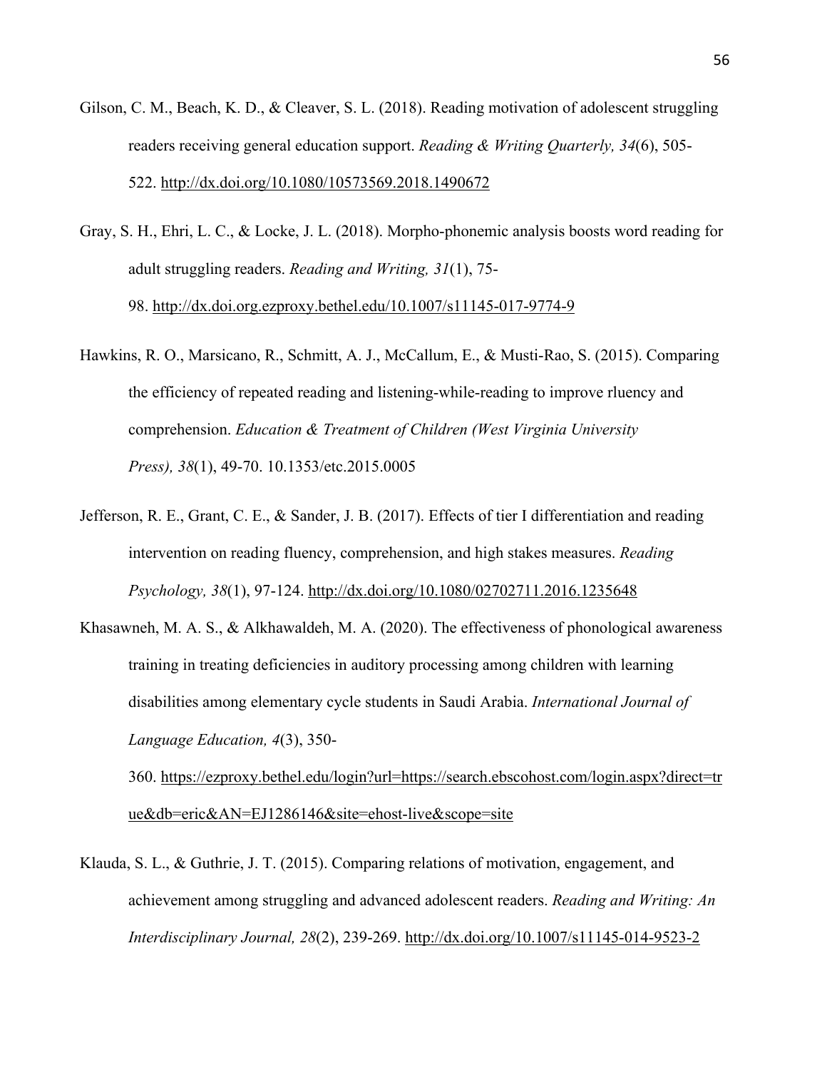Gilson, C. M., Beach, K. D., & Cleaver, S. L. (2018). Reading motivation of adolescent struggling readers receiving general education support. *Reading & Writing Quarterly, 34*(6), 505-522. http://dx.doi.org/10.1080/10573569.2018.1490672

Gray, S. H., Ehri, L. C., & Locke, J. L. (2018). Morpho-phonemic analysis boosts word reading for adult struggling readers. *Reading and Writing, 31*(1), 75-98. http://dx.doi.org.ezproxy.bethel.edu/10.1007/s11145-017-9774-9

Hawkins, R. O., Marsicano, R., Schmitt, A. J., McCallum, E., & Musti-Rao, S. (2015). Comparing the efficiency of repeated reading and listening-while-reading to improve rluency and comprehension. *Education & Treatment of Children (West Virginia University Press), 38*(1), 49-70. 10.1353/etc.2015.0005

Jefferson, R. E., Grant, C. E., & Sander, J. B. (2017). Effects of tier I differentiation and reading intervention on reading fluency, comprehension, and high stakes measures. *Reading Psychology, 38*(1), 97-124. http://dx.doi.org/10.1080/02702711.2016.1235648

Khasawneh, M. A. S., & Alkhawaldeh, M. A. (2020). The effectiveness of phonological awareness training in treating deficiencies in auditory processing among children with learning disabilities among elementary cycle students in Saudi Arabia. *International Journal of Language Education, 4*(3), 350-360. https://ezproxy.bethel.edu/login?url=https://search.ebscohost.com/login.aspx?direct=true&db=eric&AN=EJ1286146&site=ehost-live&scope=site

Klauda, S. L., & Guthrie, J. T. (2015). Comparing relations of motivation, engagement, and achievement among struggling and advanced adolescent readers. *Reading and Writing: An Interdisciplinary Journal, 28*(2), 239-269. http://dx.doi.org/10.1007/s11145-014-9523-2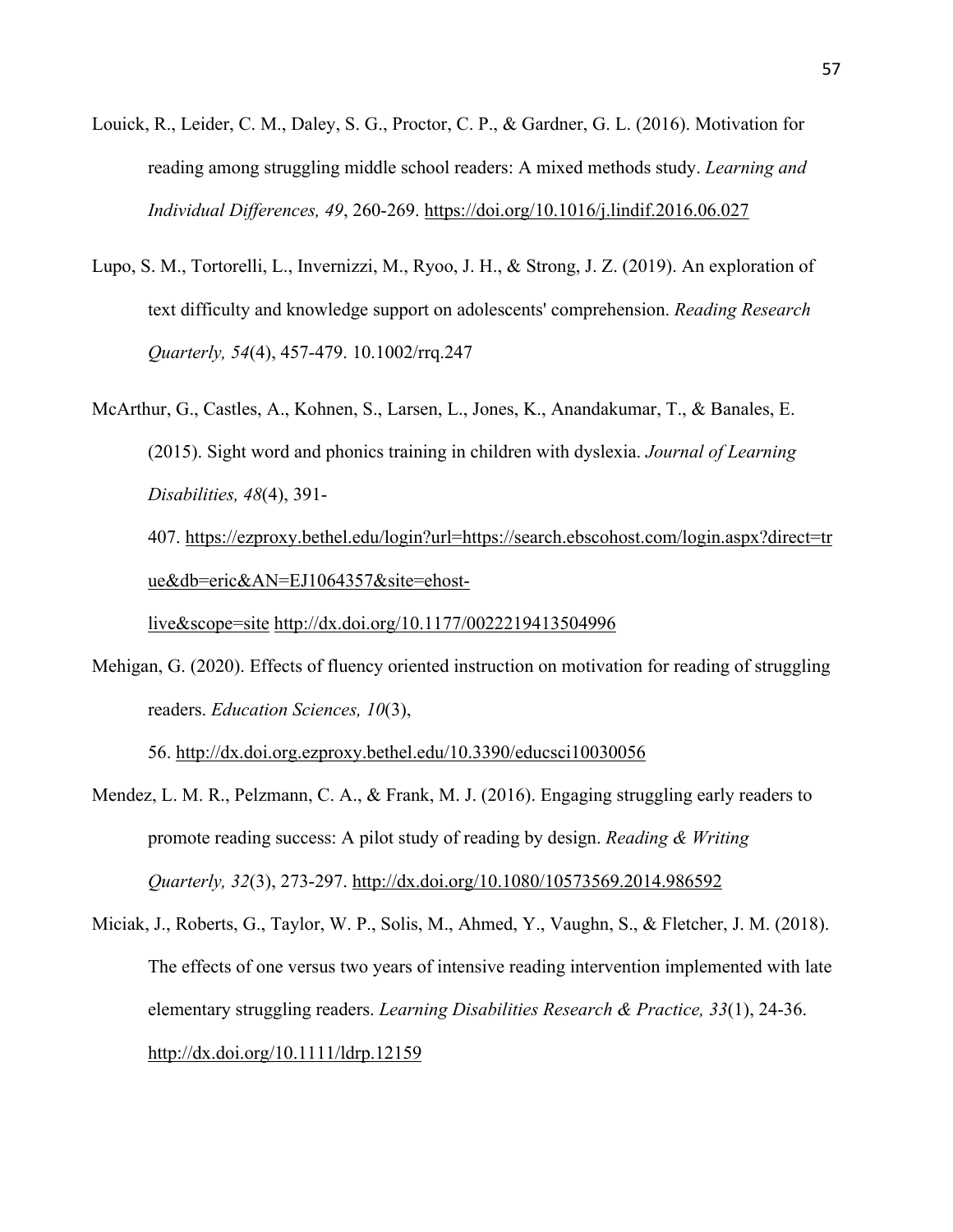Louick, R., Leider, C. M., Daley, S. G., Proctor, C. P., & Gardner, G. L. (2016). Motivation for reading among struggling middle school readers: A mixed methods study. *Learning and Individual Differences, 49*, 260-269. https://doi.org/10.1016/j.lindif.2016.06.027

Lupo, S. M., Tortorelli, L., Invernizzi, M., Ryoo, J. H., & Strong, J. Z. (2019). An exploration of text difficulty and knowledge support on adolescents' comprehension. *Reading Research Quarterly, 54*(4), 457-479. 10.1002/rrq.247

McArthur, G., Castles, A., Kohnen, S., Larsen, L., Jones, K., Anandakumar, T., & Banales, E. (2015). Sight word and phonics training in children with dyslexia. *Journal of Learning Disabilities, 48*(4), 391-407. https://ezproxy.bethel.edu/login?url=https://search.ebscohost.com/login.aspx?direct=true&db=eric&AN=EJ1064357&site=ehost-live&scope=site http://dx.doi.org/10.1177/0022219413504996

Mehigan, G. (2020). Effects of fluency oriented instruction on motivation for reading of struggling readers. *Education Sciences, 10*(3), 56. http://dx.doi.org.ezproxy.bethel.edu/10.3390/educsci10030056

Mendez, L. M. R., Pelzmann, C. A., & Frank, M. J. (2016). Engaging struggling early readers to promote reading success: A pilot study of reading by design. *Reading & Writing Quarterly, 32*(3), 273-297. http://dx.doi.org/10.1080/10573569.2014.986592

Miciak, J., Roberts, G., Taylor, W. P., Solis, M., Ahmed, Y., Vaughn, S., & Fletcher, J. M. (2018). The effects of one versus two years of intensive reading intervention implemented with late elementary struggling readers. *Learning Disabilities Research & Practice, 33*(1), 24-36. http://dx.doi.org/10.1111/ldrp.12159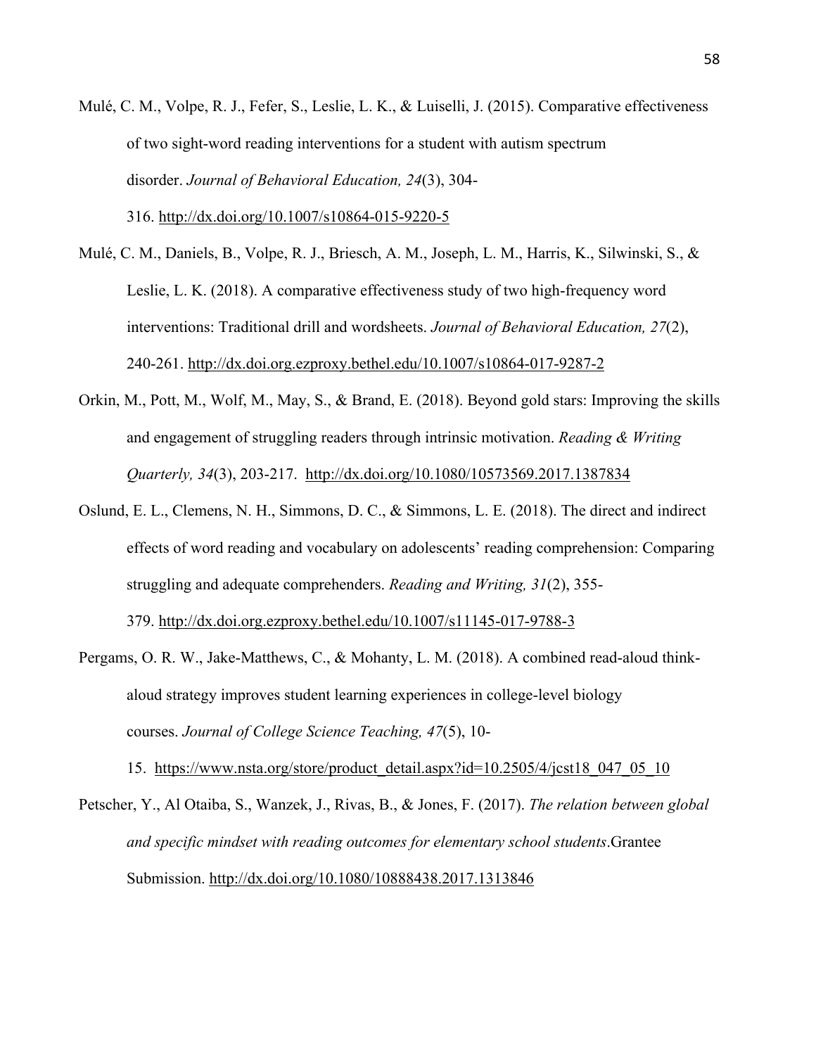Mulé, C. M., Volpe, R. J., Fefer, S., Leslie, L. K., & Luiselli, J. (2015). Comparative effectiveness of two sight-word reading interventions for a student with autism spectrum disorder. *Journal of Behavioral Education, 24*(3), 304-316. http://dx.doi.org/10.1007/s10864-015-9220-5

Mulé, C. M., Daniels, B., Volpe, R. J., Briesch, A. M., Joseph, L. M., Harris, K., Silwinski, S., & Leslie, L. K. (2018). A comparative effectiveness study of two high-frequency word interventions: Traditional drill and wordsheets. *Journal of Behavioral Education, 27*(2), 240-261. http://dx.doi.org.ezproxy.bethel.edu/10.1007/s10864-017-9287-2

Orkin, M., Pott, M., Wolf, M., May, S., & Brand, E. (2018). Beyond gold stars: Improving the skills and engagement of struggling readers through intrinsic motivation. *Reading & Writing Quarterly, 34*(3), 203-217. http://dx.doi.org/10.1080/10573569.2017.1387834

Oslund, E. L., Clemens, N. H., Simmons, D. C., & Simmons, L. E. (2018). The direct and indirect effects of word reading and vocabulary on adolescents' reading comprehension: Comparing struggling and adequate comprehenders. *Reading and Writing, 31*(2), 355-379. http://dx.doi.org.ezproxy.bethel.edu/10.1007/s11145-017-9788-3

Pergams, O. R. W., Jake-Matthews, C., & Mohanty, L. M. (2018). A combined read-aloud think-aloud strategy improves student learning experiences in college-level biology courses. *Journal of College Science Teaching, 47*(5), 10-15. https://www.nsta.org/store/product_detail.aspx?id=10.2505/4/jcst18_047_05_10

Petscher, Y., Al Otaiba, S., Wanzek, J., Rivas, B., & Jones, F. (2017). *The relation between global and specific mindset with reading outcomes for elementary school students*.Grantee Submission. http://dx.doi.org/10.1080/10888438.2017.1313846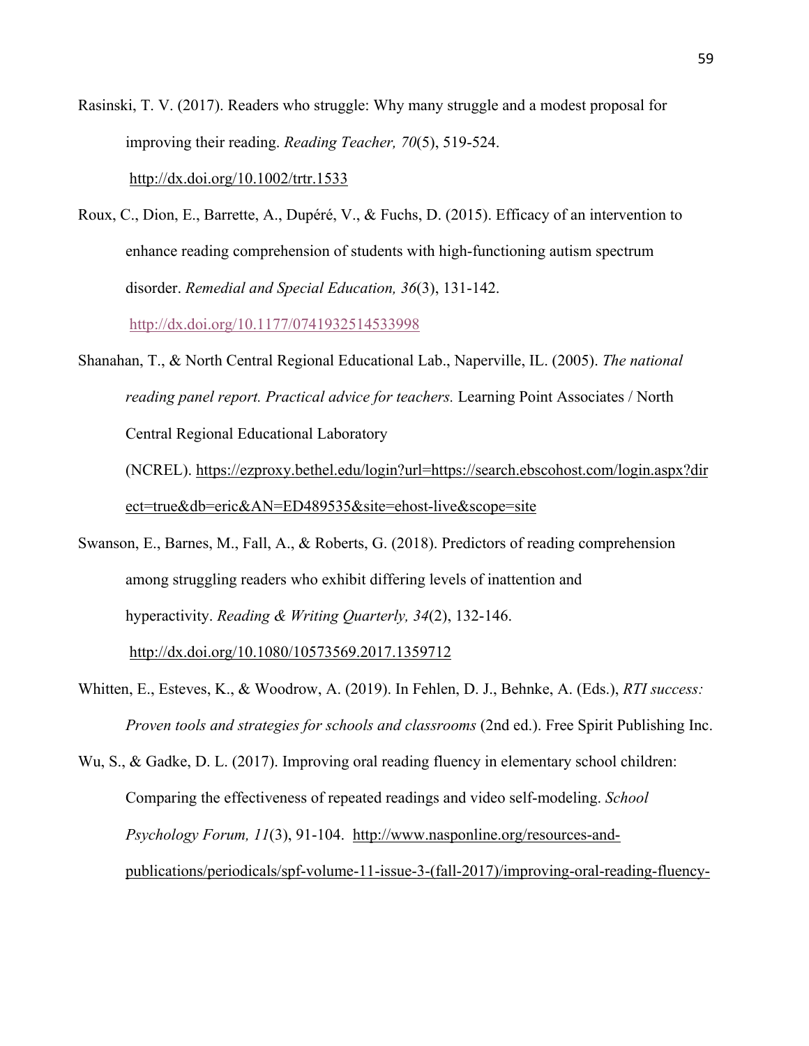Rasinski, T. V. (2017). Readers who struggle: Why many struggle and a modest proposal for improving their reading. *Reading Teacher, 70*(5), 519-524. http://dx.doi.org/10.1002/trtr.1533

Roux, C., Dion, E., Barrette, A., Dupéré, V., & Fuchs, D. (2015). Efficacy of an intervention to enhance reading comprehension of students with high-functioning autism spectrum disorder. *Remedial and Special Education, 36*(3), 131-142. http://dx.doi.org/10.1177/0741932514533998

Shanahan, T., & North Central Regional Educational Lab., Naperville, IL. (2005). *The national reading panel report. Practical advice for teachers.* Learning Point Associates / North Central Regional Educational Laboratory (NCREL). https://ezproxy.bethel.edu/login?url=https://search.ebscohost.com/login.aspx?direct=true&db=eric&AN=ED489535&site=ehost-live&scope=site

Swanson, E., Barnes, M., Fall, A., & Roberts, G. (2018). Predictors of reading comprehension among struggling readers who exhibit differing levels of inattention and hyperactivity. *Reading & Writing Quarterly, 34*(2), 132-146. http://dx.doi.org/10.1080/10573569.2017.1359712

Whitten, E., Esteves, K., & Woodrow, A. (2019). In Fehlen, D. J., Behnke, A. (Eds.), *RTI success: Proven tools and strategies for schools and classrooms* (2nd ed.). Free Spirit Publishing Inc.

Wu, S., & Gadke, D. L. (2017). Improving oral reading fluency in elementary school children: Comparing the effectiveness of repeated readings and video self-modeling. *School Psychology Forum, 11*(3), 91-104. http://www.nasponline.org/resources-and-publications/periodicals/spf-volume-11-issue-3-(fall-2017)/improving-oral-reading-fluency-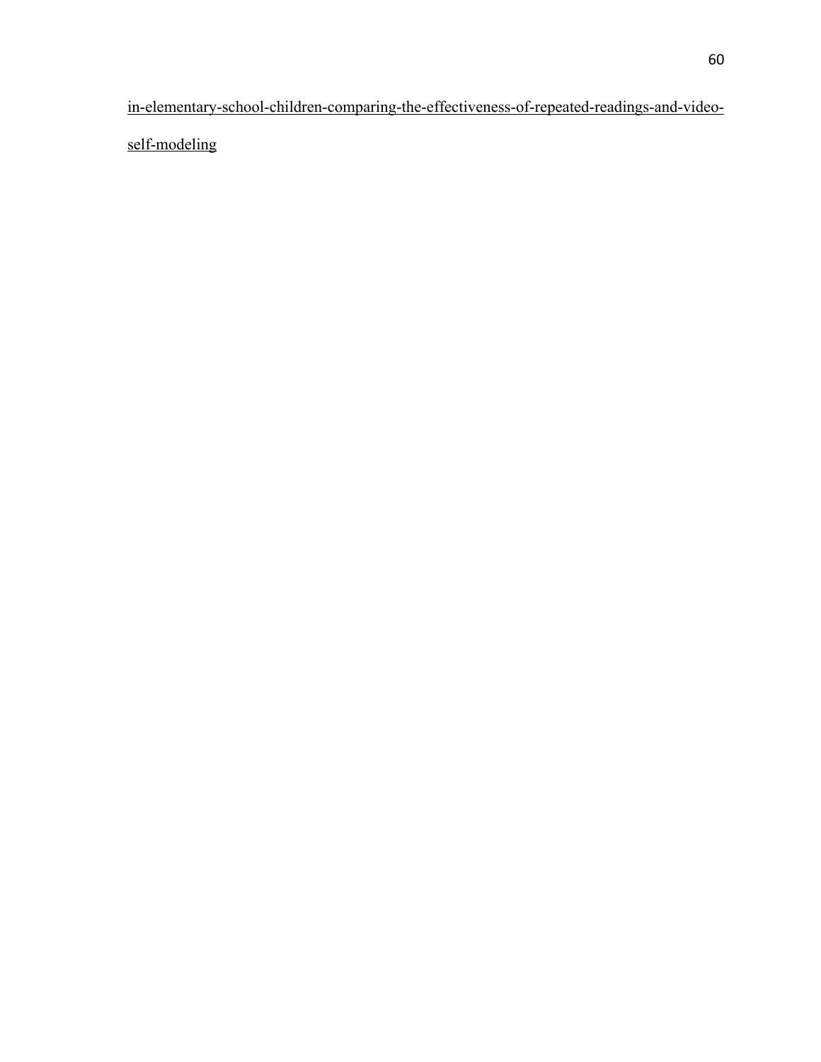in-elementary-school-children-comparing-the-effectiveness-of-repeated-readings-and-video-self-modeling